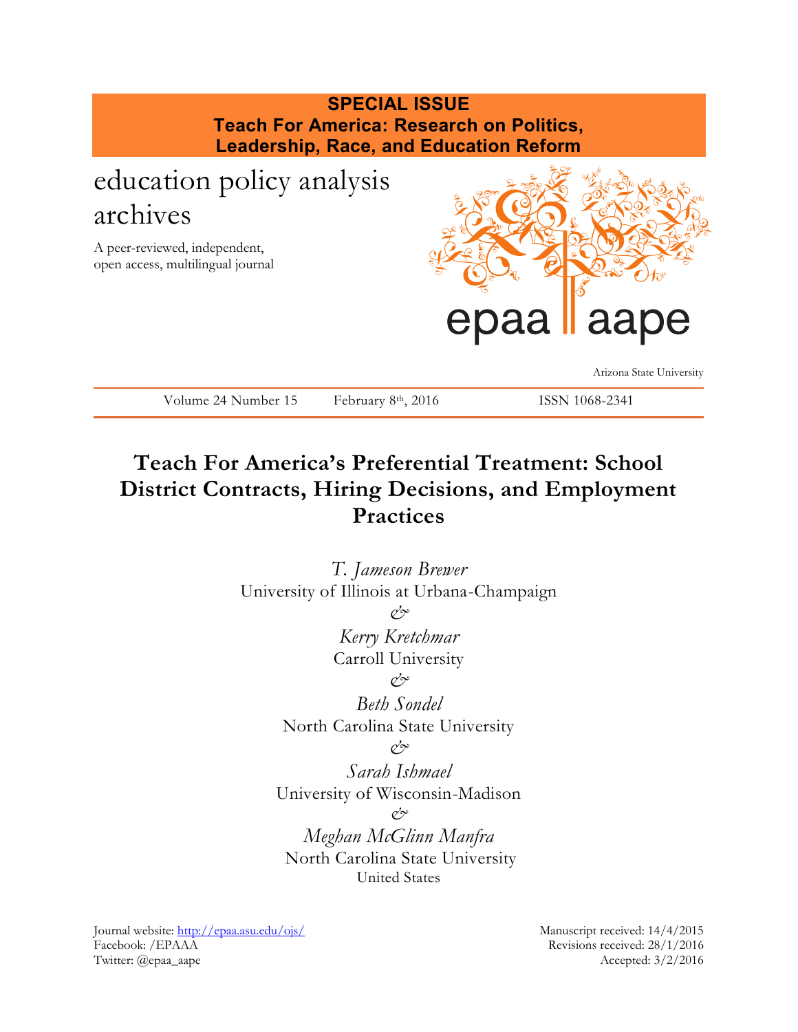**SPECIAL ISSUE**
**Teach For America: Research on Politics, Leadership, Race, and Education Reform**

education policy analysis archives

A peer-reviewed, independent, open access, multilingual journal

epaa aape

Arizona State University

Volume 24 Number 15 February 8th, 2016 ISSN 1068-2341

# Teach For America's Preferential Treatment: School District Contracts, Hiring Decisions, and Employment Practices

*T. Jameson Brewer*
University of Illinois at Urbana-Champaign
&
*Kerry Kretchmar*
Carroll University
&
*Beth Sondel*
North Carolina State University
&
*Sarah Ishmael*
University of Wisconsin-Madison
&
*Meghan McGlinn Manfra*
North Carolina State University
United States

Journal website: http://epaa.asu.edu/ojs/
Facebook: /EPAAA
Twitter: @epaa_aape

Manuscript received: 14/4/2015
Revisions received: 28/1/2016
Accepted: 3/2/2016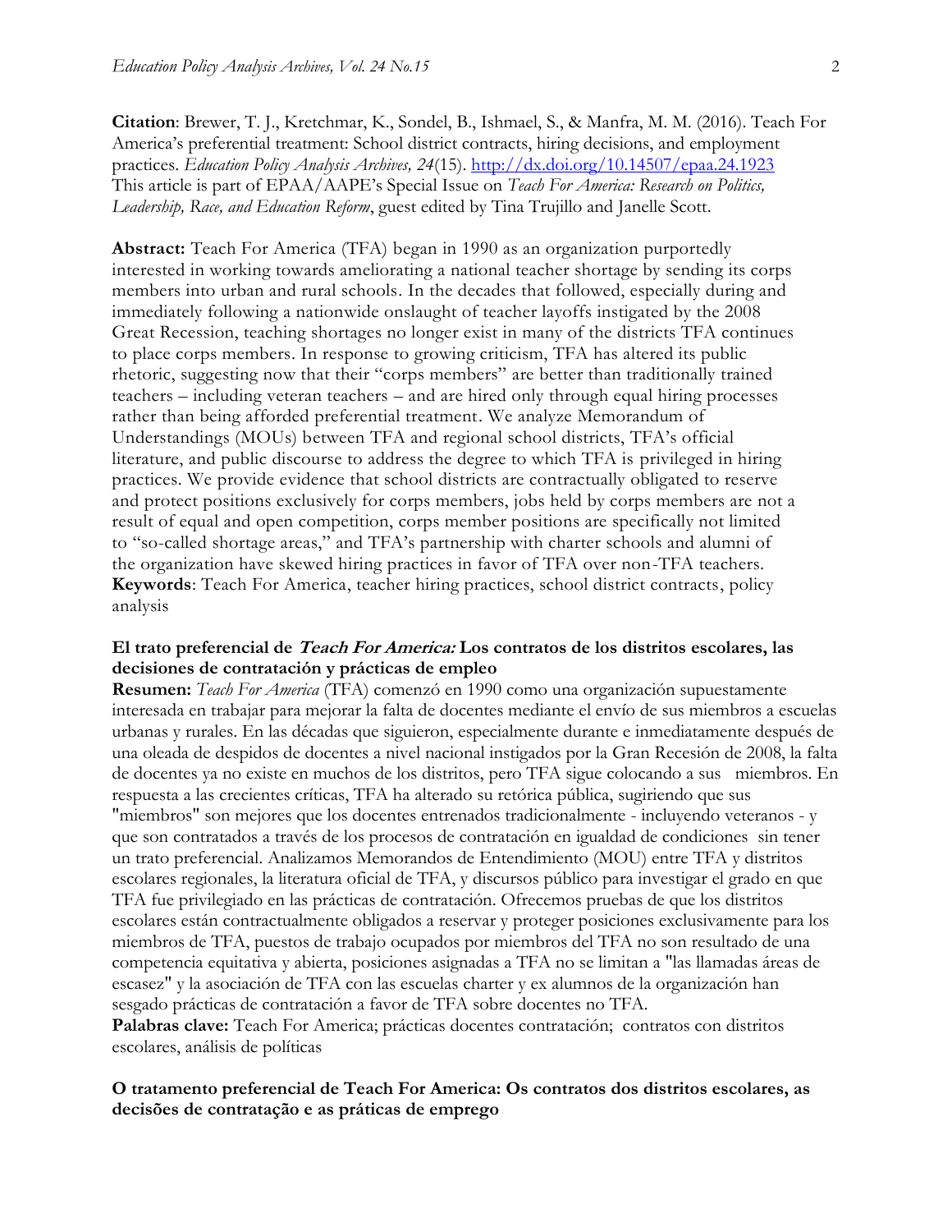**Citation**: Brewer, T. J., Kretchmar, K., Sondel, B., Ishmael, S., & Manfra, M. M. (2016). Teach For America's preferential treatment: School district contracts, hiring decisions, and employment practices. *Education Policy Analysis Archives, 24*(15). http://dx.doi.org/10.14507/epaa.24.1923
This article is part of EPAA/AAPE's Special Issue on *Teach For America: Research on Politics, Leadership, Race, and Education Reform*, guest edited by Tina Trujillo and Janelle Scott.

**Abstract:** Teach For America (TFA) began in 1990 as an organization purportedly interested in working towards ameliorating a national teacher shortage by sending its corps members into urban and rural schools. In the decades that followed, especially during and immediately following a nationwide onslaught of teacher layoffs instigated by the 2008 Great Recession, teaching shortages no longer exist in many of the districts TFA continues to place corps members. In response to growing criticism, TFA has altered its public rhetoric, suggesting now that their "corps members" are better than traditionally trained teachers – including veteran teachers – and are hired only through equal hiring processes rather than being afforded preferential treatment. We analyze Memorandum of Understandings (MOUs) between TFA and regional school districts, TFA's official literature, and public discourse to address the degree to which TFA is privileged in hiring practices. We provide evidence that school districts are contractually obligated to reserve and protect positions exclusively for corps members, jobs held by corps members are not a result of equal and open competition, corps member positions are specifically not limited to "so-called shortage areas," and TFA's partnership with charter schools and alumni of the organization have skewed hiring practices in favor of TFA over non-TFA teachers.
**Keywords**: Teach For America, teacher hiring practices, school district contracts, policy analysis

**El trato preferencial de *Teach For America:* Los contratos de los distritos escolares, las decisiones de contratación y prácticas de empleo**
**Resumen:** *Teach For America* (TFA) comenzó en 1990 como una organización supuestamente interesada en trabajar para mejorar la falta de docentes mediante el envío de sus miembros a escuelas urbanas y rurales. En las décadas que siguieron, especialmente durante e inmediatamente después de una oleada de despidos de docentes a nivel nacional instigados por la Gran Recesión de 2008, la falta de docentes ya no existe en muchos de los distritos, pero TFA sigue colocando a sus miembros. En respuesta a las crecientes críticas, TFA ha alterado su retórica pública, sugiriendo que sus "miembros" son mejores que los docentes entrenados tradicionalmente - incluyendo veteranos - y que son contratados a través de los procesos de contratación en igualdad de condiciones sin tener un trato preferencial. Analizamos Memorandos de Entendimiento (MOU) entre TFA y distritos escolares regionales, la literatura oficial de TFA, y discursos público para investigar el grado en que TFA fue privilegiado en las prácticas de contratación. Ofrecemos pruebas de que los distritos escolares están contractualmente obligados a reservar y proteger posiciones exclusivamente para los miembros de TFA, puestos de trabajo ocupados por miembros del TFA no son resultado de una competencia equitativa y abierta, posiciones asignadas a TFA no se limitan a "las llamadas áreas de escasez" y la asociación de TFA con las escuelas charter y ex alumnos de la organización han sesgado prácticas de contratación a favor de TFA sobre docentes no TFA.
**Palabras clave:** Teach For America; prácticas docentes contratación; contratos con distritos escolares, análisis de políticas

**O tratamento preferencial de Teach For America: Os contratos dos distritos escolares, as decisões de contratação e as práticas de emprego**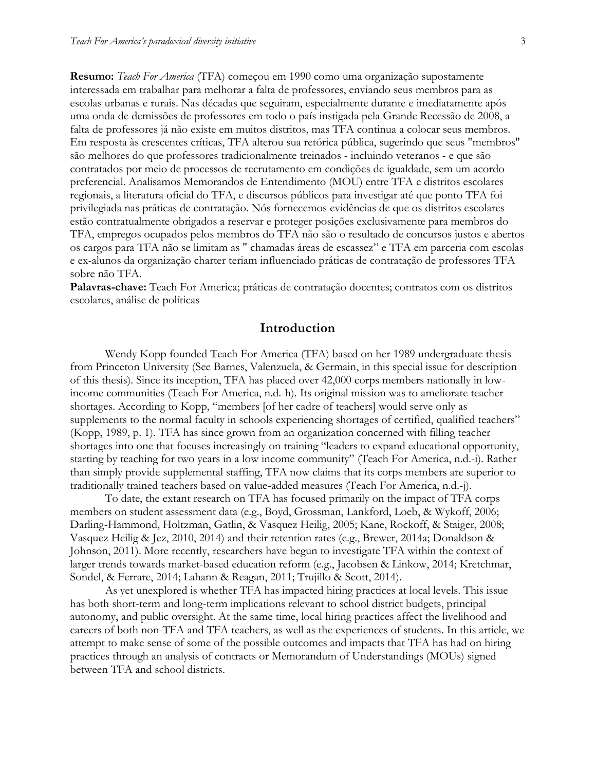**Resumo:** *Teach For America* (TFA) começou em 1990 como uma organização supostamente interessada em trabalhar para melhorar a falta de professores, enviando seus membros para as escolas urbanas e rurais. Nas décadas que seguiram, especialmente durante e imediatamente após uma onda de demissões de professores em todo o país instigada pela Grande Recessão de 2008, a falta de professores já não existe em muitos distritos, mas TFA continua a colocar seus membros. Em resposta às crescentes críticas, TFA alterou sua retórica pública, sugerindo que seus "membros" são melhores do que professores tradicionalmente treinados - incluindo veteranos - e que são contratados por meio de processos de recrutamento em condições de igualdade, sem um acordo preferencial. Analisamos Memorandos de Entendimento (MOU) entre TFA e distritos escolares regionais, a literatura oficial do TFA, e discursos públicos para investigar até que ponto TFA foi privilegiada nas práticas de contratação. Nós fornecemos evidências de que os distritos escolares estão contratualmente obrigados a reservar e proteger posições exclusivamente para membros do TFA, empregos ocupados pelos membros do TFA não são o resultado de concursos justos e abertos os cargos para TFA não se limitam as " chamadas áreas de escassez" e TFA em parceria com escolas e ex-alunos da organização charter teriam influenciado práticas de contratação de professores TFA sobre não TFA.
**Palavras-chave:** Teach For America; práticas de contratação docentes; contratos com os distritos escolares, análise de políticas

## Introduction

Wendy Kopp founded Teach For America (TFA) based on her 1989 undergraduate thesis from Princeton University (See Barnes, Valenzuela, & Germain, in this special issue for description of this thesis). Since its inception, TFA has placed over 42,000 corps members nationally in low-income communities (Teach For America, n.d.-h). Its original mission was to ameliorate teacher shortages. According to Kopp, "members [of her cadre of teachers] would serve only as supplements to the normal faculty in schools experiencing shortages of certified, qualified teachers" (Kopp, 1989, p. 1). TFA has since grown from an organization concerned with filling teacher shortages into one that focuses increasingly on training "leaders to expand educational opportunity, starting by teaching for two years in a low income community" (Teach For America, n.d.-i). Rather than simply provide supplemental staffing, TFA now claims that its corps members are superior to traditionally trained teachers based on value-added measures (Teach For America, n.d.-j).

To date, the extant research on TFA has focused primarily on the impact of TFA corps members on student assessment data (e.g., Boyd, Grossman, Lankford, Loeb, & Wykoff, 2006; Darling-Hammond, Holtzman, Gatlin, & Vasquez Heilig, 2005; Kane, Rockoff, & Staiger, 2008; Vasquez Heilig & Jez, 2010, 2014) and their retention rates (e.g., Brewer, 2014a; Donaldson & Johnson, 2011). More recently, researchers have begun to investigate TFA within the context of larger trends towards market-based education reform (e.g., Jacobsen & Linkow, 2014; Kretchmar, Sondel, & Ferrare, 2014; Lahann & Reagan, 2011; Trujillo & Scott, 2014).

As yet unexplored is whether TFA has impacted hiring practices at local levels. This issue has both short-term and long-term implications relevant to school district budgets, principal autonomy, and public oversight. At the same time, local hiring practices affect the livelihood and careers of both non-TFA and TFA teachers, as well as the experiences of students. In this article, we attempt to make sense of some of the possible outcomes and impacts that TFA has had on hiring practices through an analysis of contracts or Memorandum of Understandings (MOUs) signed between TFA and school districts.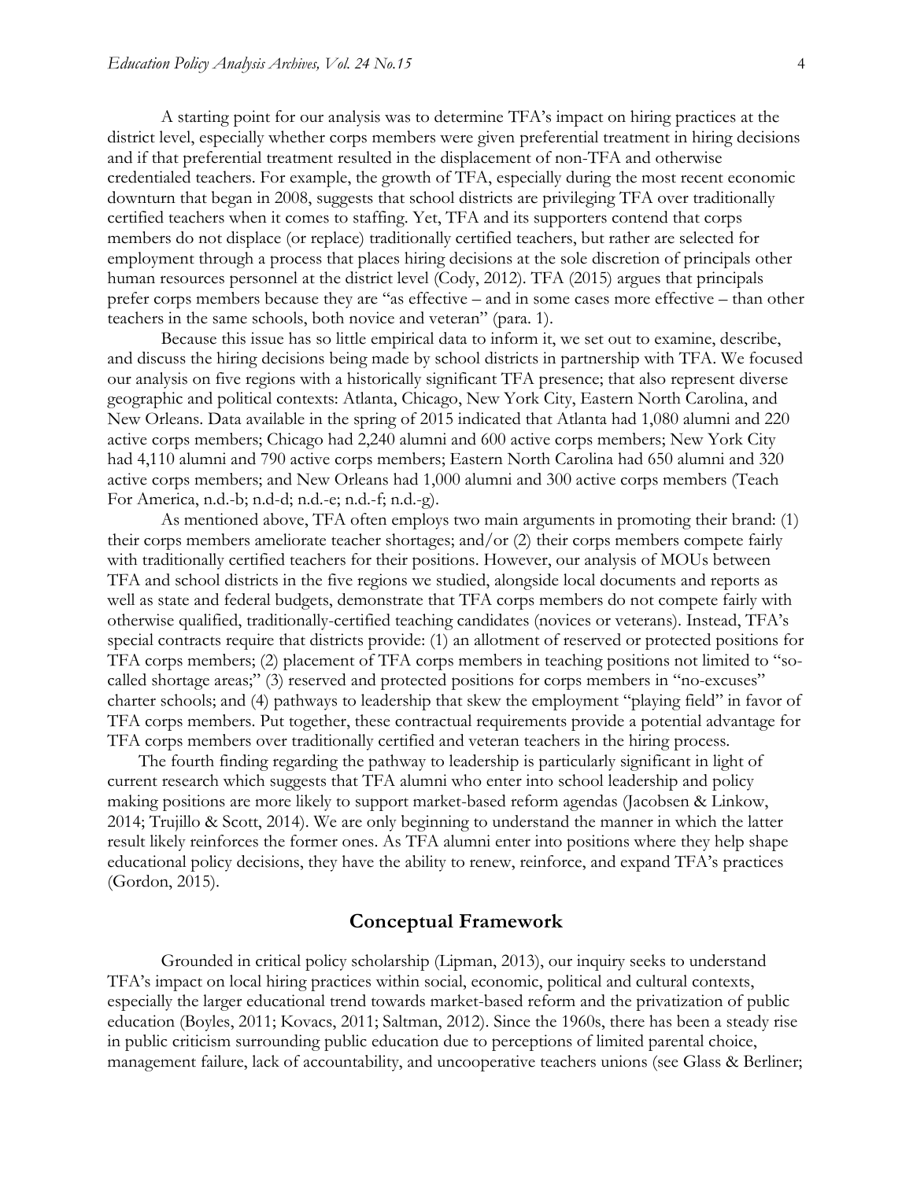A starting point for our analysis was to determine TFA's impact on hiring practices at the district level, especially whether corps members were given preferential treatment in hiring decisions and if that preferential treatment resulted in the displacement of non-TFA and otherwise credentialed teachers. For example, the growth of TFA, especially during the most recent economic downturn that began in 2008, suggests that school districts are privileging TFA over traditionally certified teachers when it comes to staffing. Yet, TFA and its supporters contend that corps members do not displace (or replace) traditionally certified teachers, but rather are selected for employment through a process that places hiring decisions at the sole discretion of principals other human resources personnel at the district level (Cody, 2012). TFA (2015) argues that principals prefer corps members because they are "as effective – and in some cases more effective – than other teachers in the same schools, both novice and veteran" (para. 1).

Because this issue has so little empirical data to inform it, we set out to examine, describe, and discuss the hiring decisions being made by school districts in partnership with TFA. We focused our analysis on five regions with a historically significant TFA presence; that also represent diverse geographic and political contexts: Atlanta, Chicago, New York City, Eastern North Carolina, and New Orleans. Data available in the spring of 2015 indicated that Atlanta had 1,080 alumni and 220 active corps members; Chicago had 2,240 alumni and 600 active corps members; New York City had 4,110 alumni and 790 active corps members; Eastern North Carolina had 650 alumni and 320 active corps members; and New Orleans had 1,000 alumni and 300 active corps members (Teach For America, n.d.-b; n.d-d; n.d.-e; n.d.-f; n.d.-g).

As mentioned above, TFA often employs two main arguments in promoting their brand: (1) their corps members ameliorate teacher shortages; and/or (2) their corps members compete fairly with traditionally certified teachers for their positions. However, our analysis of MOUs between TFA and school districts in the five regions we studied, alongside local documents and reports as well as state and federal budgets, demonstrate that TFA corps members do not compete fairly with otherwise qualified, traditionally-certified teaching candidates (novices or veterans). Instead, TFA's special contracts require that districts provide: (1) an allotment of reserved or protected positions for TFA corps members; (2) placement of TFA corps members in teaching positions not limited to "so-called shortage areas;" (3) reserved and protected positions for corps members in "no-excuses" charter schools; and (4) pathways to leadership that skew the employment "playing field" in favor of TFA corps members. Put together, these contractual requirements provide a potential advantage for TFA corps members over traditionally certified and veteran teachers in the hiring process.

The fourth finding regarding the pathway to leadership is particularly significant in light of current research which suggests that TFA alumni who enter into school leadership and policy making positions are more likely to support market-based reform agendas (Jacobsen & Linkow, 2014; Trujillo & Scott, 2014). We are only beginning to understand the manner in which the latter result likely reinforces the former ones. As TFA alumni enter into positions where they help shape educational policy decisions, they have the ability to renew, reinforce, and expand TFA's practices (Gordon, 2015).

## Conceptual Framework

Grounded in critical policy scholarship (Lipman, 2013), our inquiry seeks to understand TFA's impact on local hiring practices within social, economic, political and cultural contexts, especially the larger educational trend towards market-based reform and the privatization of public education (Boyles, 2011; Kovacs, 2011; Saltman, 2012). Since the 1960s, there has been a steady rise in public criticism surrounding public education due to perceptions of limited parental choice, management failure, lack of accountability, and uncooperative teachers unions (see Glass & Berliner;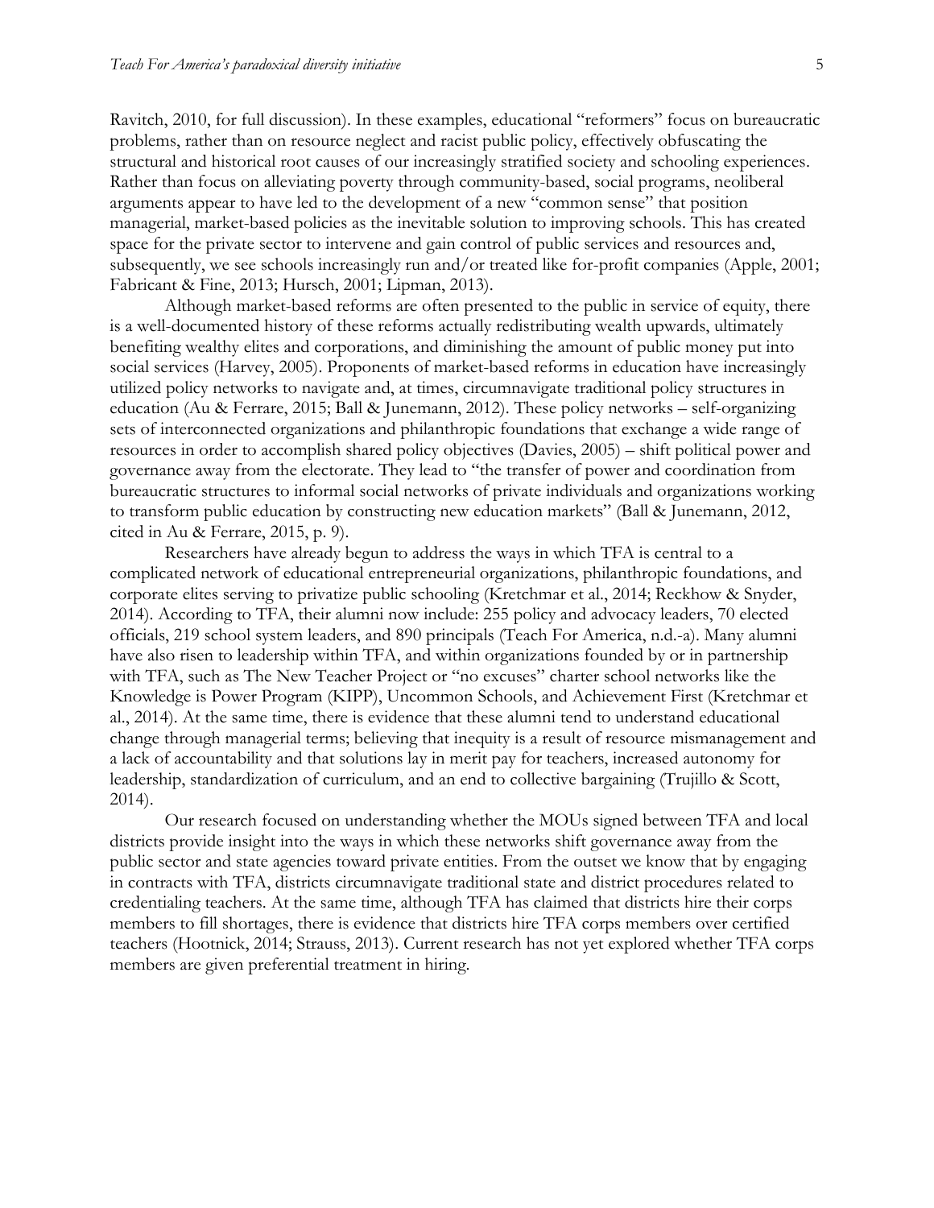Ravitch, 2010, for full discussion). In these examples, educational "reformers" focus on bureaucratic problems, rather than on resource neglect and racist public policy, effectively obfuscating the structural and historical root causes of our increasingly stratified society and schooling experiences. Rather than focus on alleviating poverty through community-based, social programs, neoliberal arguments appear to have led to the development of a new "common sense" that position managerial, market-based policies as the inevitable solution to improving schools. This has created space for the private sector to intervene and gain control of public services and resources and, subsequently, we see schools increasingly run and/or treated like for-profit companies (Apple, 2001; Fabricant & Fine, 2013; Hursch, 2001; Lipman, 2013).

Although market-based reforms are often presented to the public in service of equity, there is a well-documented history of these reforms actually redistributing wealth upwards, ultimately benefiting wealthy elites and corporations, and diminishing the amount of public money put into social services (Harvey, 2005). Proponents of market-based reforms in education have increasingly utilized policy networks to navigate and, at times, circumnavigate traditional policy structures in education (Au & Ferrare, 2015; Ball & Junemann, 2012). These policy networks – self-organizing sets of interconnected organizations and philanthropic foundations that exchange a wide range of resources in order to accomplish shared policy objectives (Davies, 2005) – shift political power and governance away from the electorate. They lead to "the transfer of power and coordination from bureaucratic structures to informal social networks of private individuals and organizations working to transform public education by constructing new education markets" (Ball & Junemann, 2012, cited in Au & Ferrare, 2015, p. 9).

Researchers have already begun to address the ways in which TFA is central to a complicated network of educational entrepreneurial organizations, philanthropic foundations, and corporate elites serving to privatize public schooling (Kretchmar et al., 2014; Reckhow & Snyder, 2014). According to TFA, their alumni now include: 255 policy and advocacy leaders, 70 elected officials, 219 school system leaders, and 890 principals (Teach For America, n.d.-a). Many alumni have also risen to leadership within TFA, and within organizations founded by or in partnership with TFA, such as The New Teacher Project or "no excuses" charter school networks like the Knowledge is Power Program (KIPP), Uncommon Schools, and Achievement First (Kretchmar et al., 2014). At the same time, there is evidence that these alumni tend to understand educational change through managerial terms; believing that inequity is a result of resource mismanagement and a lack of accountability and that solutions lay in merit pay for teachers, increased autonomy for leadership, standardization of curriculum, and an end to collective bargaining (Trujillo & Scott, 2014).

Our research focused on understanding whether the MOUs signed between TFA and local districts provide insight into the ways in which these networks shift governance away from the public sector and state agencies toward private entities. From the outset we know that by engaging in contracts with TFA, districts circumnavigate traditional state and district procedures related to credentialing teachers. At the same time, although TFA has claimed that districts hire their corps members to fill shortages, there is evidence that districts hire TFA corps members over certified teachers (Hootnick, 2014; Strauss, 2013). Current research has not yet explored whether TFA corps members are given preferential treatment in hiring.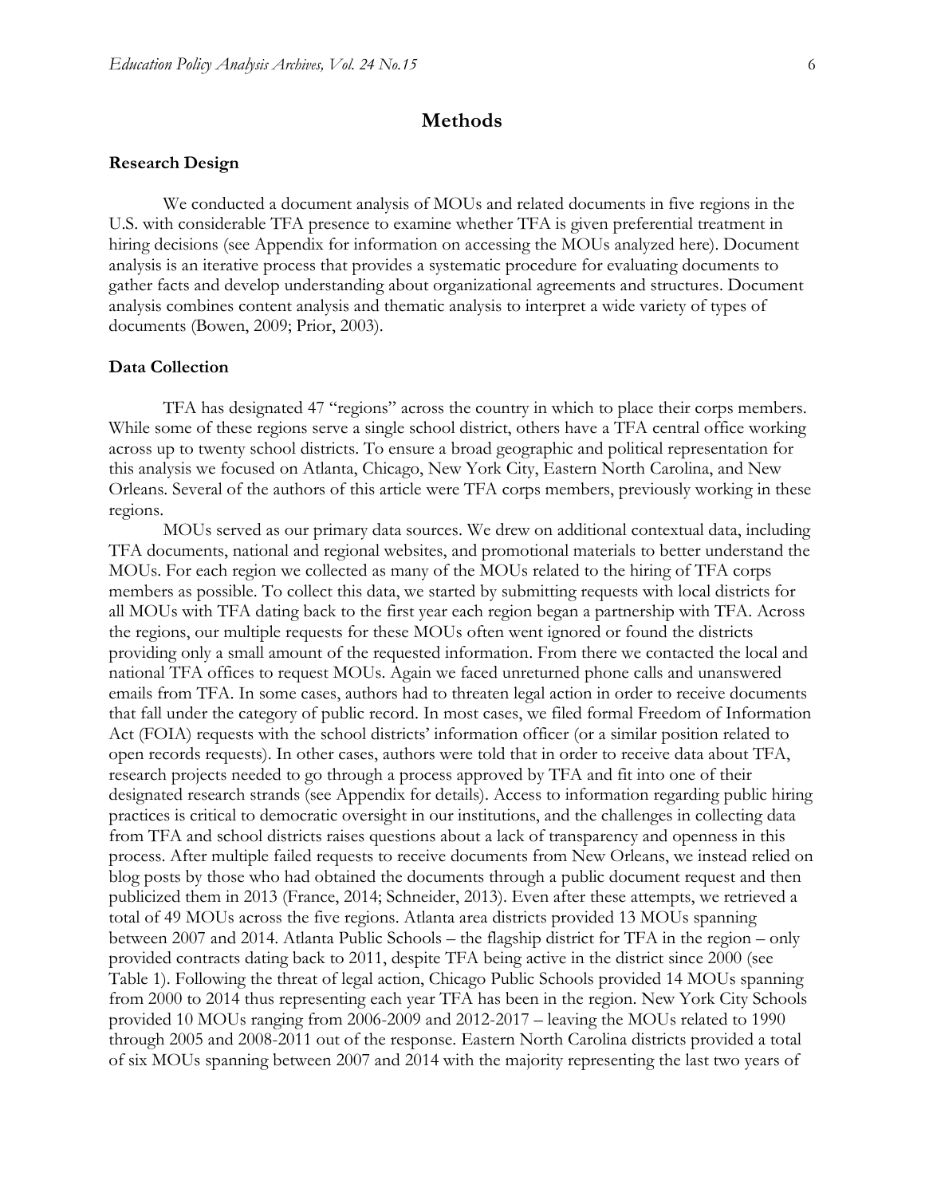# Methods

## Research Design

We conducted a document analysis of MOUs and related documents in five regions in the U.S. with considerable TFA presence to examine whether TFA is given preferential treatment in hiring decisions (see Appendix for information on accessing the MOUs analyzed here). Document analysis is an iterative process that provides a systematic procedure for evaluating documents to gather facts and develop understanding about organizational agreements and structures. Document analysis combines content analysis and thematic analysis to interpret a wide variety of types of documents (Bowen, 2009; Prior, 2003).

## Data Collection

TFA has designated 47 "regions" across the country in which to place their corps members. While some of these regions serve a single school district, others have a TFA central office working across up to twenty school districts. To ensure a broad geographic and political representation for this analysis we focused on Atlanta, Chicago, New York City, Eastern North Carolina, and New Orleans. Several of the authors of this article were TFA corps members, previously working in these regions.

MOUs served as our primary data sources. We drew on additional contextual data, including TFA documents, national and regional websites, and promotional materials to better understand the MOUs. For each region we collected as many of the MOUs related to the hiring of TFA corps members as possible. To collect this data, we started by submitting requests with local districts for all MOUs with TFA dating back to the first year each region began a partnership with TFA. Across the regions, our multiple requests for these MOUs often went ignored or found the districts providing only a small amount of the requested information. From there we contacted the local and national TFA offices to request MOUs. Again we faced unreturned phone calls and unanswered emails from TFA. In some cases, authors had to threaten legal action in order to receive documents that fall under the category of public record. In most cases, we filed formal Freedom of Information Act (FOIA) requests with the school districts' information officer (or a similar position related to open records requests). In other cases, authors were told that in order to receive data about TFA, research projects needed to go through a process approved by TFA and fit into one of their designated research strands (see Appendix for details). Access to information regarding public hiring practices is critical to democratic oversight in our institutions, and the challenges in collecting data from TFA and school districts raises questions about a lack of transparency and openness in this process. After multiple failed requests to receive documents from New Orleans, we instead relied on blog posts by those who had obtained the documents through a public document request and then publicized them in 2013 (France, 2014; Schneider, 2013). Even after these attempts, we retrieved a total of 49 MOUs across the five regions. Atlanta area districts provided 13 MOUs spanning between 2007 and 2014. Atlanta Public Schools – the flagship district for TFA in the region – only provided contracts dating back to 2011, despite TFA being active in the district since 2000 (see Table 1). Following the threat of legal action, Chicago Public Schools provided 14 MOUs spanning from 2000 to 2014 thus representing each year TFA has been in the region. New York City Schools provided 10 MOUs ranging from 2006-2009 and 2012-2017 – leaving the MOUs related to 1990 through 2005 and 2008-2011 out of the response. Eastern North Carolina districts provided a total of six MOUs spanning between 2007 and 2014 with the majority representing the last two years of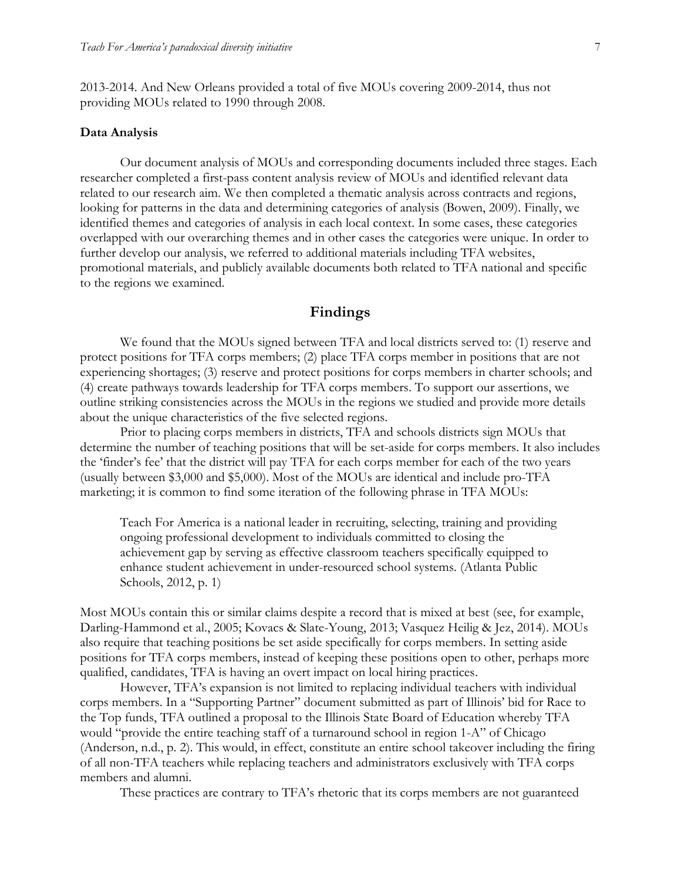2013-2014. And New Orleans provided a total of five MOUs covering 2009-2014, thus not providing MOUs related to 1990 through 2008.

### Data Analysis

Our document analysis of MOUs and corresponding documents included three stages. Each researcher completed a first-pass content analysis review of MOUs and identified relevant data related to our research aim. We then completed a thematic analysis across contracts and regions, looking for patterns in the data and determining categories of analysis (Bowen, 2009). Finally, we identified themes and categories of analysis in each local context. In some cases, these categories overlapped with our overarching themes and in other cases the categories were unique. In order to further develop our analysis, we referred to additional materials including TFA websites, promotional materials, and publicly available documents both related to TFA national and specific to the regions we examined.

## Findings

We found that the MOUs signed between TFA and local districts served to: (1) reserve and protect positions for TFA corps members; (2) place TFA corps member in positions that are not experiencing shortages; (3) reserve and protect positions for corps members in charter schools; and (4) create pathways towards leadership for TFA corps members. To support our assertions, we outline striking consistencies across the MOUs in the regions we studied and provide more details about the unique characteristics of the five selected regions.

Prior to placing corps members in districts, TFA and schools districts sign MOUs that determine the number of teaching positions that will be set-aside for corps members. It also includes the 'finder's fee' that the district will pay TFA for each corps member for each of the two years (usually between $3,000 and $5,000). Most of the MOUs are identical and include pro-TFA marketing; it is common to find some iteration of the following phrase in TFA MOUs:

> Teach For America is a national leader in recruiting, selecting, training and providing ongoing professional development to individuals committed to closing the achievement gap by serving as effective classroom teachers specifically equipped to enhance student achievement in under-resourced school systems. (Atlanta Public Schools, 2012, p. 1)

Most MOUs contain this or similar claims despite a record that is mixed at best (see, for example, Darling-Hammond et al., 2005; Kovacs & Slate-Young, 2013; Vasquez Heilig & Jez, 2014). MOUs also require that teaching positions be set aside specifically for corps members. In setting aside positions for TFA corps members, instead of keeping these positions open to other, perhaps more qualified, candidates, TFA is having an overt impact on local hiring practices.

However, TFA's expansion is not limited to replacing individual teachers with individual corps members. In a "Supporting Partner" document submitted as part of Illinois' bid for Race to the Top funds, TFA outlined a proposal to the Illinois State Board of Education whereby TFA would "provide the entire teaching staff of a turnaround school in region 1-A" of Chicago (Anderson, n.d., p. 2). This would, in effect, constitute an entire school takeover including the firing of all non-TFA teachers while replacing teachers and administrators exclusively with TFA corps members and alumni.

These practices are contrary to TFA's rhetoric that its corps members are not guaranteed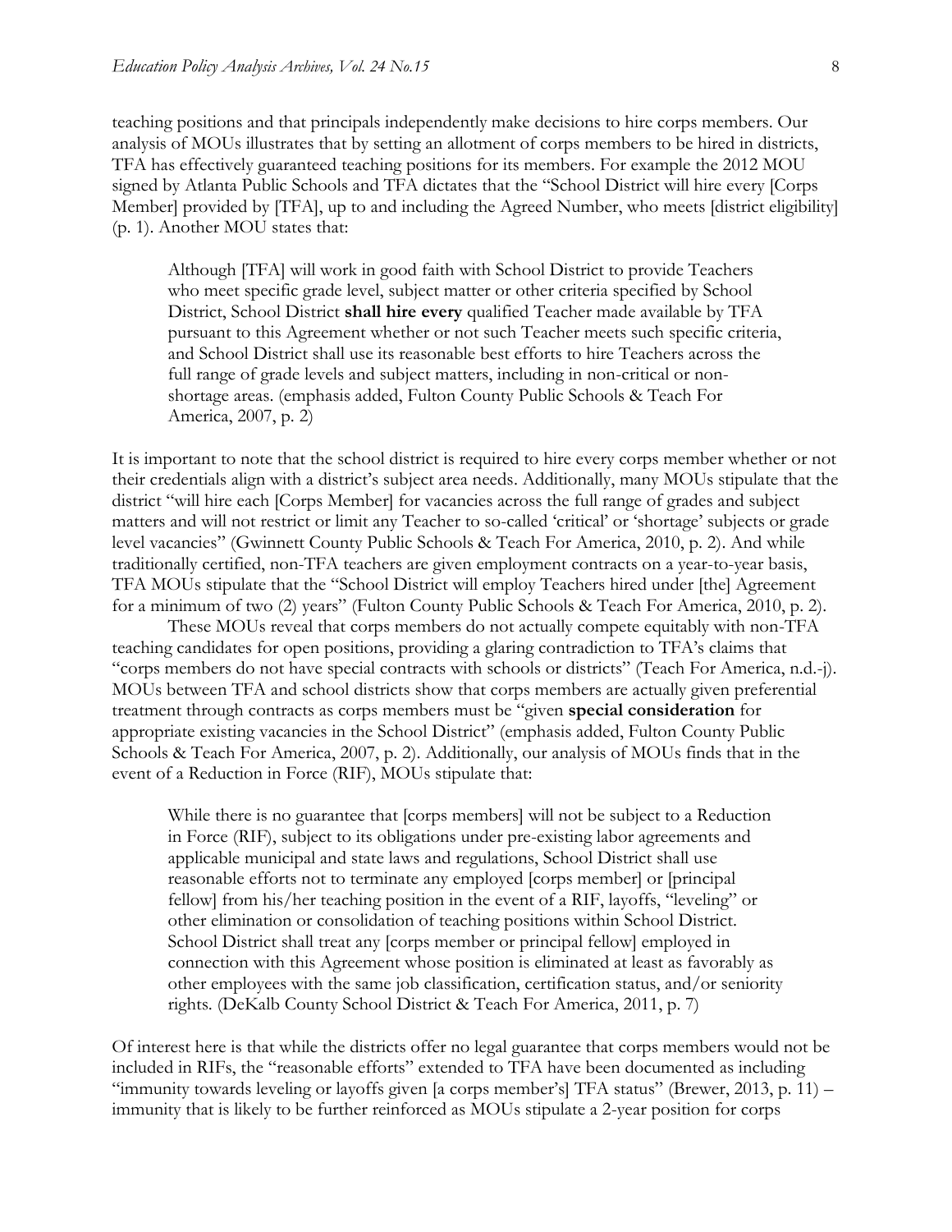teaching positions and that principals independently make decisions to hire corps members. Our analysis of MOUs illustrates that by setting an allotment of corps members to be hired in districts, TFA has effectively guaranteed teaching positions for its members. For example the 2012 MOU signed by Atlanta Public Schools and TFA dictates that the "School District will hire every [Corps Member] provided by [TFA], up to and including the Agreed Number, who meets [district eligibility] (p. 1). Another MOU states that:

> Although [TFA] will work in good faith with School District to provide Teachers who meet specific grade level, subject matter or other criteria specified by School District, School District **shall hire every** qualified Teacher made available by TFA pursuant to this Agreement whether or not such Teacher meets such specific criteria, and School District shall use its reasonable best efforts to hire Teachers across the full range of grade levels and subject matters, including in non-critical or non-shortage areas. (emphasis added, Fulton County Public Schools & Teach For America, 2007, p. 2)

It is important to note that the school district is required to hire every corps member whether or not their credentials align with a district's subject area needs. Additionally, many MOUs stipulate that the district "will hire each [Corps Member] for vacancies across the full range of grades and subject matters and will not restrict or limit any Teacher to so-called 'critical' or 'shortage' subjects or grade level vacancies" (Gwinnett County Public Schools & Teach For America, 2010, p. 2). And while traditionally certified, non-TFA teachers are given employment contracts on a year-to-year basis, TFA MOUs stipulate that the "School District will employ Teachers hired under [the] Agreement for a minimum of two (2) years" (Fulton County Public Schools & Teach For America, 2010, p. 2).

These MOUs reveal that corps members do not actually compete equitably with non-TFA teaching candidates for open positions, providing a glaring contradiction to TFA's claims that "corps members do not have special contracts with schools or districts" (Teach For America, n.d.-j). MOUs between TFA and school districts show that corps members are actually given preferential treatment through contracts as corps members must be "given **special consideration** for appropriate existing vacancies in the School District" (emphasis added, Fulton County Public Schools & Teach For America, 2007, p. 2). Additionally, our analysis of MOUs finds that in the event of a Reduction in Force (RIF), MOUs stipulate that:

> While there is no guarantee that [corps members] will not be subject to a Reduction in Force (RIF), subject to its obligations under pre-existing labor agreements and applicable municipal and state laws and regulations, School District shall use reasonable efforts not to terminate any employed [corps member] or [principal fellow] from his/her teaching position in the event of a RIF, layoffs, "leveling" or other elimination or consolidation of teaching positions within School District. School District shall treat any [corps member or principal fellow] employed in connection with this Agreement whose position is eliminated at least as favorably as other employees with the same job classification, certification status, and/or seniority rights. (DeKalb County School District & Teach For America, 2011, p. 7)

Of interest here is that while the districts offer no legal guarantee that corps members would not be included in RIFs, the "reasonable efforts" extended to TFA have been documented as including "immunity towards leveling or layoffs given [a corps member's] TFA status" (Brewer, 2013, p. 11) – immunity that is likely to be further reinforced as MOUs stipulate a 2-year position for corps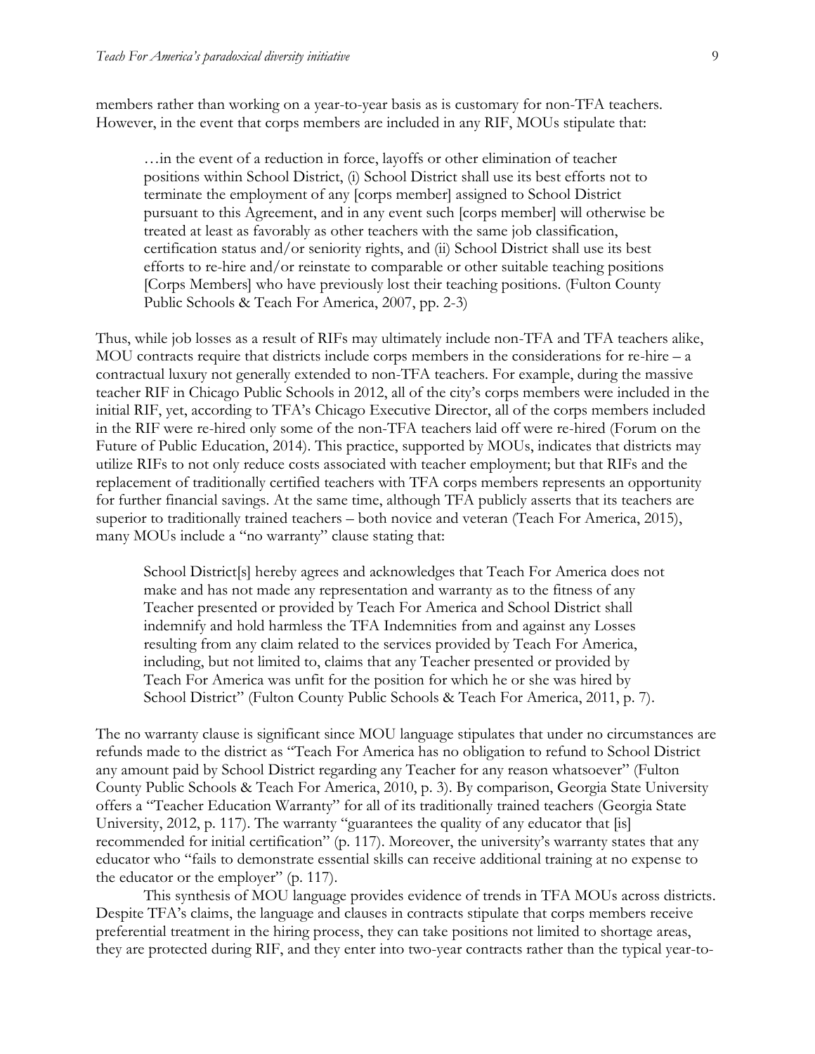members rather than working on a year-to-year basis as is customary for non-TFA teachers. However, in the event that corps members are included in any RIF, MOUs stipulate that:

> …in the event of a reduction in force, layoffs or other elimination of teacher positions within School District, (i) School District shall use its best efforts not to terminate the employment of any [corps member] assigned to School District pursuant to this Agreement, and in any event such [corps member] will otherwise be treated at least as favorably as other teachers with the same job classification, certification status and/or seniority rights, and (ii) School District shall use its best efforts to re-hire and/or reinstate to comparable or other suitable teaching positions [Corps Members] who have previously lost their teaching positions. (Fulton County Public Schools & Teach For America, 2007, pp. 2-3)

Thus, while job losses as a result of RIFs may ultimately include non-TFA and TFA teachers alike, MOU contracts require that districts include corps members in the considerations for re-hire – a contractual luxury not generally extended to non-TFA teachers. For example, during the massive teacher RIF in Chicago Public Schools in 2012, all of the city's corps members were included in the initial RIF, yet, according to TFA's Chicago Executive Director, all of the corps members included in the RIF were re-hired only some of the non-TFA teachers laid off were re-hired (Forum on the Future of Public Education, 2014). This practice, supported by MOUs, indicates that districts may utilize RIFs to not only reduce costs associated with teacher employment; but that RIFs and the replacement of traditionally certified teachers with TFA corps members represents an opportunity for further financial savings. At the same time, although TFA publicly asserts that its teachers are superior to traditionally trained teachers – both novice and veteran (Teach For America, 2015), many MOUs include a "no warranty" clause stating that:

> School District[s] hereby agrees and acknowledges that Teach For America does not make and has not made any representation and warranty as to the fitness of any Teacher presented or provided by Teach For America and School District shall indemnify and hold harmless the TFA Indemnities from and against any Losses resulting from any claim related to the services provided by Teach For America, including, but not limited to, claims that any Teacher presented or provided by Teach For America was unfit for the position for which he or she was hired by School District" (Fulton County Public Schools & Teach For America, 2011, p. 7).

The no warranty clause is significant since MOU language stipulates that under no circumstances are refunds made to the district as "Teach For America has no obligation to refund to School District any amount paid by School District regarding any Teacher for any reason whatsoever" (Fulton County Public Schools & Teach For America, 2010, p. 3). By comparison, Georgia State University offers a "Teacher Education Warranty" for all of its traditionally trained teachers (Georgia State University, 2012, p. 117). The warranty "guarantees the quality of any educator that [is] recommended for initial certification" (p. 117). Moreover, the university's warranty states that any educator who "fails to demonstrate essential skills can receive additional training at no expense to the educator or the employer" (p. 117).

This synthesis of MOU language provides evidence of trends in TFA MOUs across districts. Despite TFA's claims, the language and clauses in contracts stipulate that corps members receive preferential treatment in the hiring process, they can take positions not limited to shortage areas, they are protected during RIF, and they enter into two-year contracts rather than the typical year-to-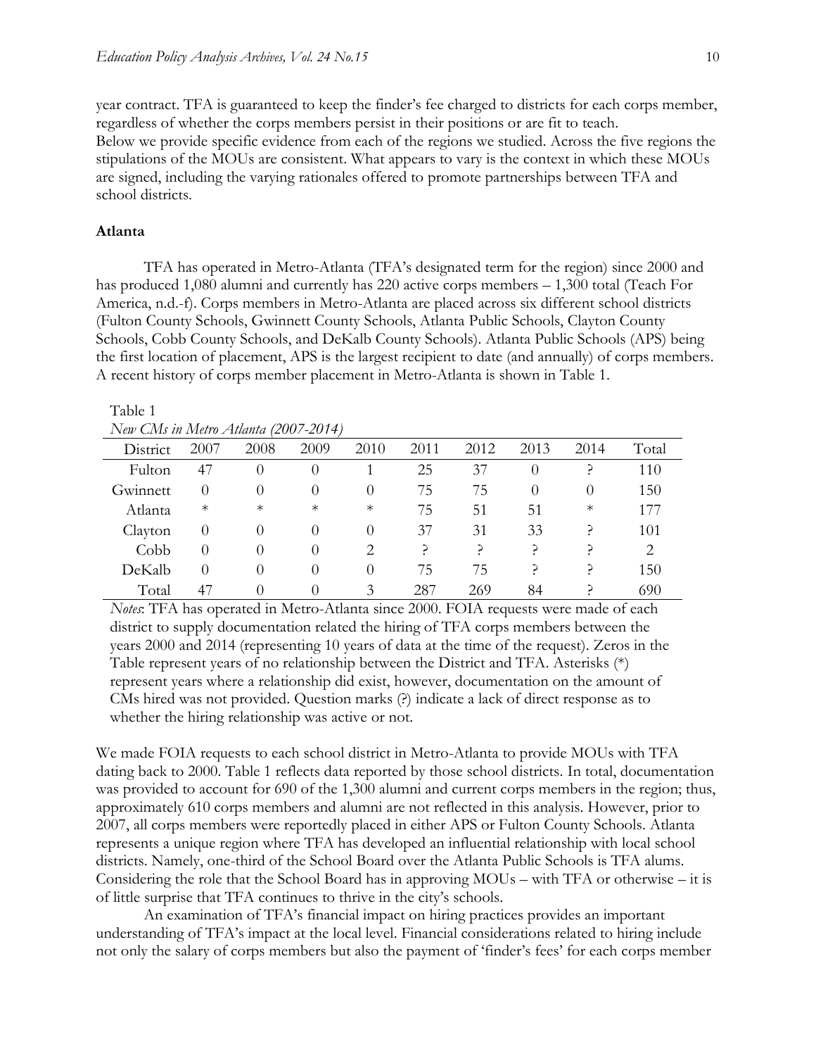year contract. TFA is guaranteed to keep the finder's fee charged to districts for each corps member, regardless of whether the corps members persist in their positions or are fit to teach.

Below we provide specific evidence from each of the regions we studied. Across the five regions the stipulations of the MOUs are consistent. What appears to vary is the context in which these MOUs are signed, including the varying rationales offered to promote partnerships between TFA and school districts.

**Atlanta**

TFA has operated in Metro-Atlanta (TFA's designated term for the region) since 2000 and has produced 1,080 alumni and currently has 220 active corps members – 1,300 total (Teach For America, n.d.-f). Corps members in Metro-Atlanta are placed across six different school districts (Fulton County Schools, Gwinnett County Schools, Atlanta Public Schools, Clayton County Schools, Cobb County Schools, and DeKalb County Schools). Atlanta Public Schools (APS) being the first location of placement, APS is the largest recipient to date (and annually) of corps members. A recent history of corps member placement in Metro-Atlanta is shown in Table 1.

Table 1
*New CMs in Metro Atlanta (2007-2014)*

| District | 2007 | 2008 | 2009 | 2010 | 2011 | 2012 | 2013 | 2014 | Total |
|---|---|---|---|---|---|---|---|---|---|
| Fulton | 47 | 0 | 0 | 1 | 25 | 37 | 0 | ? | 110 |
| Gwinnett | 0 | 0 | 0 | 0 | 75 | 75 | 0 | 0 | 150 |
| Atlanta | * | * | * | * | 75 | 51 | 51 | * | 177 |
| Clayton | 0 | 0 | 0 | 0 | 37 | 31 | 33 | ? | 101 |
| Cobb | 0 | 0 | 0 | 2 | ? | ? | ? | ? | 2 |
| DeKalb | 0 | 0 | 0 | 0 | 75 | 75 | ? | ? | 150 |
| Total | 47 | 0 | 0 | 3 | 287 | 269 | 84 | ? | 690 |

*Notes*: TFA has operated in Metro-Atlanta since 2000. FOIA requests were made of each district to supply documentation related the hiring of TFA corps members between the years 2000 and 2014 (representing 10 years of data at the time of the request). Zeros in the Table represent years of no relationship between the District and TFA. Asterisks (*) represent years where a relationship did exist, however, documentation on the amount of CMs hired was not provided. Question marks (?) indicate a lack of direct response as to whether the hiring relationship was active or not.

We made FOIA requests to each school district in Metro-Atlanta to provide MOUs with TFA dating back to 2000. Table 1 reflects data reported by those school districts. In total, documentation was provided to account for 690 of the 1,300 alumni and current corps members in the region; thus, approximately 610 corps members and alumni are not reflected in this analysis. However, prior to 2007, all corps members were reportedly placed in either APS or Fulton County Schools. Atlanta represents a unique region where TFA has developed an influential relationship with local school districts. Namely, one-third of the School Board over the Atlanta Public Schools is TFA alums. Considering the role that the School Board has in approving MOUs – with TFA or otherwise – it is of little surprise that TFA continues to thrive in the city's schools.

An examination of TFA's financial impact on hiring practices provides an important understanding of TFA's impact at the local level. Financial considerations related to hiring include not only the salary of corps members but also the payment of 'finder's fees' for each corps member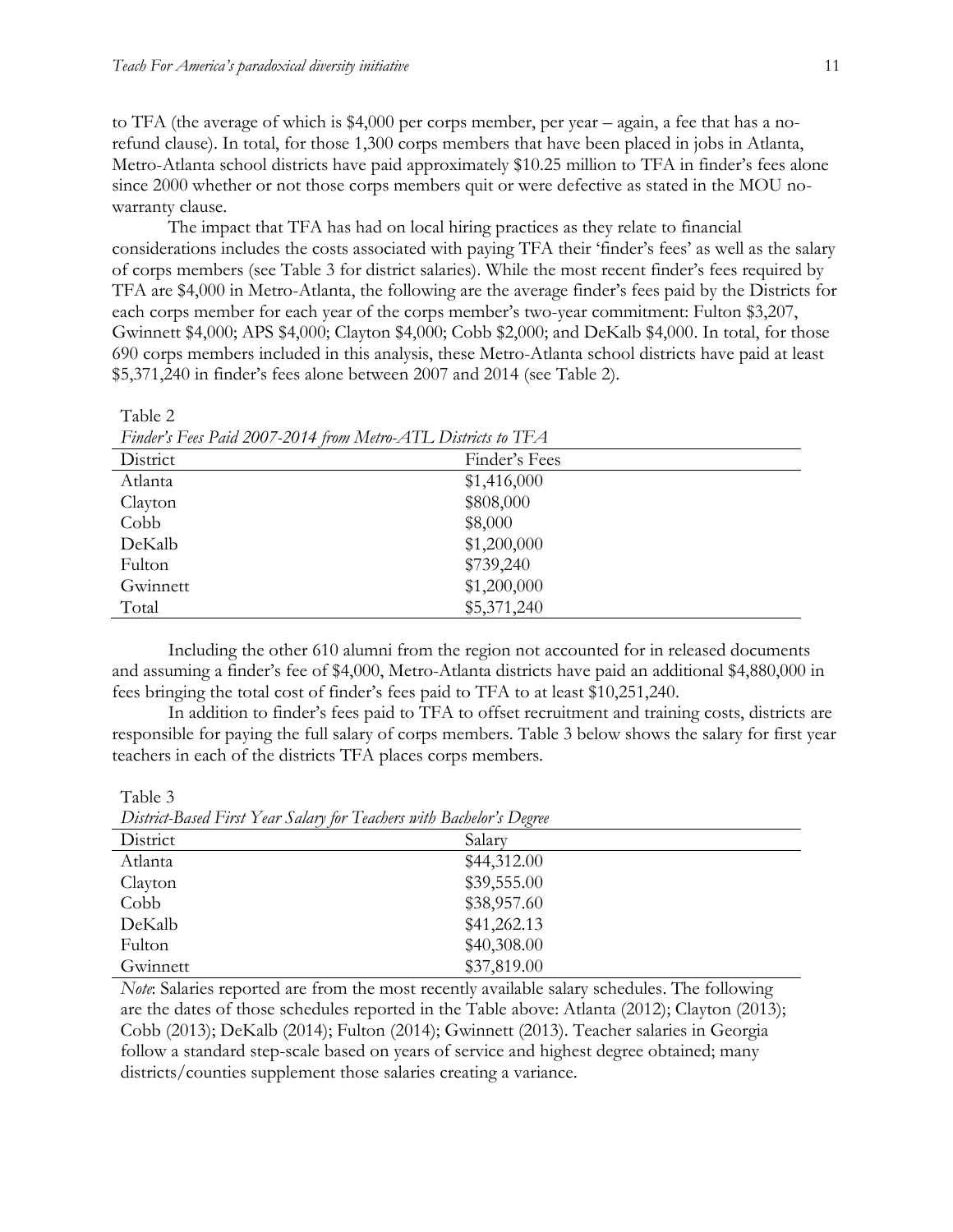to TFA (the average of which is $4,000 per corps member, per year – again, a fee that has a no-refund clause). In total, for those 1,300 corps members that have been placed in jobs in Atlanta, Metro-Atlanta school districts have paid approximately $10.25 million to TFA in finder's fees alone since 2000 whether or not those corps members quit or were defective as stated in the MOU no-warranty clause.

The impact that TFA has had on local hiring practices as they relate to financial considerations includes the costs associated with paying TFA their 'finder's fees' as well as the salary of corps members (see Table 3 for district salaries). While the most recent finder's fees required by TFA are $4,000 in Metro-Atlanta, the following are the average finder's fees paid by the Districts for each corps member for each year of the corps member's two-year commitment: Fulton $3,207, Gwinnett $4,000; APS $4,000; Clayton $4,000; Cobb $2,000; and DeKalb $4,000. In total, for those 690 corps members included in this analysis, these Metro-Atlanta school districts have paid at least $5,371,240 in finder's fees alone between 2007 and 2014 (see Table 2).

Table 2

*Finder's Fees Paid 2007-2014 from Metro-ATL Districts to TFA*

| District | Finder's Fees |
|---|---|
| Atlanta | $1,416,000 |
| Clayton | $808,000 |
| Cobb | $8,000 |
| DeKalb | $1,200,000 |
| Fulton | $739,240 |
| Gwinnett | $1,200,000 |
| Total | $5,371,240 |

Including the other 610 alumni from the region not accounted for in released documents and assuming a finder's fee of $4,000, Metro-Atlanta districts have paid an additional $4,880,000 in fees bringing the total cost of finder's fees paid to TFA to at least $10,251,240.

In addition to finder's fees paid to TFA to offset recruitment and training costs, districts are responsible for paying the full salary of corps members. Table 3 below shows the salary for first year teachers in each of the districts TFA places corps members.

Table 3

*District-Based First Year Salary for Teachers with Bachelor's Degree*

| District | Salary |
|---|---|
| Atlanta | $44,312.00 |
| Clayton | $39,555.00 |
| Cobb | $38,957.60 |
| DeKalb | $41,262.13 |
| Fulton | $40,308.00 |
| Gwinnett | $37,819.00 |

*Note*: Salaries reported are from the most recently available salary schedules. The following are the dates of those schedules reported in the Table above: Atlanta (2012); Clayton (2013); Cobb (2013); DeKalb (2014); Fulton (2014); Gwinnett (2013). Teacher salaries in Georgia follow a standard step-scale based on years of service and highest degree obtained; many districts/counties supplement those salaries creating a variance.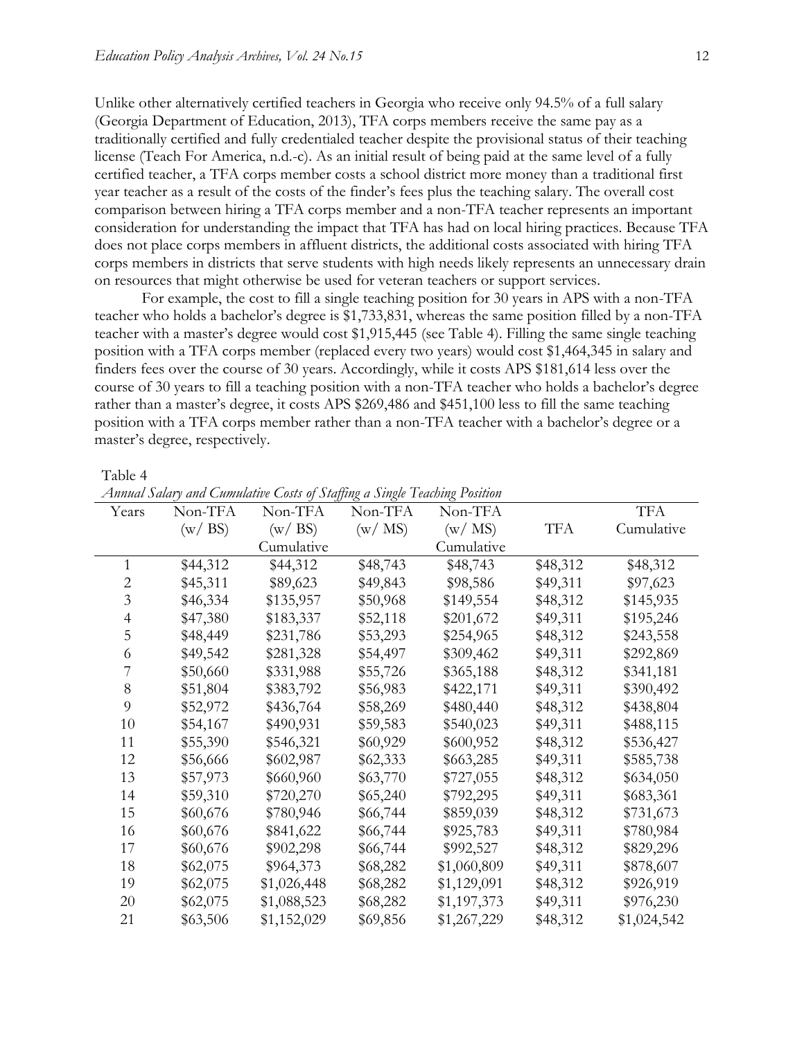Unlike other alternatively certified teachers in Georgia who receive only 94.5% of a full salary (Georgia Department of Education, 2013), TFA corps members receive the same pay as a traditionally certified and fully credentialed teacher despite the provisional status of their teaching license (Teach For America, n.d.-c). As an initial result of being paid at the same level of a fully certified teacher, a TFA corps member costs a school district more money than a traditional first year teacher as a result of the costs of the finder's fees plus the teaching salary. The overall cost comparison between hiring a TFA corps member and a non-TFA teacher represents an important consideration for understanding the impact that TFA has had on local hiring practices. Because TFA does not place corps members in affluent districts, the additional costs associated with hiring TFA corps members in districts that serve students with high needs likely represents an unnecessary drain on resources that might otherwise be used for veteran teachers or support services.

For example, the cost to fill a single teaching position for 30 years in APS with a non-TFA teacher who holds a bachelor's degree is $1,733,831, whereas the same position filled by a non-TFA teacher with a master's degree would cost $1,915,445 (see Table 4). Filling the same single teaching position with a TFA corps member (replaced every two years) would cost $1,464,345 in salary and finders fees over the course of 30 years. Accordingly, while it costs APS $181,614 less over the course of 30 years to fill a teaching position with a non-TFA teacher who holds a bachelor's degree rather than a master's degree, it costs APS $269,486 and $451,100 less to fill the same teaching position with a TFA corps member rather than a non-TFA teacher with a bachelor's degree or a master's degree, respectively.

Table 4
*Annual Salary and Cumulative Costs of Staffing a Single Teaching Position*

| Years | Non-TFA (w/ BS) | Non-TFA (w/ BS) Cumulative | Non-TFA (w/ MS) | Non-TFA (w/ MS) Cumulative | TFA | TFA Cumulative |
|---|---|---|---|---|---|---|
| 1 | $44,312 | $44,312 | $48,743 | $48,743 | $48,312 | $48,312 |
| 2 | $45,311 | $89,623 | $49,843 | $98,586 | $49,311 | $97,623 |
| 3 | $46,334 | $135,957 | $50,968 | $149,554 | $48,312 | $145,935 |
| 4 | $47,380 | $183,337 | $52,118 | $201,672 | $49,311 | $195,246 |
| 5 | $48,449 | $231,786 | $53,293 | $254,965 | $48,312 | $243,558 |
| 6 | $49,542 | $281,328 | $54,497 | $309,462 | $49,311 | $292,869 |
| 7 | $50,660 | $331,988 | $55,726 | $365,188 | $48,312 | $341,181 |
| 8 | $51,804 | $383,792 | $56,983 | $422,171 | $49,311 | $390,492 |
| 9 | $52,972 | $436,764 | $58,269 | $480,440 | $48,312 | $438,804 |
| 10 | $54,167 | $490,931 | $59,583 | $540,023 | $49,311 | $488,115 |
| 11 | $55,390 | $546,321 | $60,929 | $600,952 | $48,312 | $536,427 |
| 12 | $56,666 | $602,987 | $62,333 | $663,285 | $49,311 | $585,738 |
| 13 | $57,973 | $660,960 | $63,770 | $727,055 | $48,312 | $634,050 |
| 14 | $59,310 | $720,270 | $65,240 | $792,295 | $49,311 | $683,361 |
| 15 | $60,676 | $780,946 | $66,744 | $859,039 | $48,312 | $731,673 |
| 16 | $60,676 | $841,622 | $66,744 | $925,783 | $49,311 | $780,984 |
| 17 | $60,676 | $902,298 | $66,744 | $992,527 | $48,312 | $829,296 |
| 18 | $62,075 | $964,373 | $68,282 | $1,060,809 | $49,311 | $878,607 |
| 19 | $62,075 | $1,026,448 | $68,282 | $1,129,091 | $48,312 | $926,919 |
| 20 | $62,075 | $1,088,523 | $68,282 | $1,197,373 | $49,311 | $976,230 |
| 21 | $63,506 | $1,152,029 | $69,856 | $1,267,229 | $48,312 | $1,024,542 |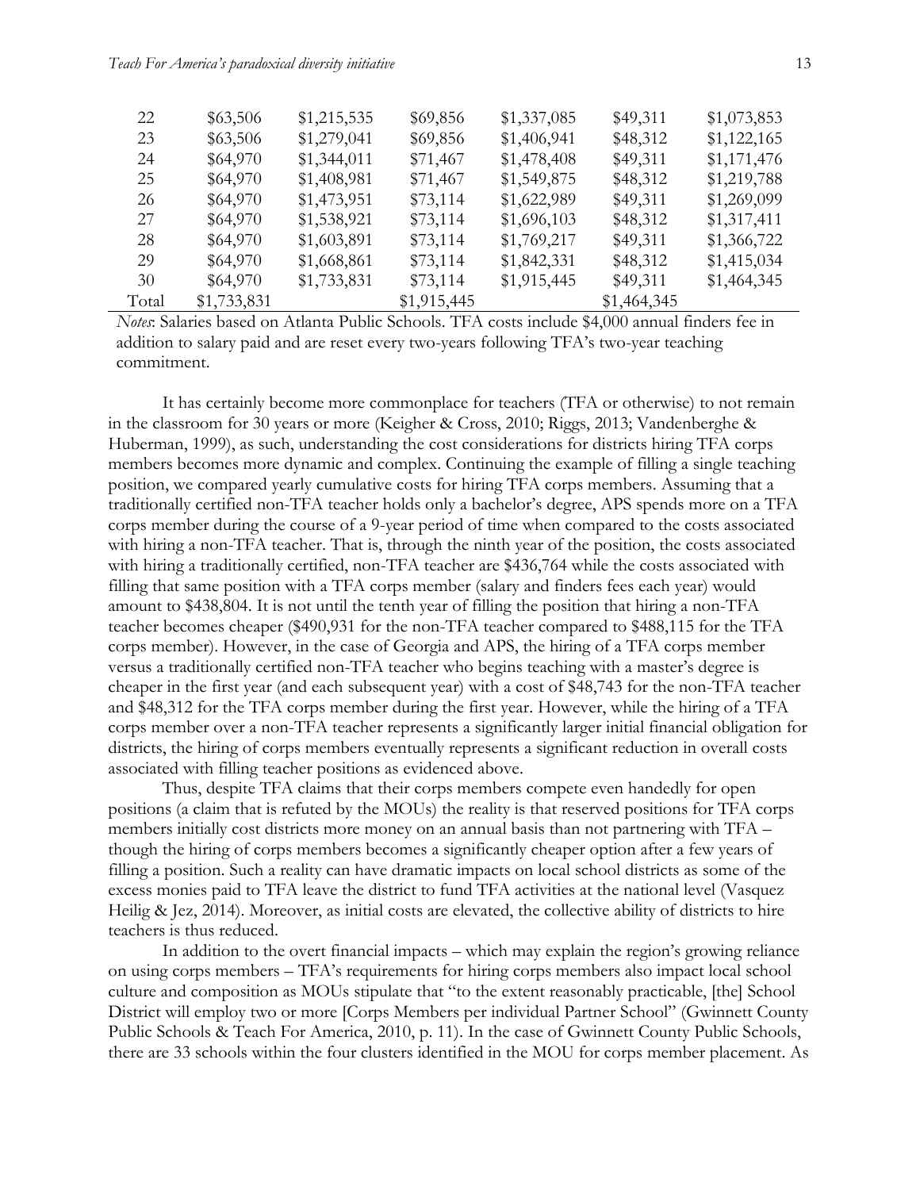| | | | | | | |
|---|---|---|---|---|---|---|
| 22 | $63,506 | $1,215,535 | $69,856 | $1,337,085 | $49,311 | $1,073,853 |
| 23 | $63,506 | $1,279,041 | $69,856 | $1,406,941 | $48,312 | $1,122,165 |
| 24 | $64,970 | $1,344,011 | $71,467 | $1,478,408 | $49,311 | $1,171,476 |
| 25 | $64,970 | $1,408,981 | $71,467 | $1,549,875 | $48,312 | $1,219,788 |
| 26 | $64,970 | $1,473,951 | $73,114 | $1,622,989 | $49,311 | $1,269,099 |
| 27 | $64,970 | $1,538,921 | $73,114 | $1,696,103 | $48,312 | $1,317,411 |
| 28 | $64,970 | $1,603,891 | $73,114 | $1,769,217 | $49,311 | $1,366,722 |
| 29 | $64,970 | $1,668,861 | $73,114 | $1,842,331 | $48,312 | $1,415,034 |
| 30 | $64,970 | $1,733,831 | $73,114 | $1,915,445 | $49,311 | $1,464,345 |
| Total | $1,733,831 | | $1,915,445 | | $1,464,345 | |

*Notes*: Salaries based on Atlanta Public Schools. TFA costs include $4,000 annual finders fee in addition to salary paid and are reset every two-years following TFA's two-year teaching commitment.

It has certainly become more commonplace for teachers (TFA or otherwise) to not remain in the classroom for 30 years or more (Keigher & Cross, 2010; Riggs, 2013; Vandenberghe & Huberman, 1999), as such, understanding the cost considerations for districts hiring TFA corps members becomes more dynamic and complex. Continuing the example of filling a single teaching position, we compared yearly cumulative costs for hiring TFA corps members. Assuming that a traditionally certified non-TFA teacher holds only a bachelor's degree, APS spends more on a TFA corps member during the course of a 9-year period of time when compared to the costs associated with hiring a non-TFA teacher. That is, through the ninth year of the position, the costs associated with hiring a traditionally certified, non-TFA teacher are $436,764 while the costs associated with filling that same position with a TFA corps member (salary and finders fees each year) would amount to $438,804. It is not until the tenth year of filling the position that hiring a non-TFA teacher becomes cheaper ($490,931 for the non-TFA teacher compared to $488,115 for the TFA corps member). However, in the case of Georgia and APS, the hiring of a TFA corps member versus a traditionally certified non-TFA teacher who begins teaching with a master's degree is cheaper in the first year (and each subsequent year) with a cost of $48,743 for the non-TFA teacher and $48,312 for the TFA corps member during the first year. However, while the hiring of a TFA corps member over a non-TFA teacher represents a significantly larger initial financial obligation for districts, the hiring of corps members eventually represents a significant reduction in overall costs associated with filling teacher positions as evidenced above.

Thus, despite TFA claims that their corps members compete even handedly for open positions (a claim that is refuted by the MOUs) the reality is that reserved positions for TFA corps members initially cost districts more money on an annual basis than not partnering with TFA – though the hiring of corps members becomes a significantly cheaper option after a few years of filling a position. Such a reality can have dramatic impacts on local school districts as some of the excess monies paid to TFA leave the district to fund TFA activities at the national level (Vasquez Heilig & Jez, 2014). Moreover, as initial costs are elevated, the collective ability of districts to hire teachers is thus reduced.

In addition to the overt financial impacts – which may explain the region's growing reliance on using corps members – TFA's requirements for hiring corps members also impact local school culture and composition as MOUs stipulate that "to the extent reasonably practicable, [the] School District will employ two or more [Corps Members per individual Partner School" (Gwinnett County Public Schools & Teach For America, 2010, p. 11). In the case of Gwinnett County Public Schools, there are 33 schools within the four clusters identified in the MOU for corps member placement. As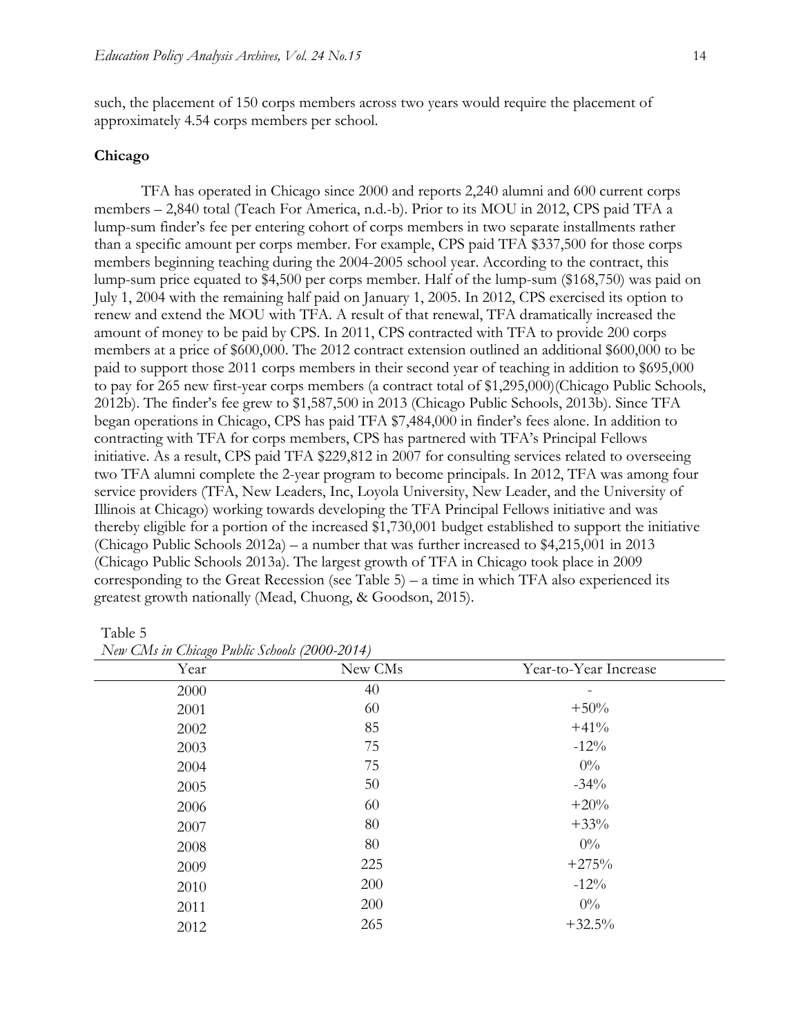such, the placement of 150 corps members across two years would require the placement of approximately 4.54 corps members per school.

### Chicago

TFA has operated in Chicago since 2000 and reports 2,240 alumni and 600 current corps members – 2,840 total (Teach For America, n.d.-b). Prior to its MOU in 2012, CPS paid TFA a lump-sum finder's fee per entering cohort of corps members in two separate installments rather than a specific amount per corps member. For example, CPS paid TFA $337,500 for those corps members beginning teaching during the 2004-2005 school year. According to the contract, this lump-sum price equated to $4,500 per corps member. Half of the lump-sum ($168,750) was paid on July 1, 2004 with the remaining half paid on January 1, 2005. In 2012, CPS exercised its option to renew and extend the MOU with TFA. A result of that renewal, TFA dramatically increased the amount of money to be paid by CPS. In 2011, CPS contracted with TFA to provide 200 corps members at a price of $600,000. The 2012 contract extension outlined an additional $600,000 to be paid to support those 2011 corps members in their second year of teaching in addition to $695,000 to pay for 265 new first-year corps members (a contract total of $1,295,000)(Chicago Public Schools, 2012b). The finder's fee grew to $1,587,500 in 2013 (Chicago Public Schools, 2013b). Since TFA began operations in Chicago, CPS has paid TFA $7,484,000 in finder's fees alone. In addition to contracting with TFA for corps members, CPS has partnered with TFA's Principal Fellows initiative. As a result, CPS paid TFA $229,812 in 2007 for consulting services related to overseeing two TFA alumni complete the 2-year program to become principals. In 2012, TFA was among four service providers (TFA, New Leaders, Inc, Loyola University, New Leader, and the University of Illinois at Chicago) working towards developing the TFA Principal Fellows initiative and was thereby eligible for a portion of the increased $1,730,001 budget established to support the initiative (Chicago Public Schools 2012a) – a number that was further increased to $4,215,001 in 2013 (Chicago Public Schools 2013a). The largest growth of TFA in Chicago took place in 2009 corresponding to the Great Recession (see Table 5) – a time in which TFA also experienced its greatest growth nationally (Mead, Chuong, & Goodson, 2015).

Table 5
*New CMs in Chicago Public Schools (2000-2014)*

| Year | New CMs | Year-to-Year Increase |
|---|---|---|
| 2000 | 40 | - |
| 2001 | 60 | +50% |
| 2002 | 85 | +41% |
| 2003 | 75 | -12% |
| 2004 | 75 | 0% |
| 2005 | 50 | -34% |
| 2006 | 60 | +20% |
| 2007 | 80 | +33% |
| 2008 | 80 | 0% |
| 2009 | 225 | +275% |
| 2010 | 200 | -12% |
| 2011 | 200 | 0% |
| 2012 | 265 | +32.5% |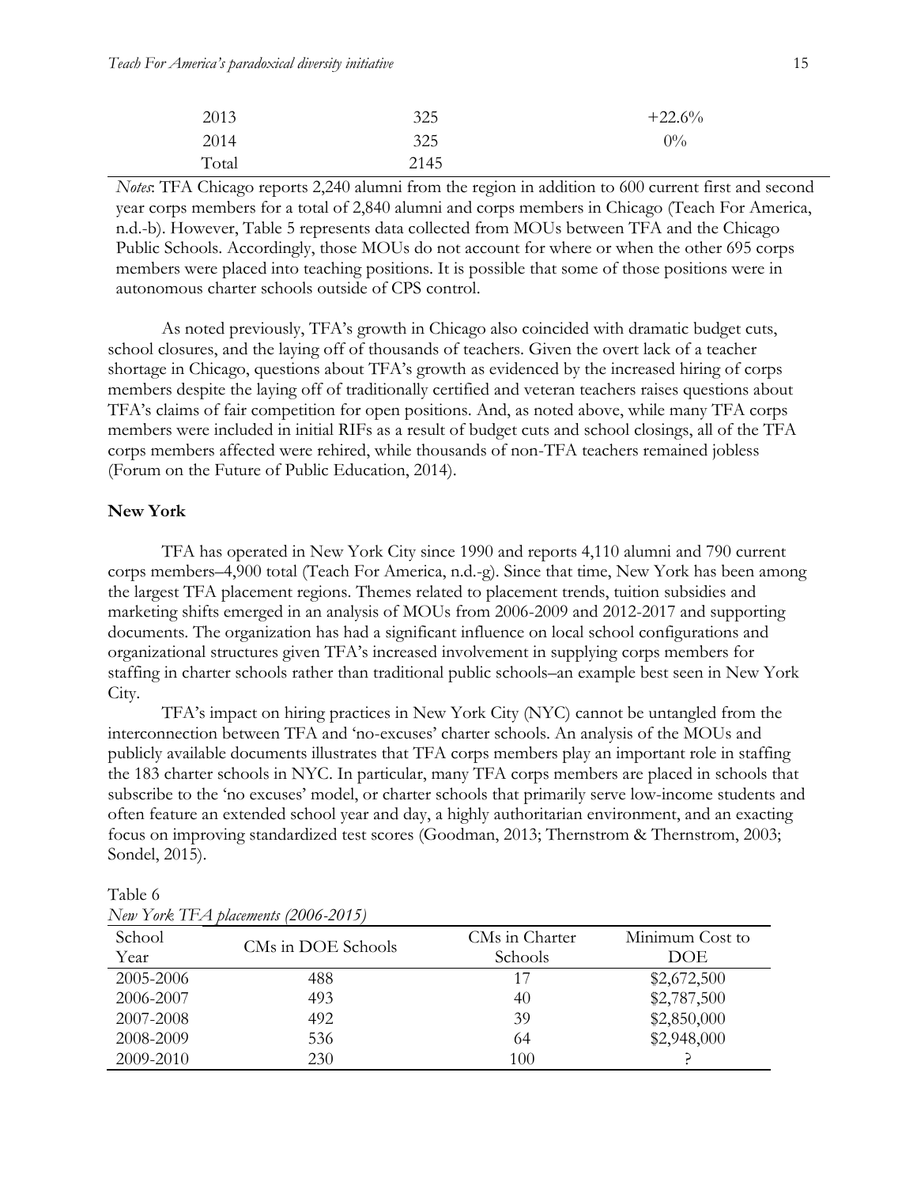| 2013 | 325 | +22.6% |
|---|---|---|
| 2014 | 325 | 0% |
| Total | 2145 | |

*Notes*: TFA Chicago reports 2,240 alumni from the region in addition to 600 current first and second year corps members for a total of 2,840 alumni and corps members in Chicago (Teach For America, n.d.-b). However, Table 5 represents data collected from MOUs between TFA and the Chicago Public Schools. Accordingly, those MOUs do not account for where or when the other 695 corps members were placed into teaching positions. It is possible that some of those positions were in autonomous charter schools outside of CPS control.

As noted previously, TFA's growth in Chicago also coincided with dramatic budget cuts, school closures, and the laying off of thousands of teachers. Given the overt lack of a teacher shortage in Chicago, questions about TFA's growth as evidenced by the increased hiring of corps members despite the laying off of traditionally certified and veteran teachers raises questions about TFA's claims of fair competition for open positions. And, as noted above, while many TFA corps members were included in initial RIFs as a result of budget cuts and school closings, all of the TFA corps members affected were rehired, while thousands of non-TFA teachers remained jobless (Forum on the Future of Public Education, 2014).

**New York**

TFA has operated in New York City since 1990 and reports 4,110 alumni and 790 current corps members–4,900 total (Teach For America, n.d.-g). Since that time, New York has been among the largest TFA placement regions. Themes related to placement trends, tuition subsidies and marketing shifts emerged in an analysis of MOUs from 2006-2009 and 2012-2017 and supporting documents. The organization has had a significant influence on local school configurations and organizational structures given TFA's increased involvement in supplying corps members for staffing in charter schools rather than traditional public schools–an example best seen in New York City.

TFA's impact on hiring practices in New York City (NYC) cannot be untangled from the interconnection between TFA and 'no-excuses' charter schools. An analysis of the MOUs and publicly available documents illustrates that TFA corps members play an important role in staffing the 183 charter schools in NYC. In particular, many TFA corps members are placed in schools that subscribe to the 'no excuses' model, or charter schools that primarily serve low-income students and often feature an extended school year and day, a highly authoritarian environment, and an exacting focus on improving standardized test scores (Goodman, 2013; Thernstrom & Thernstrom, 2003; Sondel, 2015).

Table 6
*New York TFA placements (2006-2015)*

| School Year | CMs in DOE Schools | CMs in Charter Schools | Minimum Cost to DOE |
|---|---|---|---|
| 2005-2006 | 488 | 17 | $2,672,500 |
| 2006-2007 | 493 | 40 | $2,787,500 |
| 2007-2008 | 492 | 39 | $2,850,000 |
| 2008-2009 | 536 | 64 | $2,948,000 |
| 2009-2010 | 230 | 100 | ? |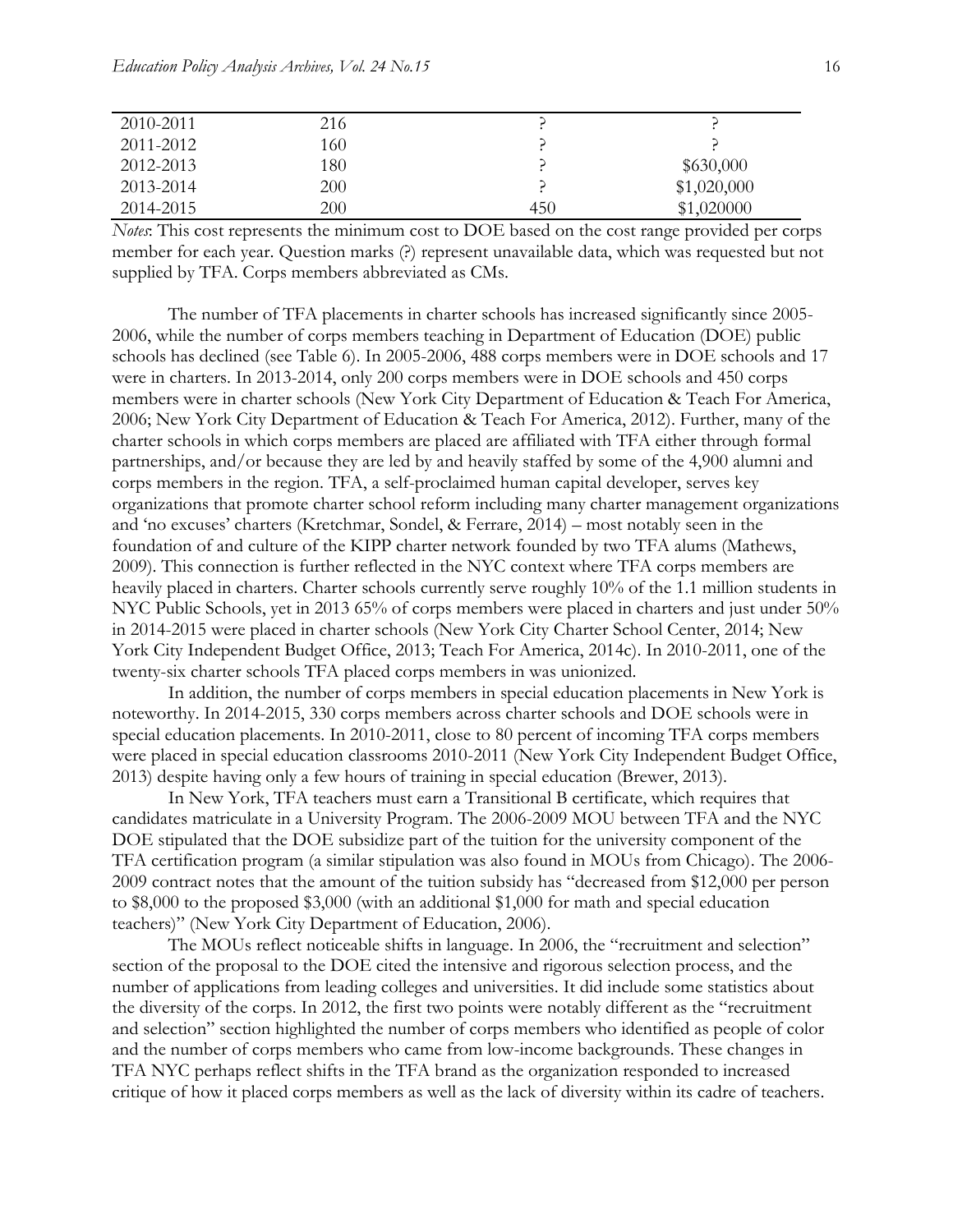| 2010-2011 | 216 | ? | ? |
|---|---|---|---|
| 2011-2012 | 160 | ? | ? |
| 2012-2013 | 180 | ? | \$630,000 |
| 2013-2014 | 200 | ? | \$1,020,000 |
| 2014-2015 | 200 | 450 | \$1,020000 |

*Notes*: This cost represents the minimum cost to DOE based on the cost range provided per corps member for each year. Question marks (?) represent unavailable data, which was requested but not supplied by TFA. Corps members abbreviated as CMs.

The number of TFA placements in charter schools has increased significantly since 2005-2006, while the number of corps members teaching in Department of Education (DOE) public schools has declined (see Table 6). In 2005-2006, 488 corps members were in DOE schools and 17 were in charters. In 2013-2014, only 200 corps members were in DOE schools and 450 corps members were in charter schools (New York City Department of Education & Teach For America, 2006; New York City Department of Education & Teach For America, 2012). Further, many of the charter schools in which corps members are placed are affiliated with TFA either through formal partnerships, and/or because they are led by and heavily staffed by some of the 4,900 alumni and corps members in the region. TFA, a self-proclaimed human capital developer, serves key organizations that promote charter school reform including many charter management organizations and 'no excuses' charters (Kretchmar, Sondel, & Ferrare, 2014) – most notably seen in the foundation of and culture of the KIPP charter network founded by two TFA alums (Mathews, 2009). This connection is further reflected in the NYC context where TFA corps members are heavily placed in charters. Charter schools currently serve roughly 10% of the 1.1 million students in NYC Public Schools, yet in 2013 65% of corps members were placed in charters and just under 50% in 2014-2015 were placed in charter schools (New York City Charter School Center, 2014; New York City Independent Budget Office, 2013; Teach For America, 2014c). In 2010-2011, one of the twenty-six charter schools TFA placed corps members in was unionized.

In addition, the number of corps members in special education placements in New York is noteworthy. In 2014-2015, 330 corps members across charter schools and DOE schools were in special education placements. In 2010-2011, close to 80 percent of incoming TFA corps members were placed in special education classrooms 2010-2011 (New York City Independent Budget Office, 2013) despite having only a few hours of training in special education (Brewer, 2013).

In New York, TFA teachers must earn a Transitional B certificate, which requires that candidates matriculate in a University Program. The 2006-2009 MOU between TFA and the NYC DOE stipulated that the DOE subsidize part of the tuition for the university component of the TFA certification program (a similar stipulation was also found in MOUs from Chicago). The 2006-2009 contract notes that the amount of the tuition subsidy has "decreased from \$12,000 per person to \$8,000 to the proposed \$3,000 (with an additional \$1,000 for math and special education teachers)" (New York City Department of Education, 2006).

The MOUs reflect noticeable shifts in language. In 2006, the "recruitment and selection" section of the proposal to the DOE cited the intensive and rigorous selection process, and the number of applications from leading colleges and universities. It did include some statistics about the diversity of the corps. In 2012, the first two points were notably different as the "recruitment and selection" section highlighted the number of corps members who identified as people of color and the number of corps members who came from low-income backgrounds. These changes in TFA NYC perhaps reflect shifts in the TFA brand as the organization responded to increased critique of how it placed corps members as well as the lack of diversity within its cadre of teachers.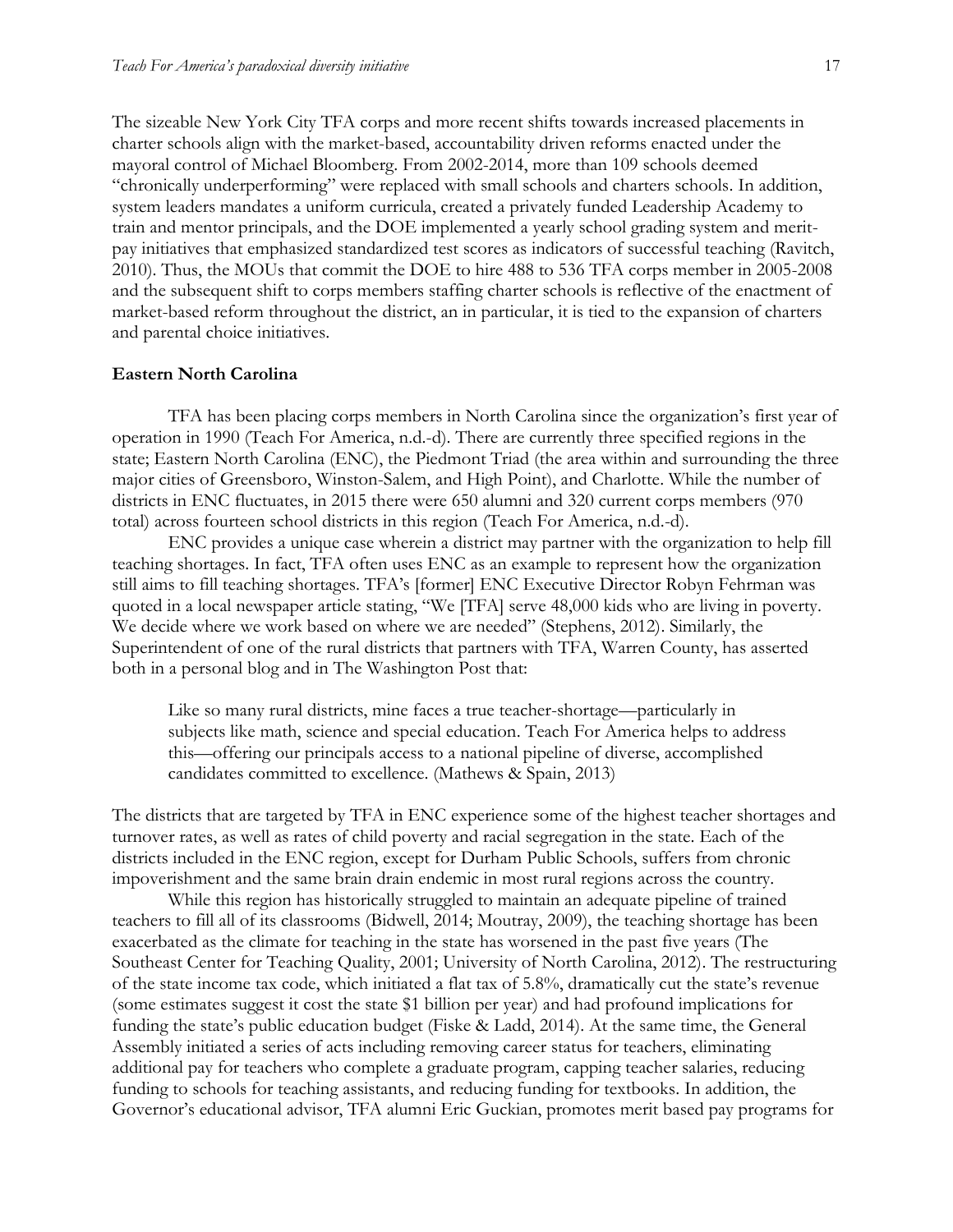The sizeable New York City TFA corps and more recent shifts towards increased placements in charter schools align with the market-based, accountability driven reforms enacted under the mayoral control of Michael Bloomberg. From 2002-2014, more than 109 schools deemed "chronically underperforming" were replaced with small schools and charters schools. In addition, system leaders mandates a uniform curricula, created a privately funded Leadership Academy to train and mentor principals, and the DOE implemented a yearly school grading system and merit-pay initiatives that emphasized standardized test scores as indicators of successful teaching (Ravitch, 2010). Thus, the MOUs that commit the DOE to hire 488 to 536 TFA corps member in 2005-2008 and the subsequent shift to corps members staffing charter schools is reflective of the enactment of market-based reform throughout the district, an in particular, it is tied to the expansion of charters and parental choice initiatives.

**Eastern North Carolina**

TFA has been placing corps members in North Carolina since the organization's first year of operation in 1990 (Teach For America, n.d.-d). There are currently three specified regions in the state; Eastern North Carolina (ENC), the Piedmont Triad (the area within and surrounding the three major cities of Greensboro, Winston-Salem, and High Point), and Charlotte. While the number of districts in ENC fluctuates, in 2015 there were 650 alumni and 320 current corps members (970 total) across fourteen school districts in this region (Teach For America, n.d.-d).

ENC provides a unique case wherein a district may partner with the organization to help fill teaching shortages. In fact, TFA often uses ENC as an example to represent how the organization still aims to fill teaching shortages. TFA's [former] ENC Executive Director Robyn Fehrman was quoted in a local newspaper article stating, "We [TFA] serve 48,000 kids who are living in poverty. We decide where we work based on where we are needed" (Stephens, 2012). Similarly, the Superintendent of one of the rural districts that partners with TFA, Warren County, has asserted both in a personal blog and in The Washington Post that:

> Like so many rural districts, mine faces a true teacher-shortage—particularly in subjects like math, science and special education. Teach For America helps to address this—offering our principals access to a national pipeline of diverse, accomplished candidates committed to excellence. (Mathews & Spain, 2013)

The districts that are targeted by TFA in ENC experience some of the highest teacher shortages and turnover rates, as well as rates of child poverty and racial segregation in the state. Each of the districts included in the ENC region, except for Durham Public Schools, suffers from chronic impoverishment and the same brain drain endemic in most rural regions across the country.

While this region has historically struggled to maintain an adequate pipeline of trained teachers to fill all of its classrooms (Bidwell, 2014; Moutray, 2009), the teaching shortage has been exacerbated as the climate for teaching in the state has worsened in the past five years (The Southeast Center for Teaching Quality, 2001; University of North Carolina, 2012). The restructuring of the state income tax code, which initiated a flat tax of 5.8%, dramatically cut the state's revenue (some estimates suggest it cost the state $1 billion per year) and had profound implications for funding the state's public education budget (Fiske & Ladd, 2014). At the same time, the General Assembly initiated a series of acts including removing career status for teachers, eliminating additional pay for teachers who complete a graduate program, capping teacher salaries, reducing funding to schools for teaching assistants, and reducing funding for textbooks. In addition, the Governor's educational advisor, TFA alumni Eric Guckian, promotes merit based pay programs for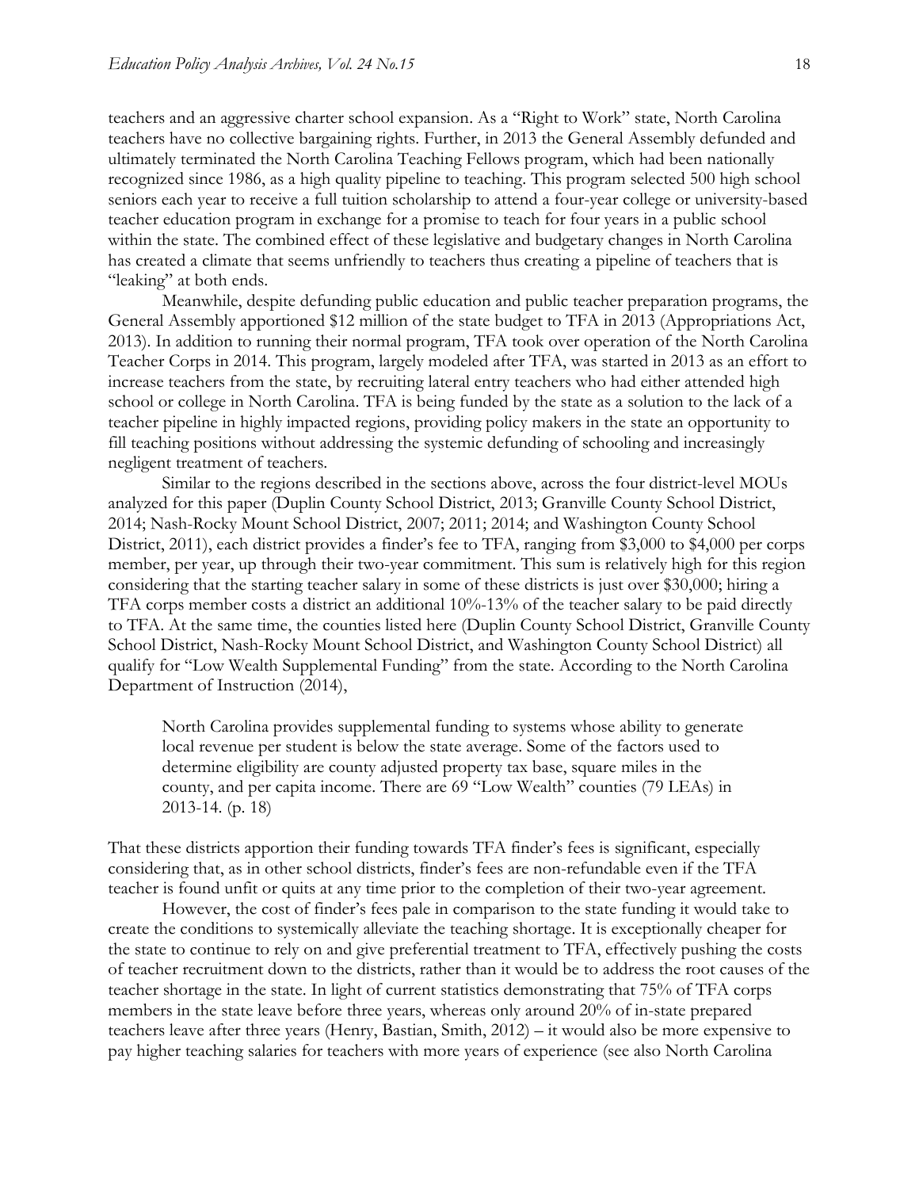teachers and an aggressive charter school expansion. As a "Right to Work" state, North Carolina teachers have no collective bargaining rights. Further, in 2013 the General Assembly defunded and ultimately terminated the North Carolina Teaching Fellows program, which had been nationally recognized since 1986, as a high quality pipeline to teaching. This program selected 500 high school seniors each year to receive a full tuition scholarship to attend a four-year college or university-based teacher education program in exchange for a promise to teach for four years in a public school within the state. The combined effect of these legislative and budgetary changes in North Carolina has created a climate that seems unfriendly to teachers thus creating a pipeline of teachers that is "leaking" at both ends.

Meanwhile, despite defunding public education and public teacher preparation programs, the General Assembly apportioned $12 million of the state budget to TFA in 2013 (Appropriations Act, 2013). In addition to running their normal program, TFA took over operation of the North Carolina Teacher Corps in 2014. This program, largely modeled after TFA, was started in 2013 as an effort to increase teachers from the state, by recruiting lateral entry teachers who had either attended high school or college in North Carolina. TFA is being funded by the state as a solution to the lack of a teacher pipeline in highly impacted regions, providing policy makers in the state an opportunity to fill teaching positions without addressing the systemic defunding of schooling and increasingly negligent treatment of teachers.

Similar to the regions described in the sections above, across the four district-level MOUs analyzed for this paper (Duplin County School District, 2013; Granville County School District, 2014; Nash-Rocky Mount School District, 2007; 2011; 2014; and Washington County School District, 2011), each district provides a finder's fee to TFA, ranging from $3,000 to $4,000 per corps member, per year, up through their two-year commitment. This sum is relatively high for this region considering that the starting teacher salary in some of these districts is just over $30,000; hiring a TFA corps member costs a district an additional 10%-13% of the teacher salary to be paid directly to TFA. At the same time, the counties listed here (Duplin County School District, Granville County School District, Nash-Rocky Mount School District, and Washington County School District) all qualify for "Low Wealth Supplemental Funding" from the state. According to the North Carolina Department of Instruction (2014),

> North Carolina provides supplemental funding to systems whose ability to generate local revenue per student is below the state average. Some of the factors used to determine eligibility are county adjusted property tax base, square miles in the county, and per capita income. There are 69 "Low Wealth" counties (79 LEAs) in 2013-14. (p. 18)

That these districts apportion their funding towards TFA finder's fees is significant, especially considering that, as in other school districts, finder's fees are non-refundable even if the TFA teacher is found unfit or quits at any time prior to the completion of their two-year agreement.

However, the cost of finder's fees pale in comparison to the state funding it would take to create the conditions to systemically alleviate the teaching shortage. It is exceptionally cheaper for the state to continue to rely on and give preferential treatment to TFA, effectively pushing the costs of teacher recruitment down to the districts, rather than it would be to address the root causes of the teacher shortage in the state. In light of current statistics demonstrating that 75% of TFA corps members in the state leave before three years, whereas only around 20% of in-state prepared teachers leave after three years (Henry, Bastian, Smith, 2012) – it would also be more expensive to pay higher teaching salaries for teachers with more years of experience (see also North Carolina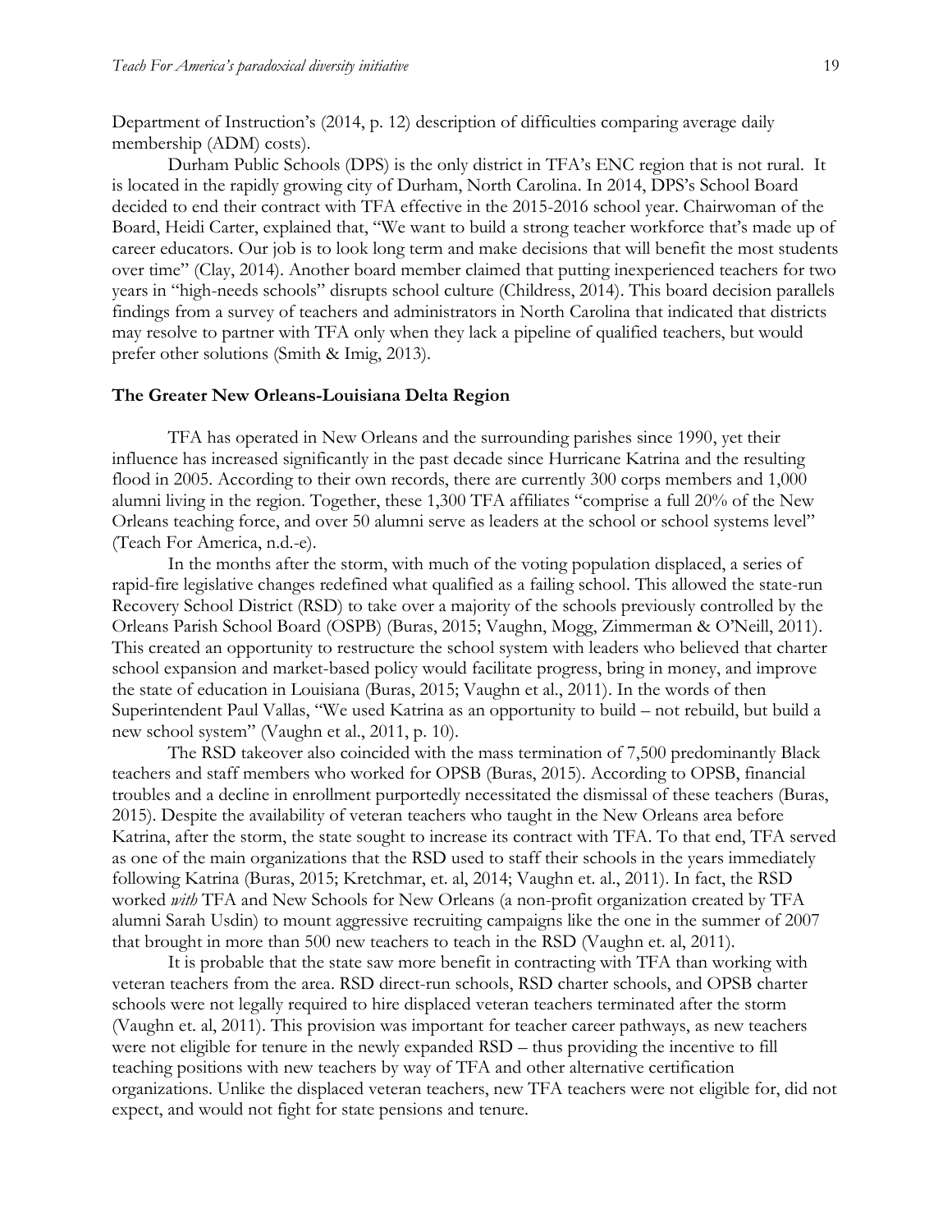Department of Instruction's (2014, p. 12) description of difficulties comparing average daily membership (ADM) costs).

Durham Public Schools (DPS) is the only district in TFA's ENC region that is not rural. It is located in the rapidly growing city of Durham, North Carolina. In 2014, DPS's School Board decided to end their contract with TFA effective in the 2015-2016 school year. Chairwoman of the Board, Heidi Carter, explained that, "We want to build a strong teacher workforce that's made up of career educators. Our job is to look long term and make decisions that will benefit the most students over time" (Clay, 2014). Another board member claimed that putting inexperienced teachers for two years in "high-needs schools" disrupts school culture (Childress, 2014). This board decision parallels findings from a survey of teachers and administrators in North Carolina that indicated that districts may resolve to partner with TFA only when they lack a pipeline of qualified teachers, but would prefer other solutions (Smith & Imig, 2013).

### The Greater New Orleans-Louisiana Delta Region

TFA has operated in New Orleans and the surrounding parishes since 1990, yet their influence has increased significantly in the past decade since Hurricane Katrina and the resulting flood in 2005. According to their own records, there are currently 300 corps members and 1,000 alumni living in the region. Together, these 1,300 TFA affiliates "comprise a full 20% of the New Orleans teaching force, and over 50 alumni serve as leaders at the school or school systems level" (Teach For America, n.d.-e).

In the months after the storm, with much of the voting population displaced, a series of rapid-fire legislative changes redefined what qualified as a failing school. This allowed the state-run Recovery School District (RSD) to take over a majority of the schools previously controlled by the Orleans Parish School Board (OSPB) (Buras, 2015; Vaughn, Mogg, Zimmerman & O'Neill, 2011). This created an opportunity to restructure the school system with leaders who believed that charter school expansion and market-based policy would facilitate progress, bring in money, and improve the state of education in Louisiana (Buras, 2015; Vaughn et al., 2011). In the words of then Superintendent Paul Vallas, "We used Katrina as an opportunity to build – not rebuild, but build a new school system" (Vaughn et al., 2011, p. 10).

The RSD takeover also coincided with the mass termination of 7,500 predominantly Black teachers and staff members who worked for OPSB (Buras, 2015). According to OPSB, financial troubles and a decline in enrollment purportedly necessitated the dismissal of these teachers (Buras, 2015). Despite the availability of veteran teachers who taught in the New Orleans area before Katrina, after the storm, the state sought to increase its contract with TFA. To that end, TFA served as one of the main organizations that the RSD used to staff their schools in the years immediately following Katrina (Buras, 2015; Kretchmar, et. al, 2014; Vaughn et. al., 2011). In fact, the RSD worked *with* TFA and New Schools for New Orleans (a non-profit organization created by TFA alumni Sarah Usdin) to mount aggressive recruiting campaigns like the one in the summer of 2007 that brought in more than 500 new teachers to teach in the RSD (Vaughn et. al, 2011).

It is probable that the state saw more benefit in contracting with TFA than working with veteran teachers from the area. RSD direct-run schools, RSD charter schools, and OPSB charter schools were not legally required to hire displaced veteran teachers terminated after the storm (Vaughn et. al, 2011). This provision was important for teacher career pathways, as new teachers were not eligible for tenure in the newly expanded RSD – thus providing the incentive to fill teaching positions with new teachers by way of TFA and other alternative certification organizations. Unlike the displaced veteran teachers, new TFA teachers were not eligible for, did not expect, and would not fight for state pensions and tenure.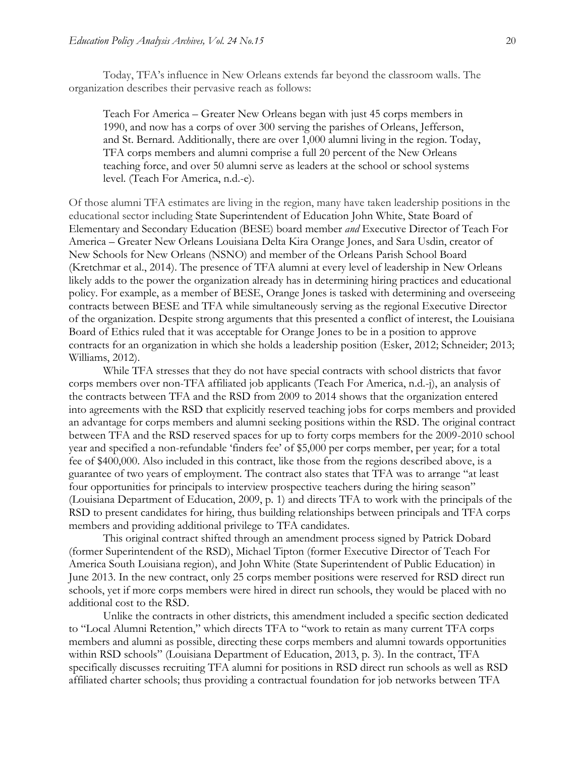Today, TFA's influence in New Orleans extends far beyond the classroom walls. The organization describes their pervasive reach as follows:

> Teach For America – Greater New Orleans began with just 45 corps members in 1990, and now has a corps of over 300 serving the parishes of Orleans, Jefferson, and St. Bernard. Additionally, there are over 1,000 alumni living in the region. Today, TFA corps members and alumni comprise a full 20 percent of the New Orleans teaching force, and over 50 alumni serve as leaders at the school or school systems level. (Teach For America, n.d.-e).

Of those alumni TFA estimates are living in the region, many have taken leadership positions in the educational sector including State Superintendent of Education John White, State Board of Elementary and Secondary Education (BESE) board member *and* Executive Director of Teach For America – Greater New Orleans Louisiana Delta Kira Orange Jones, and Sara Usdin, creator of New Schools for New Orleans (NSNO) and member of the Orleans Parish School Board (Kretchmar et al., 2014). The presence of TFA alumni at every level of leadership in New Orleans likely adds to the power the organization already has in determining hiring practices and educational policy. For example, as a member of BESE, Orange Jones is tasked with determining and overseeing contracts between BESE and TFA while simultaneously serving as the regional Executive Director of the organization. Despite strong arguments that this presented a conflict of interest, the Louisiana Board of Ethics ruled that it was acceptable for Orange Jones to be in a position to approve contracts for an organization in which she holds a leadership position (Esker, 2012; Schneider; 2013; Williams, 2012).

While TFA stresses that they do not have special contracts with school districts that favor corps members over non-TFA affiliated job applicants (Teach For America, n.d.-j), an analysis of the contracts between TFA and the RSD from 2009 to 2014 shows that the organization entered into agreements with the RSD that explicitly reserved teaching jobs for corps members and provided an advantage for corps members and alumni seeking positions within the RSD. The original contract between TFA and the RSD reserved spaces for up to forty corps members for the 2009-2010 school year and specified a non-refundable 'finders fee' of $5,000 per corps member, per year; for a total fee of $400,000. Also included in this contract, like those from the regions described above, is a guarantee of two years of employment. The contract also states that TFA was to arrange "at least four opportunities for principals to interview prospective teachers during the hiring season" (Louisiana Department of Education, 2009, p. 1) and directs TFA to work with the principals of the RSD to present candidates for hiring, thus building relationships between principals and TFA corps members and providing additional privilege to TFA candidates.

This original contract shifted through an amendment process signed by Patrick Dobard (former Superintendent of the RSD), Michael Tipton (former Executive Director of Teach For America South Louisiana region), and John White (State Superintendent of Public Education) in June 2013. In the new contract, only 25 corps member positions were reserved for RSD direct run schools, yet if more corps members were hired in direct run schools, they would be placed with no additional cost to the RSD.

Unlike the contracts in other districts, this amendment included a specific section dedicated to "Local Alumni Retention," which directs TFA to "work to retain as many current TFA corps members and alumni as possible, directing these corps members and alumni towards opportunities within RSD schools" (Louisiana Department of Education, 2013, p. 3). In the contract, TFA specifically discusses recruiting TFA alumni for positions in RSD direct run schools as well as RSD affiliated charter schools; thus providing a contractual foundation for job networks between TFA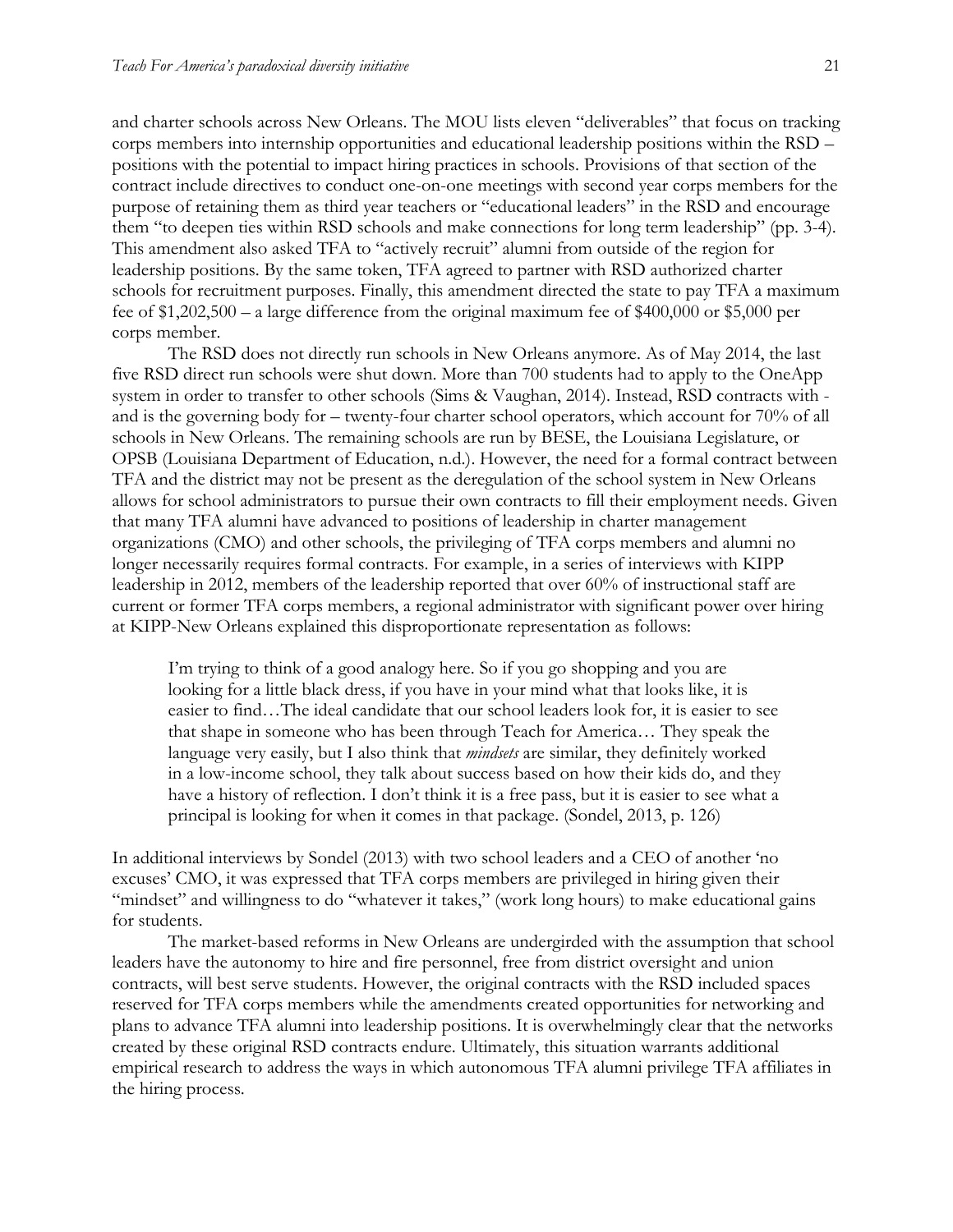and charter schools across New Orleans. The MOU lists eleven "deliverables" that focus on tracking corps members into internship opportunities and educational leadership positions within the RSD – positions with the potential to impact hiring practices in schools. Provisions of that section of the contract include directives to conduct one-on-one meetings with second year corps members for the purpose of retaining them as third year teachers or "educational leaders" in the RSD and encourage them "to deepen ties within RSD schools and make connections for long term leadership" (pp. 3-4). This amendment also asked TFA to "actively recruit" alumni from outside of the region for leadership positions. By the same token, TFA agreed to partner with RSD authorized charter schools for recruitment purposes. Finally, this amendment directed the state to pay TFA a maximum fee of $1,202,500 – a large difference from the original maximum fee of $400,000 or $5,000 per corps member.

The RSD does not directly run schools in New Orleans anymore. As of May 2014, the last five RSD direct run schools were shut down. More than 700 students had to apply to the OneApp system in order to transfer to other schools (Sims & Vaughan, 2014). Instead, RSD contracts with - and is the governing body for – twenty-four charter school operators, which account for 70% of all schools in New Orleans. The remaining schools are run by BESE, the Louisiana Legislature, or OPSB (Louisiana Department of Education, n.d.). However, the need for a formal contract between TFA and the district may not be present as the deregulation of the school system in New Orleans allows for school administrators to pursue their own contracts to fill their employment needs. Given that many TFA alumni have advanced to positions of leadership in charter management organizations (CMO) and other schools, the privileging of TFA corps members and alumni no longer necessarily requires formal contracts. For example, in a series of interviews with KIPP leadership in 2012, members of the leadership reported that over 60% of instructional staff are current or former TFA corps members, a regional administrator with significant power over hiring at KIPP-New Orleans explained this disproportionate representation as follows:

> I'm trying to think of a good analogy here. So if you go shopping and you are looking for a little black dress, if you have in your mind what that looks like, it is easier to find…The ideal candidate that our school leaders look for, it is easier to see that shape in someone who has been through Teach for America… They speak the language very easily, but I also think that *mindsets* are similar, they definitely worked in a low-income school, they talk about success based on how their kids do, and they have a history of reflection. I don't think it is a free pass, but it is easier to see what a principal is looking for when it comes in that package. (Sondel, 2013, p. 126)

In additional interviews by Sondel (2013) with two school leaders and a CEO of another 'no excuses' CMO, it was expressed that TFA corps members are privileged in hiring given their "mindset" and willingness to do "whatever it takes," (work long hours) to make educational gains for students.

The market-based reforms in New Orleans are undergirded with the assumption that school leaders have the autonomy to hire and fire personnel, free from district oversight and union contracts, will best serve students. However, the original contracts with the RSD included spaces reserved for TFA corps members while the amendments created opportunities for networking and plans to advance TFA alumni into leadership positions. It is overwhelmingly clear that the networks created by these original RSD contracts endure. Ultimately, this situation warrants additional empirical research to address the ways in which autonomous TFA alumni privilege TFA affiliates in the hiring process.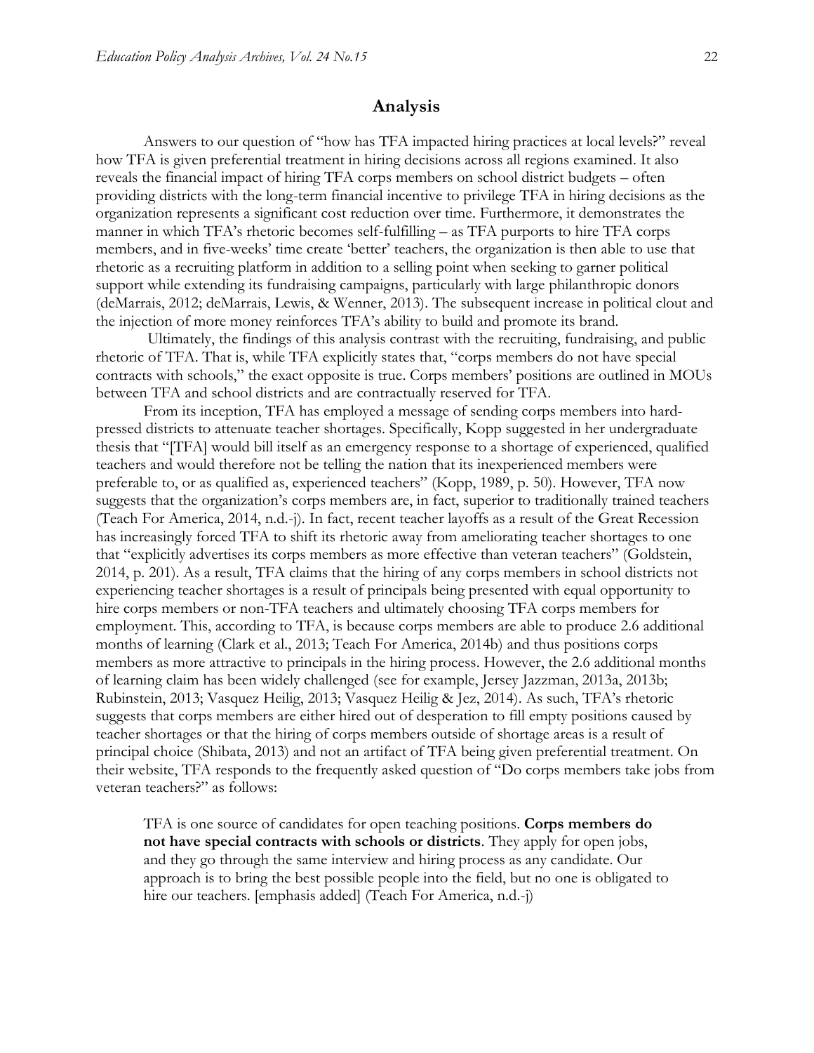## Analysis

Answers to our question of "how has TFA impacted hiring practices at local levels?" reveal how TFA is given preferential treatment in hiring decisions across all regions examined. It also reveals the financial impact of hiring TFA corps members on school district budgets – often providing districts with the long-term financial incentive to privilege TFA in hiring decisions as the organization represents a significant cost reduction over time. Furthermore, it demonstrates the manner in which TFA's rhetoric becomes self-fulfilling – as TFA purports to hire TFA corps members, and in five-weeks' time create 'better' teachers, the organization is then able to use that rhetoric as a recruiting platform in addition to a selling point when seeking to garner political support while extending its fundraising campaigns, particularly with large philanthropic donors (deMarrais, 2012; deMarrais, Lewis, & Wenner, 2013). The subsequent increase in political clout and the injection of more money reinforces TFA's ability to build and promote its brand.

Ultimately, the findings of this analysis contrast with the recruiting, fundraising, and public rhetoric of TFA. That is, while TFA explicitly states that, "corps members do not have special contracts with schools," the exact opposite is true. Corps members' positions are outlined in MOUs between TFA and school districts and are contractually reserved for TFA.

From its inception, TFA has employed a message of sending corps members into hard-pressed districts to attenuate teacher shortages. Specifically, Kopp suggested in her undergraduate thesis that "[TFA] would bill itself as an emergency response to a shortage of experienced, qualified teachers and would therefore not be telling the nation that its inexperienced members were preferable to, or as qualified as, experienced teachers" (Kopp, 1989, p. 50). However, TFA now suggests that the organization's corps members are, in fact, superior to traditionally trained teachers (Teach For America, 2014, n.d.-j). In fact, recent teacher layoffs as a result of the Great Recession has increasingly forced TFA to shift its rhetoric away from ameliorating teacher shortages to one that "explicitly advertises its corps members as more effective than veteran teachers" (Goldstein, 2014, p. 201). As a result, TFA claims that the hiring of any corps members in school districts not experiencing teacher shortages is a result of principals being presented with equal opportunity to hire corps members or non-TFA teachers and ultimately choosing TFA corps members for employment. This, according to TFA, is because corps members are able to produce 2.6 additional months of learning (Clark et al., 2013; Teach For America, 2014b) and thus positions corps members as more attractive to principals in the hiring process. However, the 2.6 additional months of learning claim has been widely challenged (see for example, Jersey Jazzman, 2013a, 2013b; Rubinstein, 2013; Vasquez Heilig, 2013; Vasquez Heilig & Jez, 2014). As such, TFA's rhetoric suggests that corps members are either hired out of desperation to fill empty positions caused by teacher shortages or that the hiring of corps members outside of shortage areas is a result of principal choice (Shibata, 2013) and not an artifact of TFA being given preferential treatment. On their website, TFA responds to the frequently asked question of "Do corps members take jobs from veteran teachers?" as follows:

> TFA is one source of candidates for open teaching positions. **Corps members do not have special contracts with schools or districts**. They apply for open jobs, and they go through the same interview and hiring process as any candidate. Our approach is to bring the best possible people into the field, but no one is obligated to hire our teachers. [emphasis added] (Teach For America, n.d.-j)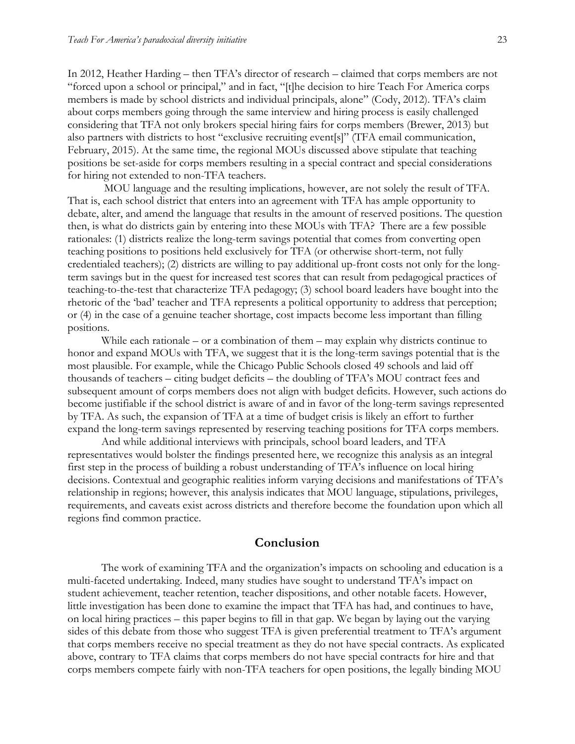In 2012, Heather Harding – then TFA's director of research – claimed that corps members are not "forced upon a school or principal," and in fact, "[t]he decision to hire Teach For America corps members is made by school districts and individual principals, alone" (Cody, 2012). TFA's claim about corps members going through the same interview and hiring process is easily challenged considering that TFA not only brokers special hiring fairs for corps members (Brewer, 2013) but also partners with districts to host "exclusive recruiting event[s]" (TFA email communication, February, 2015). At the same time, the regional MOUs discussed above stipulate that teaching positions be set-aside for corps members resulting in a special contract and special considerations for hiring not extended to non-TFA teachers.

MOU language and the resulting implications, however, are not solely the result of TFA. That is, each school district that enters into an agreement with TFA has ample opportunity to debate, alter, and amend the language that results in the amount of reserved positions. The question then, is what do districts gain by entering into these MOUs with TFA? There are a few possible rationales: (1) districts realize the long-term savings potential that comes from converting open teaching positions to positions held exclusively for TFA (or otherwise short-term, not fully credentialed teachers); (2) districts are willing to pay additional up-front costs not only for the long-term savings but in the quest for increased test scores that can result from pedagogical practices of teaching-to-the-test that characterize TFA pedagogy; (3) school board leaders have bought into the rhetoric of the 'bad' teacher and TFA represents a political opportunity to address that perception; or (4) in the case of a genuine teacher shortage, cost impacts become less important than filling positions.

While each rationale – or a combination of them – may explain why districts continue to honor and expand MOUs with TFA, we suggest that it is the long-term savings potential that is the most plausible. For example, while the Chicago Public Schools closed 49 schools and laid off thousands of teachers – citing budget deficits – the doubling of TFA's MOU contract fees and subsequent amount of corps members does not align with budget deficits. However, such actions do become justifiable if the school district is aware of and in favor of the long-term savings represented by TFA. As such, the expansion of TFA at a time of budget crisis is likely an effort to further expand the long-term savings represented by reserving teaching positions for TFA corps members.

And while additional interviews with principals, school board leaders, and TFA representatives would bolster the findings presented here, we recognize this analysis as an integral first step in the process of building a robust understanding of TFA's influence on local hiring decisions. Contextual and geographic realities inform varying decisions and manifestations of TFA's relationship in regions; however, this analysis indicates that MOU language, stipulations, privileges, requirements, and caveats exist across districts and therefore become the foundation upon which all regions find common practice.

## Conclusion

The work of examining TFA and the organization's impacts on schooling and education is a multi-faceted undertaking. Indeed, many studies have sought to understand TFA's impact on student achievement, teacher retention, teacher dispositions, and other notable facets. However, little investigation has been done to examine the impact that TFA has had, and continues to have, on local hiring practices – this paper begins to fill in that gap. We began by laying out the varying sides of this debate from those who suggest TFA is given preferential treatment to TFA's argument that corps members receive no special treatment as they do not have special contracts. As explicated above, contrary to TFA claims that corps members do not have special contracts for hire and that corps members compete fairly with non-TFA teachers for open positions, the legally binding MOU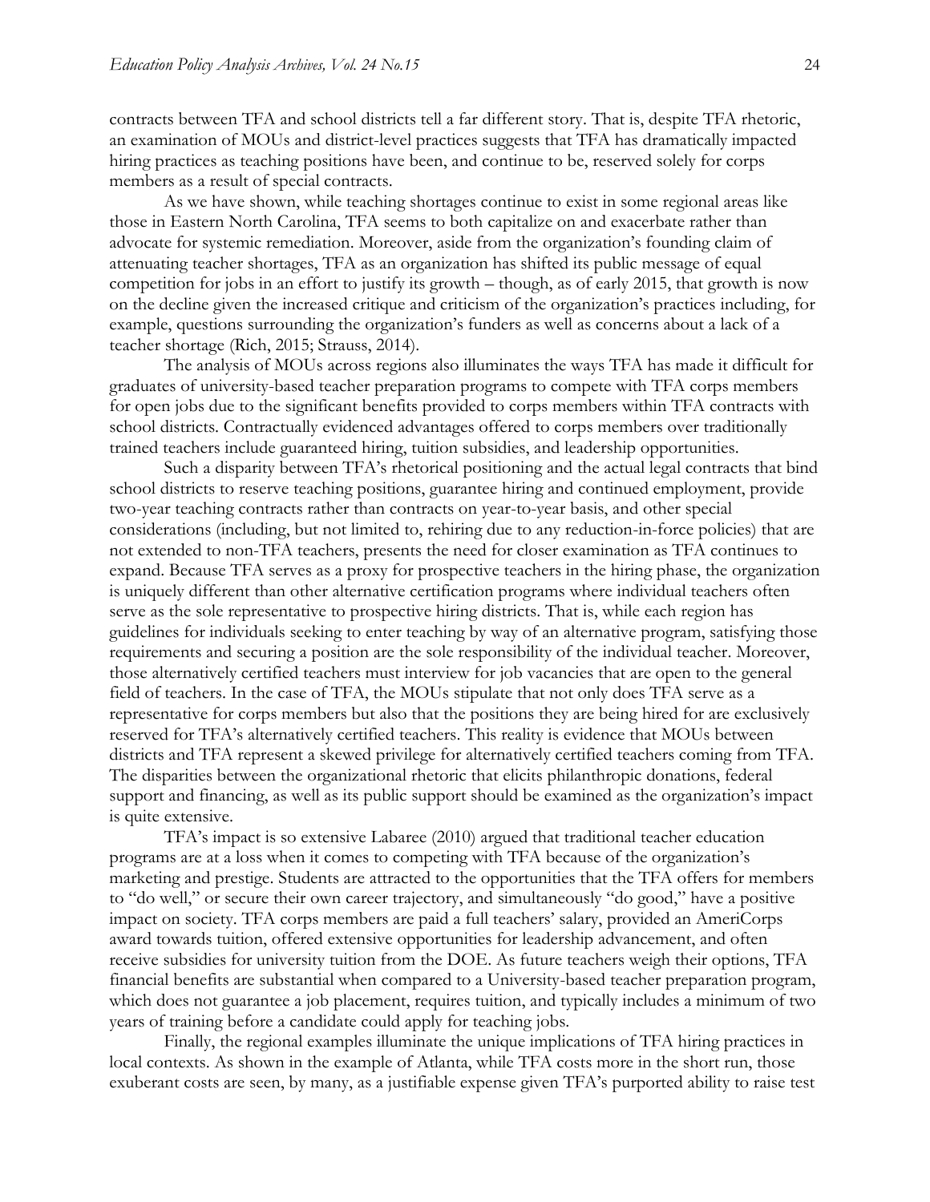contracts between TFA and school districts tell a far different story. That is, despite TFA rhetoric, an examination of MOUs and district-level practices suggests that TFA has dramatically impacted hiring practices as teaching positions have been, and continue to be, reserved solely for corps members as a result of special contracts.

As we have shown, while teaching shortages continue to exist in some regional areas like those in Eastern North Carolina, TFA seems to both capitalize on and exacerbate rather than advocate for systemic remediation. Moreover, aside from the organization's founding claim of attenuating teacher shortages, TFA as an organization has shifted its public message of equal competition for jobs in an effort to justify its growth – though, as of early 2015, that growth is now on the decline given the increased critique and criticism of the organization's practices including, for example, questions surrounding the organization's funders as well as concerns about a lack of a teacher shortage (Rich, 2015; Strauss, 2014).

The analysis of MOUs across regions also illuminates the ways TFA has made it difficult for graduates of university-based teacher preparation programs to compete with TFA corps members for open jobs due to the significant benefits provided to corps members within TFA contracts with school districts. Contractually evidenced advantages offered to corps members over traditionally trained teachers include guaranteed hiring, tuition subsidies, and leadership opportunities.

Such a disparity between TFA's rhetorical positioning and the actual legal contracts that bind school districts to reserve teaching positions, guarantee hiring and continued employment, provide two-year teaching contracts rather than contracts on year-to-year basis, and other special considerations (including, but not limited to, rehiring due to any reduction-in-force policies) that are not extended to non-TFA teachers, presents the need for closer examination as TFA continues to expand. Because TFA serves as a proxy for prospective teachers in the hiring phase, the organization is uniquely different than other alternative certification programs where individual teachers often serve as the sole representative to prospective hiring districts. That is, while each region has guidelines for individuals seeking to enter teaching by way of an alternative program, satisfying those requirements and securing a position are the sole responsibility of the individual teacher. Moreover, those alternatively certified teachers must interview for job vacancies that are open to the general field of teachers. In the case of TFA, the MOUs stipulate that not only does TFA serve as a representative for corps members but also that the positions they are being hired for are exclusively reserved for TFA's alternatively certified teachers. This reality is evidence that MOUs between districts and TFA represent a skewed privilege for alternatively certified teachers coming from TFA. The disparities between the organizational rhetoric that elicits philanthropic donations, federal support and financing, as well as its public support should be examined as the organization's impact is quite extensive.

TFA's impact is so extensive Labaree (2010) argued that traditional teacher education programs are at a loss when it comes to competing with TFA because of the organization's marketing and prestige. Students are attracted to the opportunities that the TFA offers for members to "do well," or secure their own career trajectory, and simultaneously "do good," have a positive impact on society. TFA corps members are paid a full teachers' salary, provided an AmeriCorps award towards tuition, offered extensive opportunities for leadership advancement, and often receive subsidies for university tuition from the DOE. As future teachers weigh their options, TFA financial benefits are substantial when compared to a University-based teacher preparation program, which does not guarantee a job placement, requires tuition, and typically includes a minimum of two years of training before a candidate could apply for teaching jobs.

Finally, the regional examples illuminate the unique implications of TFA hiring practices in local contexts. As shown in the example of Atlanta, while TFA costs more in the short run, those exuberant costs are seen, by many, as a justifiable expense given TFA's purported ability to raise test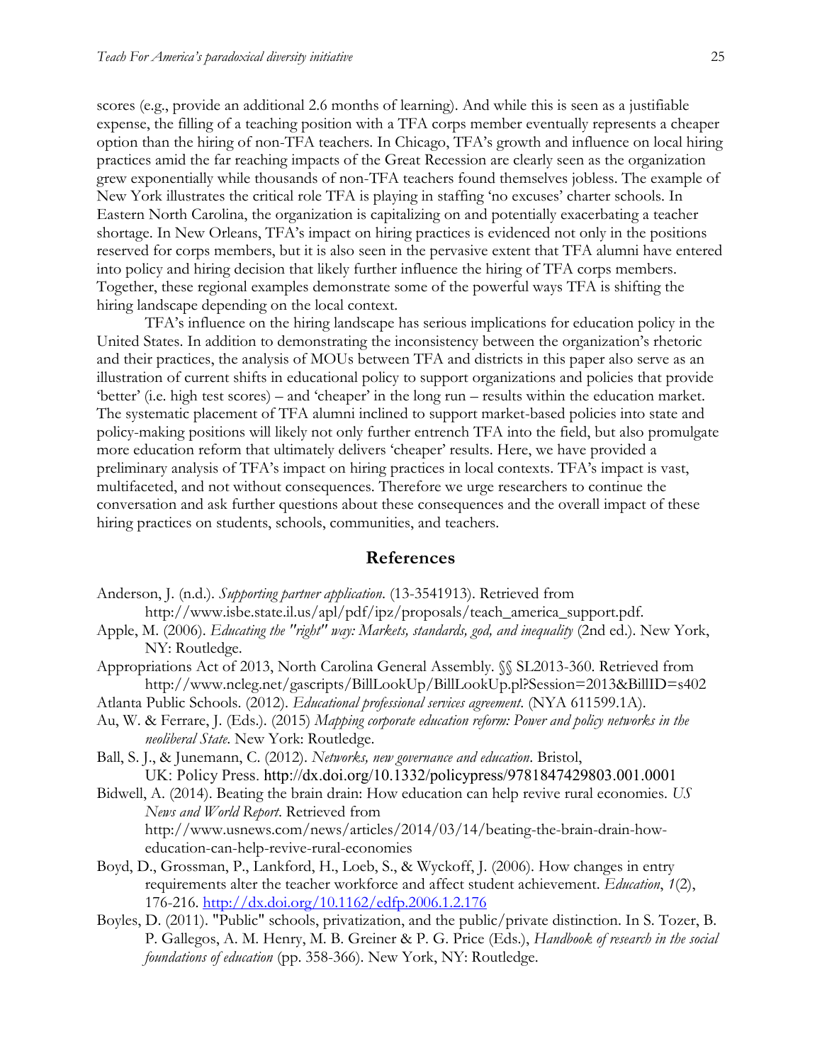scores (e.g., provide an additional 2.6 months of learning). And while this is seen as a justifiable expense, the filling of a teaching position with a TFA corps member eventually represents a cheaper option than the hiring of non-TFA teachers. In Chicago, TFA's growth and influence on local hiring practices amid the far reaching impacts of the Great Recession are clearly seen as the organization grew exponentially while thousands of non-TFA teachers found themselves jobless. The example of New York illustrates the critical role TFA is playing in staffing 'no excuses' charter schools. In Eastern North Carolina, the organization is capitalizing on and potentially exacerbating a teacher shortage. In New Orleans, TFA's impact on hiring practices is evidenced not only in the positions reserved for corps members, but it is also seen in the pervasive extent that TFA alumni have entered into policy and hiring decision that likely further influence the hiring of TFA corps members. Together, these regional examples demonstrate some of the powerful ways TFA is shifting the hiring landscape depending on the local context.

TFA's influence on the hiring landscape has serious implications for education policy in the United States. In addition to demonstrating the inconsistency between the organization's rhetoric and their practices, the analysis of MOUs between TFA and districts in this paper also serve as an illustration of current shifts in educational policy to support organizations and policies that provide 'better' (i.e. high test scores) – and 'cheaper' in the long run – results within the education market. The systematic placement of TFA alumni inclined to support market-based policies into state and policy-making positions will likely not only further entrench TFA into the field, but also promulgate more education reform that ultimately delivers 'cheaper' results. Here, we have provided a preliminary analysis of TFA's impact on hiring practices in local contexts. TFA's impact is vast, multifaceted, and not without consequences. Therefore we urge researchers to continue the conversation and ask further questions about these consequences and the overall impact of these hiring practices on students, schools, communities, and teachers.

## References

Anderson, J. (n.d.). *Supporting partner application*. (13-3541913). Retrieved from http://www.isbe.state.il.us/apl/pdf/ipz/proposals/teach_america_support.pdf.

Apple, M. (2006). *Educating the "right" way: Markets, standards, god, and inequality* (2nd ed.). New York, NY: Routledge.

Appropriations Act of 2013, North Carolina General Assembly. §§ SL2013-360. Retrieved from http://www.ncleg.net/gascripts/BillLookUp/BillLookUp.pl?Session=2013&BillID=s402

Atlanta Public Schools. (2012). *Educational professional services agreement*. (NYA 611599.1A).

Au, W. & Ferrare, J. (Eds.). (2015) *Mapping corporate education reform: Power and policy networks in the neoliberal State*. New York: Routledge.

Ball, S. J., & Junemann, C. (2012). *Networks, new governance and education*. Bristol, UK: Policy Press. http://dx.doi.org/10.1332/policypress/9781847429803.001.0001

Bidwell, A. (2014). Beating the brain drain: How education can help revive rural economies. *US News and World Report*. Retrieved from http://www.usnews.com/news/articles/2014/03/14/beating-the-brain-drain-how-education-can-help-revive-rural-economies

Boyd, D., Grossman, P., Lankford, H., Loeb, S., & Wyckoff, J. (2006). How changes in entry requirements alter the teacher workforce and affect student achievement. *Education*, *1*(2), 176-216. http://dx.doi.org/10.1162/edfp.2006.1.2.176

Boyles, D. (2011). "Public" schools, privatization, and the public/private distinction. In S. Tozer, B. P. Gallegos, A. M. Henry, M. B. Greiner & P. G. Price (Eds.), *Handbook of research in the social foundations of education* (pp. 358-366). New York, NY: Routledge.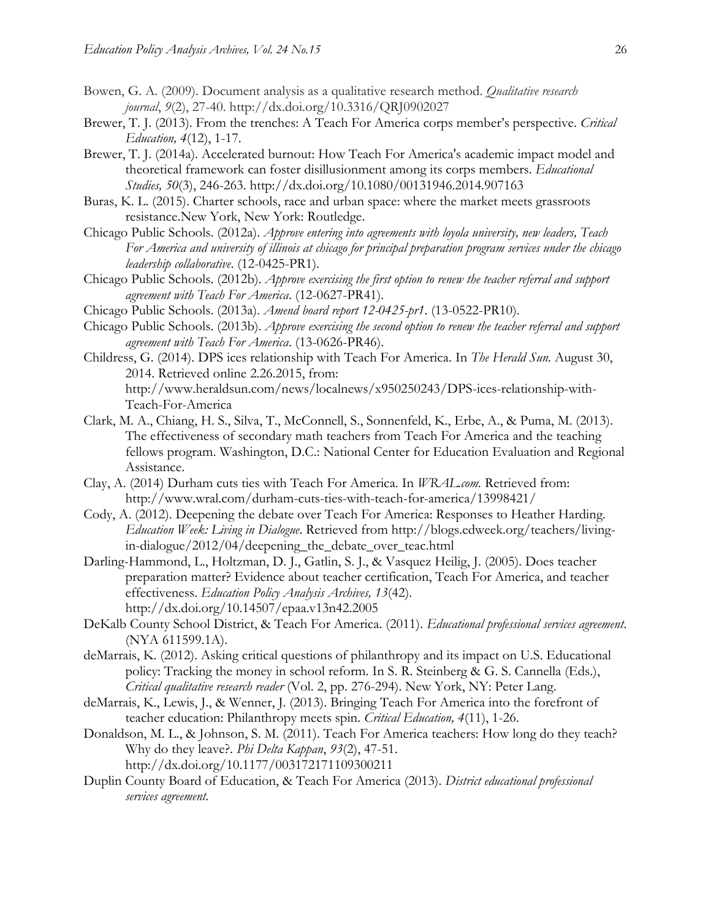Bowen, G. A. (2009). Document analysis as a qualitative research method. *Qualitative research journal*, *9*(2), 27-40. http://dx.doi.org/10.3316/QRJ0902027

Brewer, T. J. (2013). From the trenches: A Teach For America corps member's perspective. *Critical Education, 4*(12), 1-17.

Brewer, T. J. (2014a). Accelerated burnout: How Teach For America's academic impact model and theoretical framework can foster disillusionment among its corps members. *Educational Studies, 50*(3), 246-263. http://dx.doi.org/10.1080/00131946.2014.907163

Buras, K. L. (2015). Charter schools, race and urban space: where the market meets grassroots resistance.New York, New York: Routledge.

Chicago Public Schools. (2012a). *Approve entering into agreements with loyola university, new leaders, Teach For America and university of illinois at chicago for principal preparation program services under the chicago leadership collaborative*. (12-0425-PR1).

Chicago Public Schools. (2012b). *Approve exercising the first option to renew the teacher referral and support agreement with Teach For America*. (12-0627-PR41).

Chicago Public Schools. (2013a). *Amend board report 12-0425-pr1*. (13-0522-PR10).

Chicago Public Schools. (2013b). *Approve exercising the second option to renew the teacher referral and support agreement with Teach For America*. (13-0626-PR46).

Childress, G. (2014). DPS ices relationship with Teach For America. In *The Herald Sun.* August 30, 2014. Retrieved online 2.26.2015, from: http://www.heraldsun.com/news/localnews/x950250243/DPS-ices-relationship-with-Teach-For-America

Clark, M. A., Chiang, H. S., Silva, T., McConnell, S., Sonnenfeld, K., Erbe, A., & Puma, M. (2013). The effectiveness of secondary math teachers from Teach For America and the teaching fellows program. Washington, D.C.: National Center for Education Evaluation and Regional Assistance.

Clay, A. (2014) Durham cuts ties with Teach For America. In *WRAL.com.* Retrieved from: http://www.wral.com/durham-cuts-ties-with-teach-for-america/13998421/

Cody, A. (2012). Deepening the debate over Teach For America: Responses to Heather Harding. *Education Week: Living in Dialogue*. Retrieved from http://blogs.edweek.org/teachers/living-in-dialogue/2012/04/deepening_the_debate_over_teac.html

Darling-Hammond, L., Holtzman, D. J., Gatlin, S. J., & Vasquez Heilig, J. (2005). Does teacher preparation matter? Evidence about teacher certification, Teach For America, and teacher effectiveness. *Education Policy Analysis Archives, 13*(42). http://dx.doi.org/10.14507/epaa.v13n42.2005

DeKalb County School District, & Teach For America. (2011). *Educational professional services agreement*. (NYA 611599.1A).

deMarrais, K. (2012). Asking critical questions of philanthropy and its impact on U.S. Educational policy: Tracking the money in school reform. In S. R. Steinberg & G. S. Cannella (Eds.), *Critical qualitative research reader* (Vol. 2, pp. 276-294). New York, NY: Peter Lang.

deMarrais, K., Lewis, J., & Wenner, J. (2013). Bringing Teach For America into the forefront of teacher education: Philanthropy meets spin. *Critical Education, 4*(11), 1-26.

Donaldson, M. L., & Johnson, S. M. (2011). Teach For America teachers: How long do they teach? Why do they leave?. *Phi Delta Kappan*, *93*(2), 47-51. http://dx.doi.org/10.1177/003172171109300211

Duplin County Board of Education, & Teach For America (2013). *District educational professional services agreement.*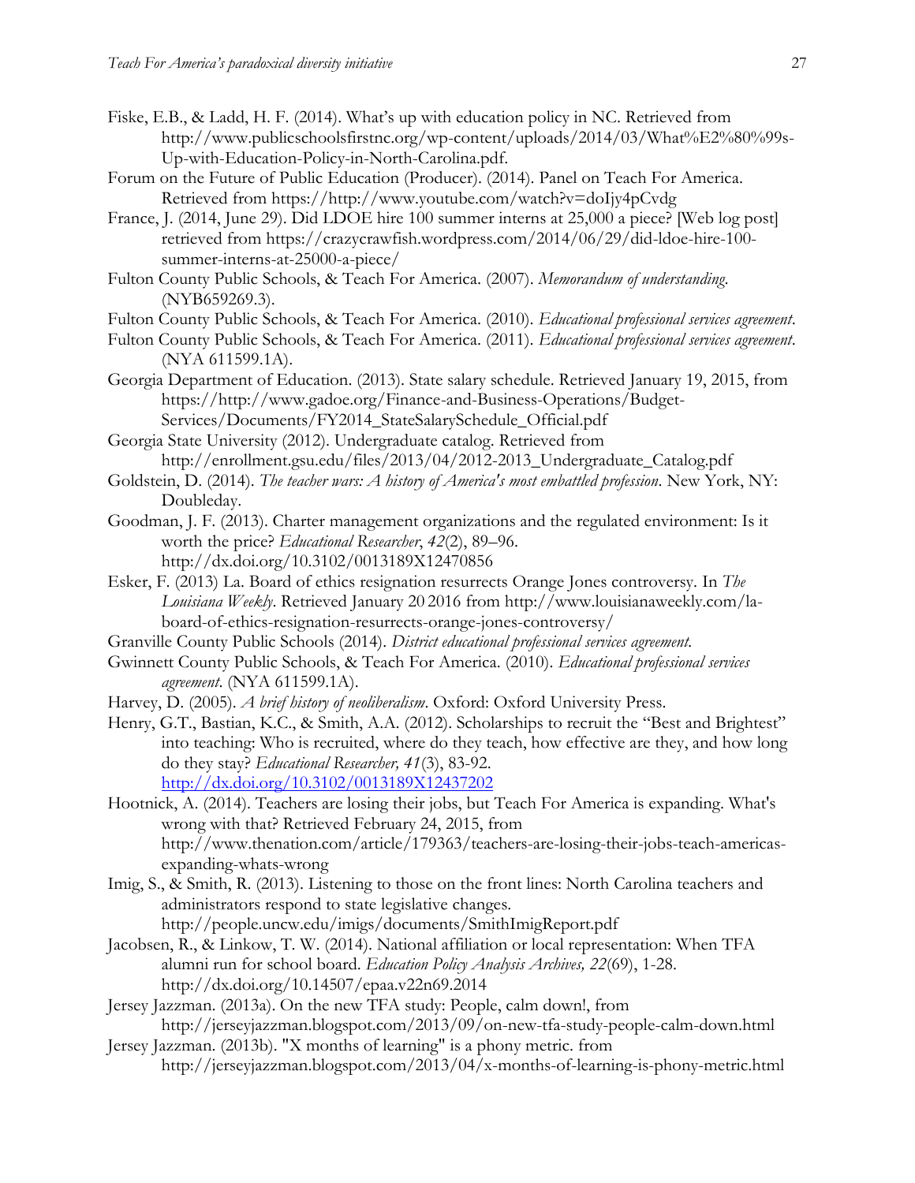Fiske, E.B., & Ladd, H. F. (2014). What's up with education policy in NC. Retrieved from http://www.publicschoolsfirstnc.org/wp-content/uploads/2014/03/What%E2%80%99s-Up-with-Education-Policy-in-North-Carolina.pdf.

Forum on the Future of Public Education (Producer). (2014). Panel on Teach For America. Retrieved from https://http://www.youtube.com/watch?v=doIjy4pCvdg

France, J. (2014, June 29). Did LDOE hire 100 summer interns at 25,000 a piece? [Web log post] retrieved from https://crazycrawfish.wordpress.com/2014/06/29/did-ldoe-hire-100-summer-interns-at-25000-a-piece/

Fulton County Public Schools, & Teach For America. (2007). *Memorandum of understanding*. (NYB659269.3).

Fulton County Public Schools, & Teach For America. (2010). *Educational professional services agreement*.

Fulton County Public Schools, & Teach For America. (2011). *Educational professional services agreement*. (NYA 611599.1A).

Georgia Department of Education. (2013). State salary schedule. Retrieved January 19, 2015, from https://http://www.gadoe.org/Finance-and-Business-Operations/Budget-Services/Documents/FY2014_StateSalarySchedule_Official.pdf

Georgia State University (2012). Undergraduate catalog. Retrieved from http://enrollment.gsu.edu/files/2013/04/2012-2013_Undergraduate_Catalog.pdf

Goldstein, D. (2014). *The teacher wars: A history of America's most embattled profession*. New York, NY: Doubleday.

Goodman, J. F. (2013). Charter management organizations and the regulated environment: Is it worth the price? *Educational Researcher*, *42*(2), 89–96. http://dx.doi.org/10.3102/0013189X12470856

Esker, F. (2013) La. Board of ethics resignation resurrects Orange Jones controversy. In *The Louisiana Weekly*. Retrieved January 20 2016 from http://www.louisianaweekly.com/la-board-of-ethics-resignation-resurrects-orange-jones-controversy/

Granville County Public Schools (2014). *District educational professional services agreement.*

Gwinnett County Public Schools, & Teach For America. (2010). *Educational professional services agreement*. (NYA 611599.1A).

Harvey, D. (2005). *A brief history of neoliberalism*. Oxford: Oxford University Press.

Henry, G.T., Bastian, K.C., & Smith, A.A. (2012). Scholarships to recruit the "Best and Brightest" into teaching: Who is recruited, where do they teach, how effective are they, and how long do they stay? *Educational Researcher, 41*(3), 83-92. http://dx.doi.org/10.3102/0013189X12437202

Hootnick, A. (2014). Teachers are losing their jobs, but Teach For America is expanding. What's wrong with that? Retrieved February 24, 2015, from http://www.thenation.com/article/179363/teachers-are-losing-their-jobs-teach-americas-expanding-whats-wrong

Imig, S., & Smith, R. (2013). Listening to those on the front lines: North Carolina teachers and administrators respond to state legislative changes. http://people.uncw.edu/imigs/documents/SmithImigReport.pdf

Jacobsen, R., & Linkow, T. W. (2014). National affiliation or local representation: When TFA alumni run for school board. *Education Policy Analysis Archives, 22*(69), 1-28. http://dx.doi.org/10.14507/epaa.v22n69.2014

Jersey Jazzman. (2013a). On the new TFA study: People, calm down!, from http://jerseyjazzman.blogspot.com/2013/09/on-new-tfa-study-people-calm-down.html

Jersey Jazzman. (2013b). "X months of learning" is a phony metric. from http://jerseyjazzman.blogspot.com/2013/04/x-months-of-learning-is-phony-metric.html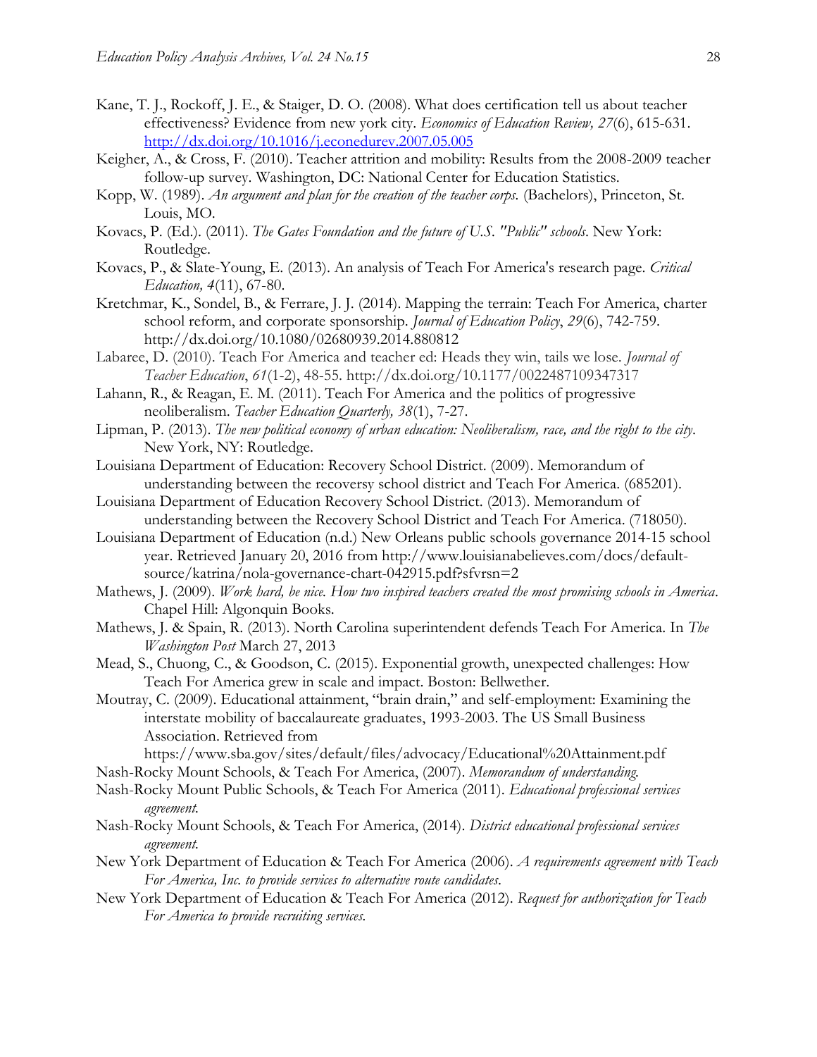Kane, T. J., Rockoff, J. E., & Staiger, D. O. (2008). What does certification tell us about teacher effectiveness? Evidence from new york city. *Economics of Education Review, 27*(6), 615-631. http://dx.doi.org/10.1016/j.econedurev.2007.05.005

Keigher, A., & Cross, F. (2010). Teacher attrition and mobility: Results from the 2008-2009 teacher follow-up survey. Washington, DC: National Center for Education Statistics.

Kopp, W. (1989). *An argument and plan for the creation of the teacher corps.* (Bachelors), Princeton, St. Louis, MO.

Kovacs, P. (Ed.). (2011). *The Gates Foundation and the future of U.S. "Public" schools*. New York: Routledge.

Kovacs, P., & Slate-Young, E. (2013). An analysis of Teach For America's research page. *Critical Education, 4*(11), 67-80.

Kretchmar, K., Sondel, B., & Ferrare, J. J. (2014). Mapping the terrain: Teach For America, charter school reform, and corporate sponsorship. *Journal of Education Policy*, *29*(6), 742-759. http://dx.doi.org/10.1080/02680939.2014.880812

Labaree, D. (2010). Teach For America and teacher ed: Heads they win, tails we lose. *Journal of Teacher Education*, *61*(1-2), 48-55. http://dx.doi.org/10.1177/0022487109347317

Lahann, R., & Reagan, E. M. (2011). Teach For America and the politics of progressive neoliberalism. *Teacher Education Quarterly, 38*(1), 7-27.

Lipman, P. (2013). *The new political economy of urban education: Neoliberalism, race, and the right to the city*. New York, NY: Routledge.

Louisiana Department of Education: Recovery School District. (2009). Memorandum of understanding between the recoversy school district and Teach For America. (685201).

Louisiana Department of Education Recovery School District. (2013). Memorandum of understanding between the Recovery School District and Teach For America. (718050).

Louisiana Department of Education (n.d.) New Orleans public schools governance 2014-15 school year. Retrieved January 20, 2016 from http://www.louisianabelieves.com/docs/default-source/katrina/nola-governance-chart-042915.pdf?sfvrsn=2

Mathews, J. (2009). *Work hard, be nice. How two inspired teachers created the most promising schools in America*. Chapel Hill: Algonquin Books.

Mathews, J. & Spain, R. (2013). North Carolina superintendent defends Teach For America. In *The Washington Post* March 27, 2013

Mead, S., Chuong, C., & Goodson, C. (2015). Exponential growth, unexpected challenges: How Teach For America grew in scale and impact. Boston: Bellwether.

Moutray, C. (2009). Educational attainment, "brain drain," and self-employment: Examining the interstate mobility of baccalaureate graduates, 1993-2003. The US Small Business Association. Retrieved from https://www.sba.gov/sites/default/files/advocacy/Educational%20Attainment.pdf

Nash-Rocky Mount Schools, & Teach For America, (2007). *Memorandum of understanding.*

Nash-Rocky Mount Public Schools, & Teach For America (2011). *Educational professional services agreement.*

Nash-Rocky Mount Schools, & Teach For America, (2014). *District educational professional services agreement.*

New York Department of Education & Teach For America (2006). *A requirements agreement with Teach For America, Inc. to provide services to alternative route candidates*.

New York Department of Education & Teach For America (2012). *Request for authorization for Teach For America to provide recruiting services.*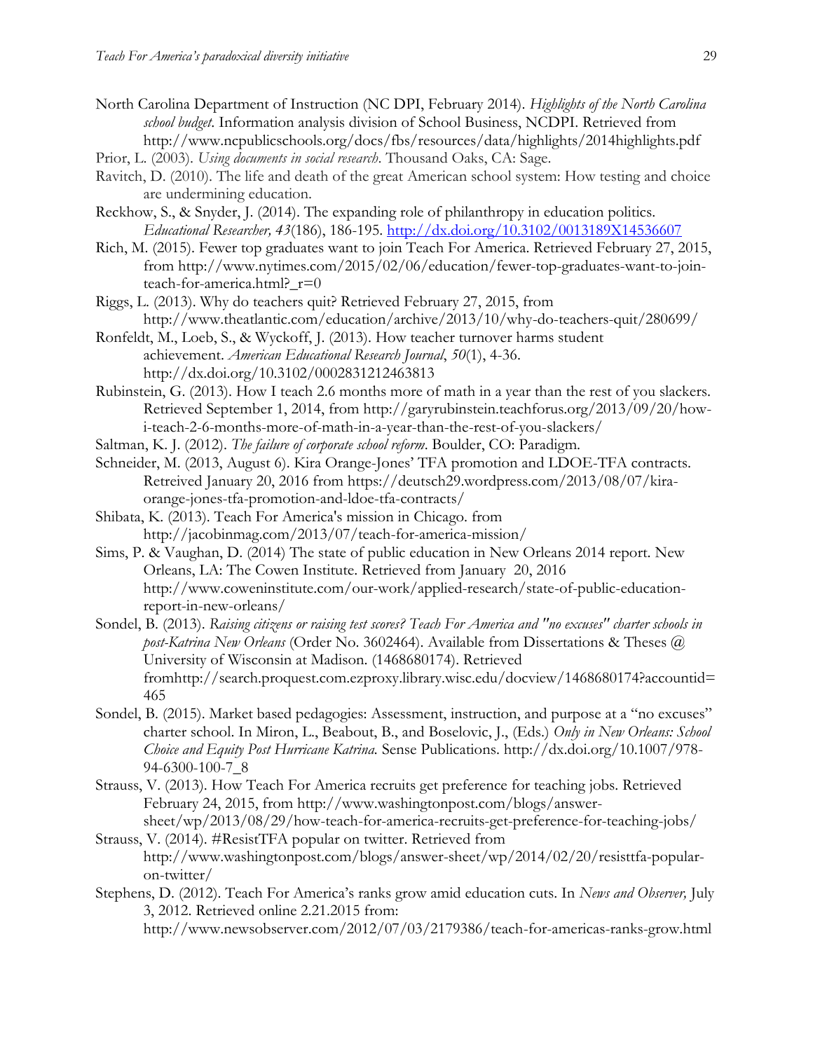North Carolina Department of Instruction (NC DPI, February 2014). *Highlights of the North Carolina school budget*. Information analysis division of School Business, NCDPI. Retrieved from http://www.ncpublicschools.org/docs/fbs/resources/data/highlights/2014highlights.pdf

Prior, L. (2003). *Using documents in social research*. Thousand Oaks, CA: Sage.

Ravitch, D. (2010). The life and death of the great American school system: How testing and choice are undermining education.

Reckhow, S., & Snyder, J. (2014). The expanding role of philanthropy in education politics. *Educational Researcher, 43*(186), 186-195. http://dx.doi.org/10.3102/0013189X14536607

Rich, M. (2015). Fewer top graduates want to join Teach For America. Retrieved February 27, 2015, from http://www.nytimes.com/2015/02/06/education/fewer-top-graduates-want-to-join-teach-for-america.html?_r=0

Riggs, L. (2013). Why do teachers quit? Retrieved February 27, 2015, from http://www.theatlantic.com/education/archive/2013/10/why-do-teachers-quit/280699/

Ronfeldt, M., Loeb, S., & Wyckoff, J. (2013). How teacher turnover harms student achievement. *American Educational Research Journal*, *50*(1), 4-36. http://dx.doi.org/10.3102/0002831212463813

Rubinstein, G. (2013). How I teach 2.6 months more of math in a year than the rest of you slackers. Retrieved September 1, 2014, from http://garyrubinstein.teachforus.org/2013/09/20/how-i-teach-2-6-months-more-of-math-in-a-year-than-the-rest-of-you-slackers/

Saltman, K. J. (2012). *The failure of corporate school reform*. Boulder, CO: Paradigm.

Schneider, M. (2013, August 6). Kira Orange-Jones' TFA promotion and LDOE-TFA contracts. Retreived January 20, 2016 from https://deutsch29.wordpress.com/2013/08/07/kira-orange-jones-tfa-promotion-and-ldoe-tfa-contracts/

Shibata, K. (2013). Teach For America's mission in Chicago. from http://jacobinmag.com/2013/07/teach-for-america-mission/

Sims, P. & Vaughan, D. (2014) The state of public education in New Orleans 2014 report. New Orleans, LA: The Cowen Institute. Retrieved from January 20, 2016 http://www.coweninstitute.com/our-work/applied-research/state-of-public-education-report-in-new-orleans/

Sondel, B. (2013). *Raising citizens or raising test scores? Teach For America and "no excuses" charter schools in post-Katrina New Orleans* (Order No. 3602464). Available from Dissertations & Theses @ University of Wisconsin at Madison. (1468680174). Retrieved fromhttp://search.proquest.com.ezproxy.library.wisc.edu/docview/1468680174?accountid=465

Sondel, B. (2015). Market based pedagogies: Assessment, instruction, and purpose at a "no excuses" charter school. In Miron, L., Beabout, B., and Boselovic, J., (Eds.) *Only in New Orleans: School Choice and Equity Post Hurricane Katrina.* Sense Publications. http://dx.doi.org/10.1007/978-94-6300-100-7_8

Strauss, V. (2013). How Teach For America recruits get preference for teaching jobs. Retrieved February 24, 2015, from http://www.washingtonpost.com/blogs/answer-sheet/wp/2013/08/29/how-teach-for-america-recruits-get-preference-for-teaching-jobs/

Strauss, V. (2014). #ResistTFA popular on twitter. Retrieved from http://www.washingtonpost.com/blogs/answer-sheet/wp/2014/02/20/resisttfa-popular-on-twitter/

Stephens, D. (2012). Teach For America's ranks grow amid education cuts. In *News and Observer,* July 3, 2012. Retrieved online 2.21.2015 from: http://www.newsobserver.com/2012/07/03/2179386/teach-for-americas-ranks-grow.html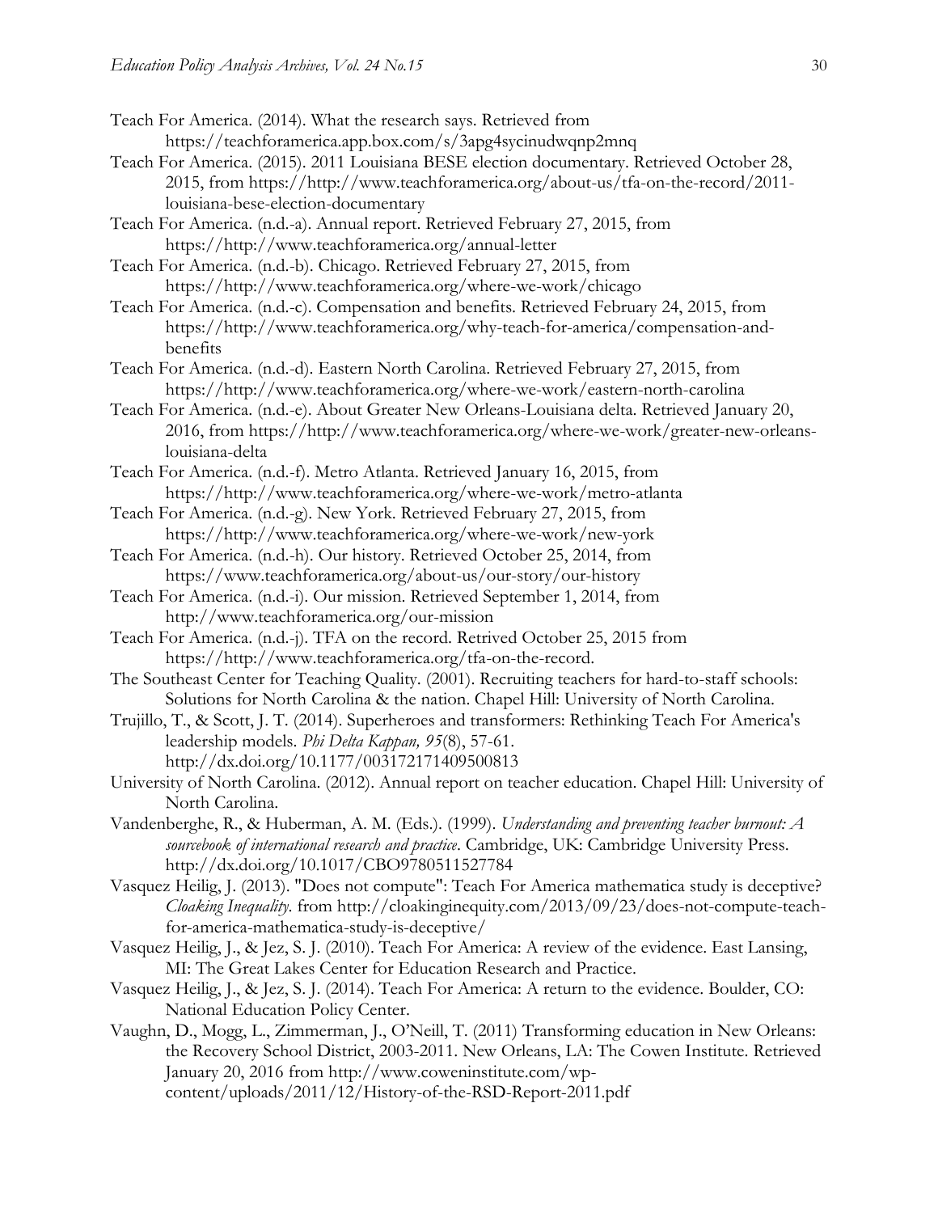Teach For America. (2014). What the research says. Retrieved from https://teachforamerica.app.box.com/s/3apg4sycinudwqnp2mnq

Teach For America. (2015). 2011 Louisiana BESE election documentary. Retrieved October 28, 2015, from https://http://www.teachforamerica.org/about-us/tfa-on-the-record/2011-louisiana-bese-election-documentary

Teach For America. (n.d.-a). Annual report. Retrieved February 27, 2015, from https://http://www.teachforamerica.org/annual-letter

Teach For America. (n.d.-b). Chicago. Retrieved February 27, 2015, from https://http://www.teachforamerica.org/where-we-work/chicago

Teach For America. (n.d.-c). Compensation and benefits. Retrieved February 24, 2015, from https://http://www.teachforamerica.org/why-teach-for-america/compensation-and-benefits

Teach For America. (n.d.-d). Eastern North Carolina. Retrieved February 27, 2015, from https://http://www.teachforamerica.org/where-we-work/eastern-north-carolina

Teach For America. (n.d.-e). About Greater New Orleans-Louisiana delta. Retrieved January 20, 2016, from https://http://www.teachforamerica.org/where-we-work/greater-new-orleans-louisiana-delta

Teach For America. (n.d.-f). Metro Atlanta. Retrieved January 16, 2015, from https://http://www.teachforamerica.org/where-we-work/metro-atlanta

Teach For America. (n.d.-g). New York. Retrieved February 27, 2015, from https://http://www.teachforamerica.org/where-we-work/new-york

Teach For America. (n.d.-h). Our history. Retrieved October 25, 2014, from https://www.teachforamerica.org/about-us/our-story/our-history

Teach For America. (n.d.-i). Our mission. Retrieved September 1, 2014, from http://www.teachforamerica.org/our-mission

Teach For America. (n.d.-j). TFA on the record. Retrived October 25, 2015 from https://http://www.teachforamerica.org/tfa-on-the-record.

The Southeast Center for Teaching Quality. (2001). Recruiting teachers for hard-to-staff schools: Solutions for North Carolina & the nation. Chapel Hill: University of North Carolina.

Trujillo, T., & Scott, J. T. (2014). Superheroes and transformers: Rethinking Teach For America's leadership models. *Phi Delta Kappan, 95*(8), 57-61. http://dx.doi.org/10.1177/003172171409500813

University of North Carolina. (2012). Annual report on teacher education. Chapel Hill: University of North Carolina.

Vandenberghe, R., & Huberman, A. M. (Eds.). (1999). *Understanding and preventing teacher burnout: A sourcebook of international research and practice*. Cambridge, UK: Cambridge University Press. http://dx.doi.org/10.1017/CBO9780511527784

Vasquez Heilig, J. (2013). "Does not compute": Teach For America mathematica study is deceptive? *Cloaking Inequality*. from http://cloakinginequity.com/2013/09/23/does-not-compute-teach-for-america-mathematica-study-is-deceptive/

Vasquez Heilig, J., & Jez, S. J. (2010). Teach For America: A review of the evidence. East Lansing, MI: The Great Lakes Center for Education Research and Practice.

Vasquez Heilig, J., & Jez, S. J. (2014). Teach For America: A return to the evidence. Boulder, CO: National Education Policy Center.

Vaughn, D., Mogg, L., Zimmerman, J., O'Neill, T. (2011) Transforming education in New Orleans: the Recovery School District, 2003-2011. New Orleans, LA: The Cowen Institute. Retrieved January 20, 2016 from http://www.coweninstitute.com/wp-content/uploads/2011/12/History-of-the-RSD-Report-2011.pdf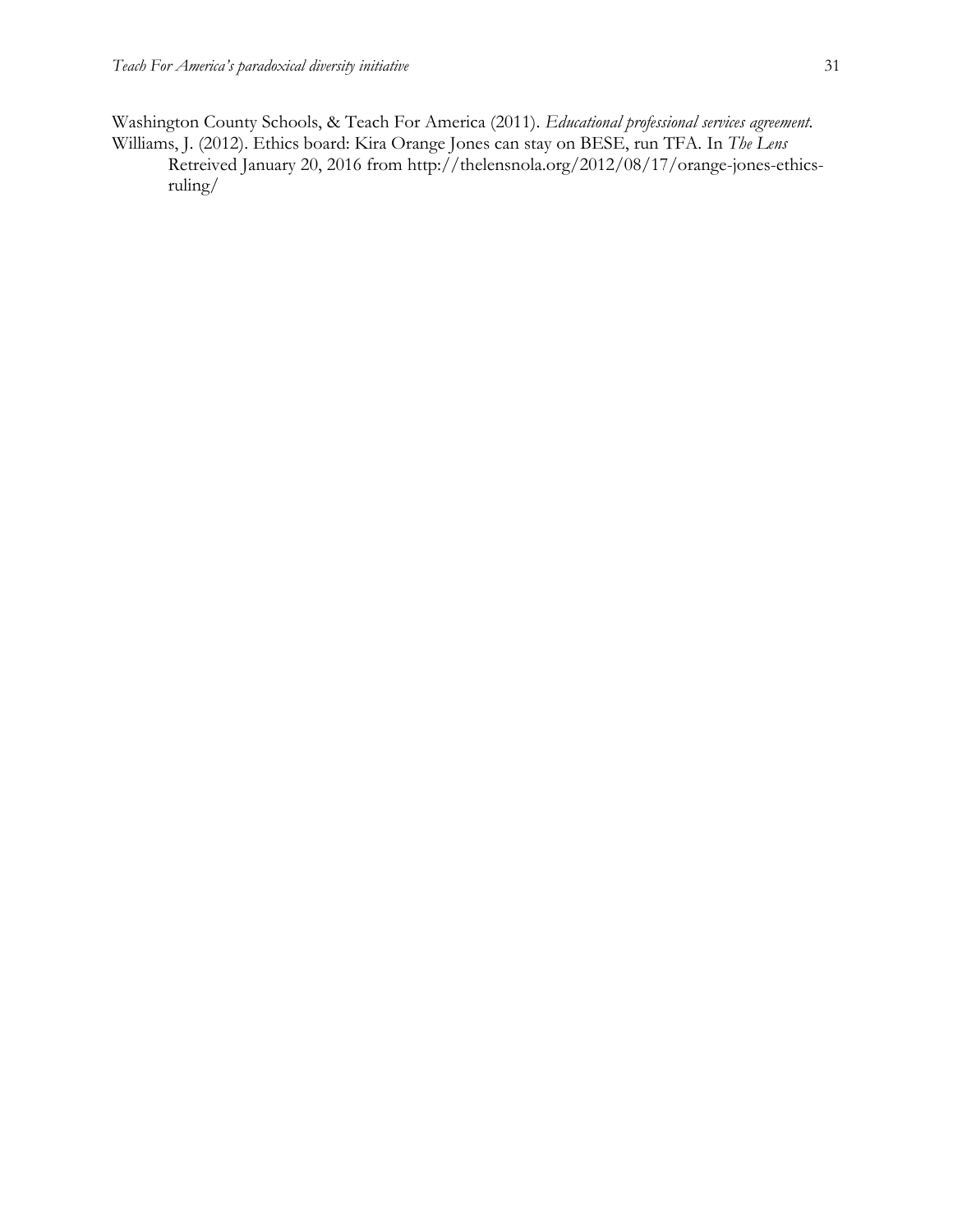Washington County Schools, & Teach For America (2011). *Educational professional services agreement.*

Williams, J. (2012). Ethics board: Kira Orange Jones can stay on BESE, run TFA. In *The Lens* Retreived January 20, 2016 from http://thelensnola.org/2012/08/17/orange-jones-ethics-ruling/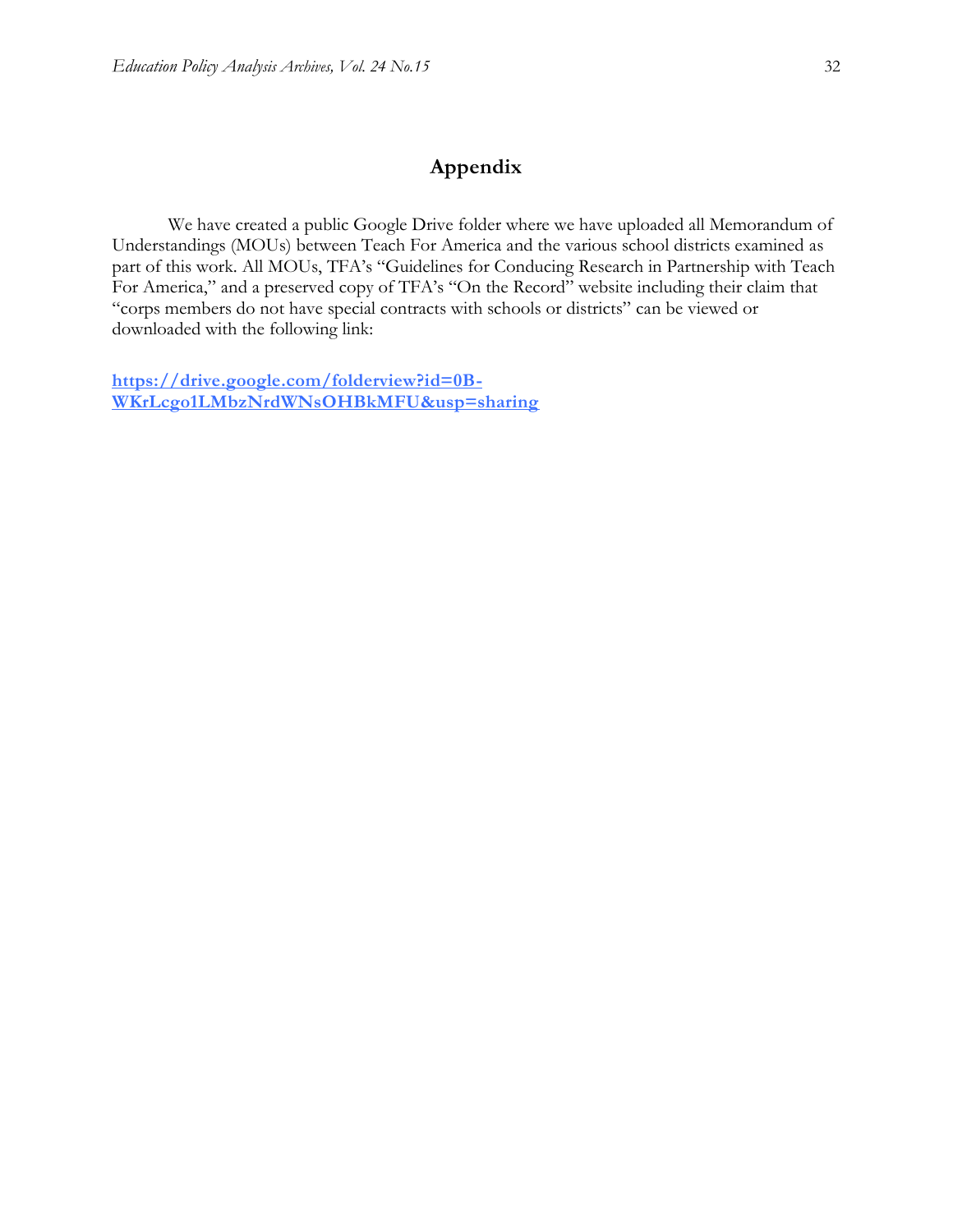## Appendix

We have created a public Google Drive folder where we have uploaded all Memorandum of Understandings (MOUs) between Teach For America and the various school districts examined as part of this work. All MOUs, TFA's "Guidelines for Conducing Research in Partnership with Teach For America," and a preserved copy of TFA's "On the Record" website including their claim that "corps members do not have special contracts with schools or districts" can be viewed or downloaded with the following link:

**https://drive.google.com/folderview?id=0B-WKrLcgo1LMbzNrdWNsOHBkMFU&usp=sharing**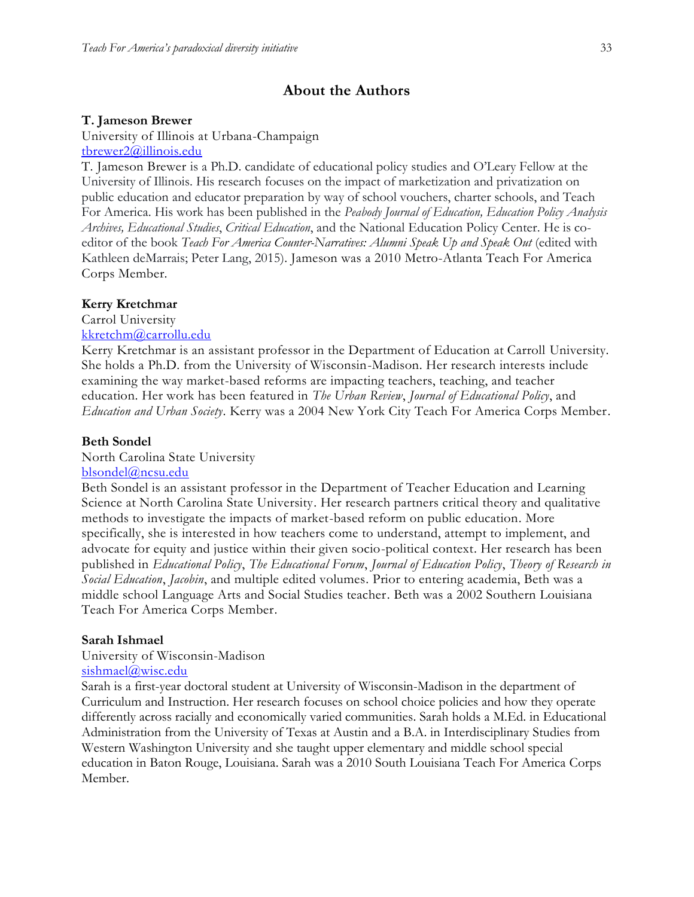## About the Authors

**T. Jameson Brewer**
University of Illinois at Urbana-Champaign
tbrewer2@illinois.edu
T. Jameson Brewer is a Ph.D. candidate of educational policy studies and O'Leary Fellow at the University of Illinois. His research focuses on the impact of marketization and privatization on public education and educator preparation by way of school vouchers, charter schools, and Teach For America. His work has been published in the *Peabody Journal of Education, Education Policy Analysis Archives, Educational Studies*, *Critical Education*, and the National Education Policy Center. He is co-editor of the book *Teach For America Counter-Narratives: Alumni Speak Up and Speak Out* (edited with Kathleen deMarrais; Peter Lang, 2015). Jameson was a 2010 Metro-Atlanta Teach For America Corps Member.

**Kerry Kretchmar**
Carrol University
kkretchm@carrollu.edu
Kerry Kretchmar is an assistant professor in the Department of Education at Carroll University. She holds a Ph.D. from the University of Wisconsin-Madison. Her research interests include examining the way market-based reforms are impacting teachers, teaching, and teacher education. Her work has been featured in *The Urban Review*, *Journal of Educational Policy*, and *Education and Urban Society*. Kerry was a 2004 New York City Teach For America Corps Member.

**Beth Sondel**
North Carolina State University
blsondel@ncsu.edu
Beth Sondel is an assistant professor in the Department of Teacher Education and Learning Science at North Carolina State University. Her research partners critical theory and qualitative methods to investigate the impacts of market-based reform on public education. More specifically, she is interested in how teachers come to understand, attempt to implement, and advocate for equity and justice within their given socio-political context. Her research has been published in *Educational Policy*, *The Educational Forum*, *Journal of Education Policy*, *Theory of Research in Social Education*, *Jacobin*, and multiple edited volumes. Prior to entering academia, Beth was a middle school Language Arts and Social Studies teacher. Beth was a 2002 Southern Louisiana Teach For America Corps Member.

**Sarah Ishmael**
University of Wisconsin-Madison
sishmael@wisc.edu
Sarah is a first-year doctoral student at University of Wisconsin-Madison in the department of Curriculum and Instruction. Her research focuses on school choice policies and how they operate differently across racially and economically varied communities. Sarah holds a M.Ed. in Educational Administration from the University of Texas at Austin and a B.A. in Interdisciplinary Studies from Western Washington University and she taught upper elementary and middle school special education in Baton Rouge, Louisiana. Sarah was a 2010 South Louisiana Teach For America Corps Member.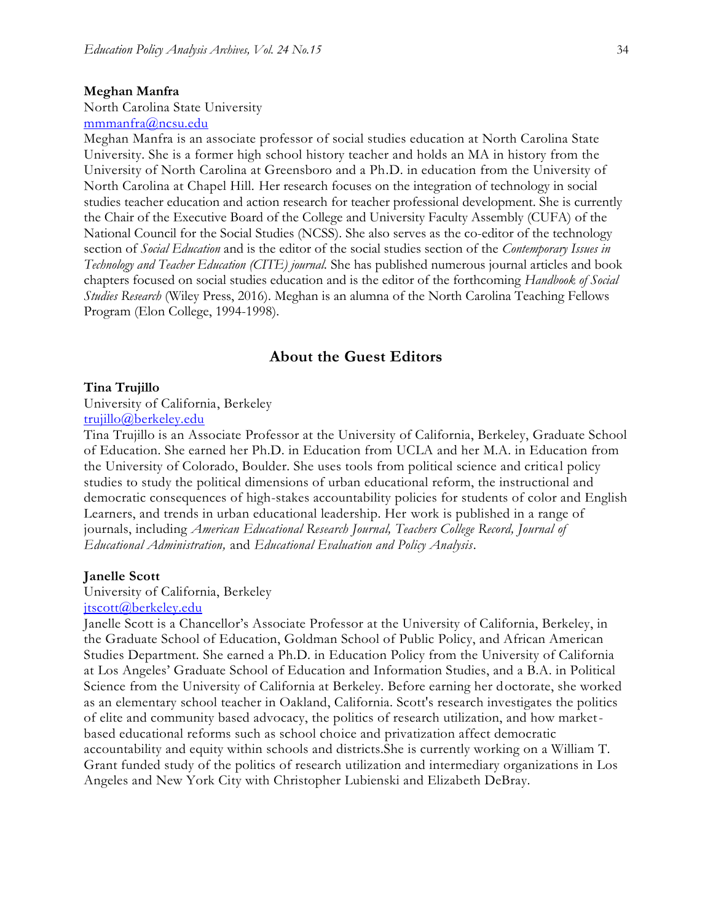**Meghan Manfra**
North Carolina State University
mmmanfra@ncsu.edu
Meghan Manfra is an associate professor of social studies education at North Carolina State University. She is a former high school history teacher and holds an MA in history from the University of North Carolina at Greensboro and a Ph.D. in education from the University of North Carolina at Chapel Hill. Her research focuses on the integration of technology in social studies teacher education and action research for teacher professional development. She is currently the Chair of the Executive Board of the College and University Faculty Assembly (CUFA) of the National Council for the Social Studies (NCSS). She also serves as the co-editor of the technology section of *Social Education* and is the editor of the social studies section of the *Contemporary Issues in Technology and Teacher Education (CITE) journal*. She has published numerous journal articles and book chapters focused on social studies education and is the editor of the forthcoming *Handbook of Social Studies Research* (Wiley Press, 2016). Meghan is an alumna of the North Carolina Teaching Fellows Program (Elon College, 1994-1998).

## About the Guest Editors

**Tina Trujillo**
University of California, Berkeley
trujillo@berkeley.edu
Tina Trujillo is an Associate Professor at the University of California, Berkeley, Graduate School of Education. She earned her Ph.D. in Education from UCLA and her M.A. in Education from the University of Colorado, Boulder. She uses tools from political science and critical policy studies to study the political dimensions of urban educational reform, the instructional and democratic consequences of high-stakes accountability policies for students of color and English Learners, and trends in urban educational leadership. Her work is published in a range of journals, including *American Educational Research Journal, Teachers College Record, Journal of Educational Administration,* and *Educational Evaluation and Policy Analysis*.

**Janelle Scott**
University of California, Berkeley
jtscott@berkeley.edu
Janelle Scott is a Chancellor's Associate Professor at the University of California, Berkeley, in the Graduate School of Education, Goldman School of Public Policy, and African American Studies Department. She earned a Ph.D. in Education Policy from the University of California at Los Angeles' Graduate School of Education and Information Studies, and a B.A. in Political Science from the University of California at Berkeley. Before earning her doctorate, she worked as an elementary school teacher in Oakland, California. Scott's research investigates the politics of elite and community based advocacy, the politics of research utilization, and how market-based educational reforms such as school choice and privatization affect democratic accountability and equity within schools and districts.She is currently working on a William T. Grant funded study of the politics of research utilization and intermediary organizations in Los Angeles and New York City with Christopher Lubienski and Elizabeth DeBray.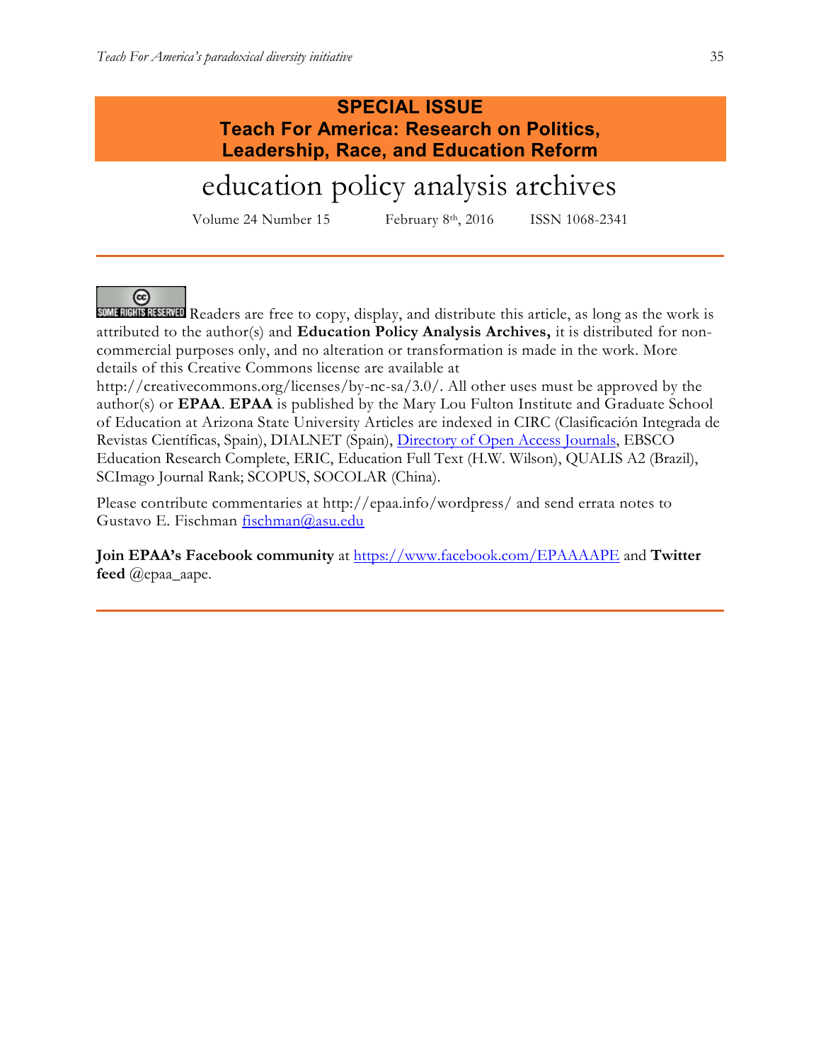**SPECIAL ISSUE**
**Teach For America: Research on Politics, Leadership, Race, and Education Reform**

# education policy analysis archives

Volume 24 Number 15 February 8th, 2016 ISSN 1068-2341

SOME RIGHTS RESERVED Readers are free to copy, display, and distribute this article, as long as the work is attributed to the author(s) and **Education Policy Analysis Archives,** it is distributed for non-commercial purposes only, and no alteration or transformation is made in the work. More details of this Creative Commons license are available at http://creativecommons.org/licenses/by-nc-sa/3.0/. All other uses must be approved by the author(s) or **EPAA**. **EPAA** is published by the Mary Lou Fulton Institute and Graduate School of Education at Arizona State University Articles are indexed in CIRC (Clasificación Integrada de Revistas Científicas, Spain), DIALNET (Spain), Directory of Open Access Journals, EBSCO Education Research Complete, ERIC, Education Full Text (H.W. Wilson), QUALIS A2 (Brazil), SCImago Journal Rank; SCOPUS, SOCOLAR (China).

Please contribute commentaries at http://epaa.info/wordpress/ and send errata notes to Gustavo E. Fischman fischman@asu.edu

**Join EPAA's Facebook community** at https://www.facebook.com/EPAAAAPE and **Twitter feed** @epaa_aape.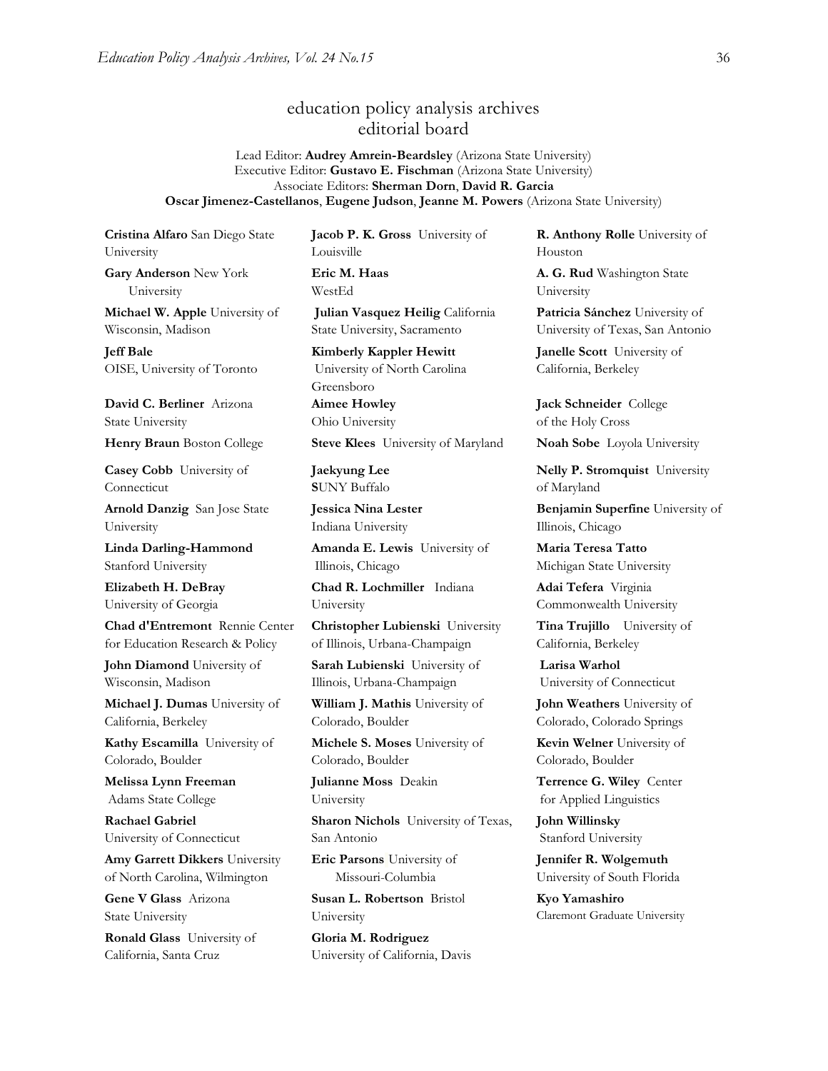# education policy analysis archives
## editorial board

Lead Editor: **Audrey Amrein-Beardsley** (Arizona State University)
Executive Editor: **Gustavo E. Fischman** (Arizona State University)
Associate Editors: **Sherman Dorn**, **David R. Garcia**
**Oscar Jimenez-Castellanos**, **Eugene Judson**, **Jeanne M. Powers** (Arizona State University)

**Cristina Alfaro** San Diego State University

**Gary Anderson** New York University

**Michael W. Apple** University of Wisconsin, Madison

**Jeff Bale** OISE, University of Toronto

**David C. Berliner** Arizona State University

**Henry Braun** Boston College

**Casey Cobb** University of Connecticut

**Arnold Danzig** San Jose State University

**Linda Darling-Hammond** Stanford University

**Elizabeth H. DeBray** University of Georgia

**Chad d'Entremont** Rennie Center for Education Research & Policy

**John Diamond** University of Wisconsin, Madison

**Michael J. Dumas** University of California, Berkeley

**Kathy Escamilla** University of Colorado, Boulder

**Melissa Lynn Freeman** Adams State College

**Rachael Gabriel** University of Connecticut

**Amy Garrett Dikkers** University of North Carolina, Wilmington

**Gene V Glass** Arizona State University

**Ronald Glass** University of California, Santa Cruz

**Jacob P. K. Gross** University of Louisville

**Eric M. Haas** WestEd

**Julian Vasquez Heilig** California State University, Sacramento

**Kimberly Kappler Hewitt** University of North Carolina Greensboro

**Aimee Howley** Ohio University

**Steve Klees** University of Maryland

**Jaekyung Lee** SUNY Buffalo

**Jessica Nina Lester** Indiana University

**Amanda E. Lewis** University of Illinois, Chicago

**Chad R. Lochmiller** Indiana University

**Christopher Lubienski** University of Illinois, Urbana-Champaign

**Sarah Lubienski** University of Illinois, Urbana-Champaign

**William J. Mathis** University of Colorado, Boulder

**Michele S. Moses** University of Colorado, Boulder

**Julianne Moss** Deakin University

**Sharon Nichols** University of Texas, San Antonio

**Eric Parsons** University of Missouri-Columbia

**Susan L. Robertson** Bristol University

**Gloria M. Rodriguez** University of California, Davis

**R. Anthony Rolle** University of Houston

**A. G. Rud** Washington State University

**Patricia Sánchez** University of University of Texas, San Antonio

**Janelle Scott** University of California, Berkeley

**Jack Schneider** College of the Holy Cross

**Noah Sobe** Loyola University

**Nelly P. Stromquist** University of Maryland

**Benjamin Superfine** University of Illinois, Chicago

**Maria Teresa Tatto** Michigan State University

**Adai Tefera** Virginia Commonwealth University

**Tina Trujillo** University of California, Berkeley

**Larisa Warhol** University of Connecticut

**John Weathers** University of Colorado, Colorado Springs

**Kevin Welner** University of Colorado, Boulder

**Terrence G. Wiley** Center for Applied Linguistics

**John Willinsky** Stanford University

**Jennifer R. Wolgemuth** University of South Florida

**Kyo Yamashiro** Claremont Graduate University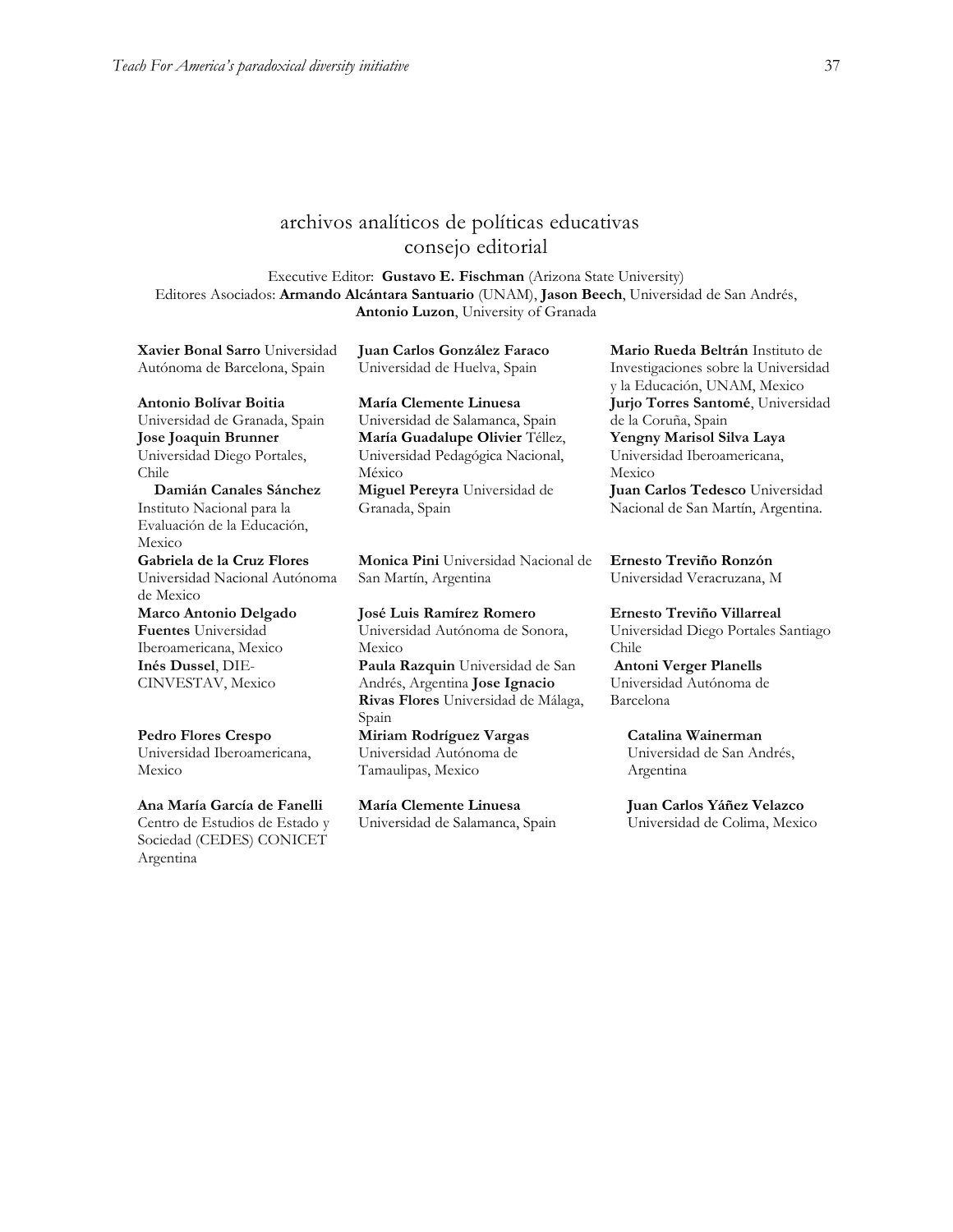## archivos analíticos de políticas educativas
## consejo editorial

Executive Editor: **Gustavo E. Fischman** (Arizona State University)
Editores Asociados: **Armando Alcántara Santuario** (UNAM), **Jason Beech**, Universidad de San Andrés, **Antonio Luzon**, University of Granada

**Xavier Bonal Sarro** Universidad Autónoma de Barcelona, Spain

**Antonio Bolívar Boitia** Universidad de Granada, Spain

**Jose Joaquin Brunner** Universidad Diego Portales, Chile

**Damián Canales Sánchez** Instituto Nacional para la Evaluación de la Educación, Mexico

**Gabriela de la Cruz Flores** Universidad Nacional Autónoma de Mexico

**Marco Antonio Delgado Fuentes** Universidad Iberoamericana, Mexico

**Inés Dussel**, DIE-CINVESTAV, Mexico

**Pedro Flores Crespo** Universidad Iberoamericana, Mexico

**Ana María García de Fanelli** Centro de Estudios de Estado y Sociedad (CEDES) CONICET Argentina

**Juan Carlos González Faraco** Universidad de Huelva, Spain

**María Clemente Linuesa** Universidad de Salamanca, Spain

**María Guadalupe Olivier** Téllez, Universidad Pedagógica Nacional, México

**Miguel Pereyra** Universidad de Granada, Spain

**Monica Pini** Universidad Nacional de San Martín, Argentina

**José Luis Ramírez Romero** Universidad Autónoma de Sonora, Mexico

**Paula Razquin** Universidad de San Andrés, Argentina

**Jose Ignacio Rivas Flores** Universidad de Málaga, Spain

**Miriam Rodríguez Vargas** Universidad Autónoma de Tamaulipas, Mexico

**María Clemente Linuesa** Universidad de Salamanca, Spain

**Mario Rueda Beltrán** Instituto de Investigaciones sobre la Universidad y la Educación, UNAM, Mexico

**Jurjo Torres Santomé**, Universidad de la Coruña, Spain

**Yengny Marisol Silva Laya** Universidad Iberoamericana, Mexico

**Juan Carlos Tedesco** Universidad Nacional de San Martín, Argentina.

**Ernesto Treviño Ronzón** Universidad Veracruzana, M

**Ernesto Treviño Villarreal** Universidad Diego Portales Santiago Chile

**Antoni Verger Planells** Universidad Autónoma de Barcelona

**Catalina Wainerman** Universidad de San Andrés, Argentina

**Juan Carlos Yáñez Velazco** Universidad de Colima, Mexico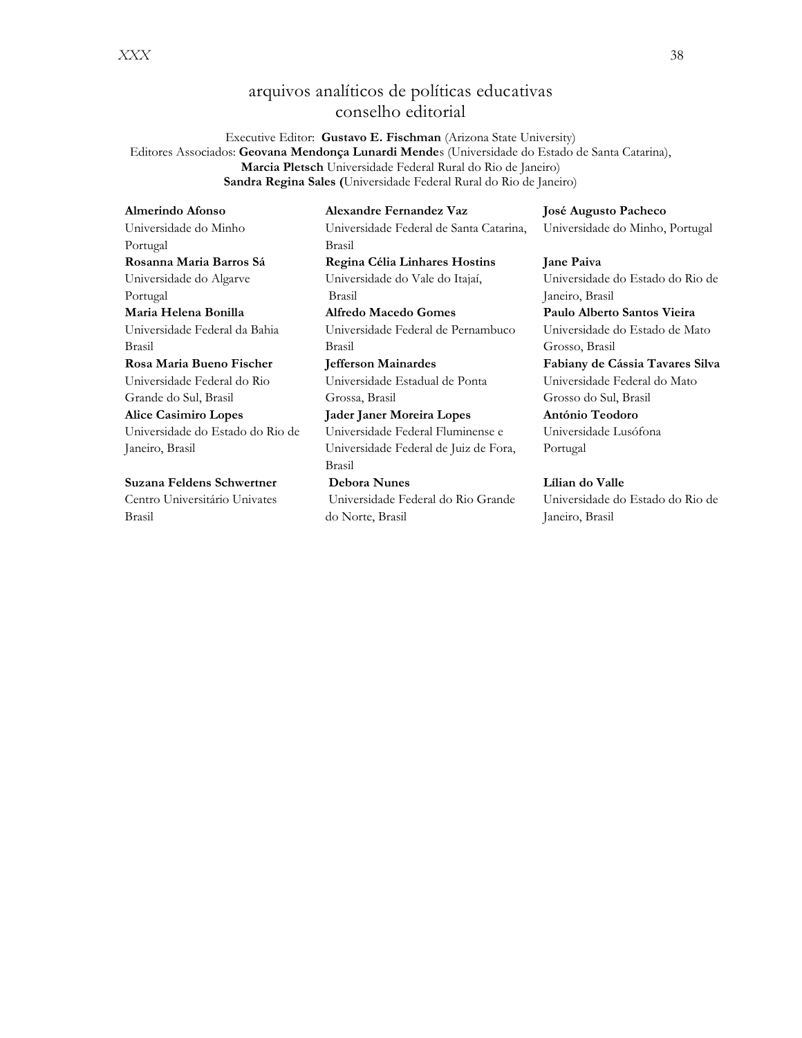## arquivos analíticos de políticas educativas
## conselho editorial

Executive Editor: **Gustavo E. Fischman** (Arizona State University)
Editores Associados: **Geovana Mendonça Lunardi Mende**s (Universidade do Estado de Santa Catarina), **Marcia Pletsch** Universidade Federal Rural do Rio de Janeiro)
**Sandra Regina Sales (**Universidade Federal Rural do Rio de Janeiro)

**Almerindo Afonso**
Universidade do Minho
Portugal

**Rosanna Maria Barros Sá**
Universidade do Algarve
Portugal

**Maria Helena Bonilla**
Universidade Federal da Bahia
Brasil

**Rosa Maria Bueno Fischer**
Universidade Federal do Rio Grande do Sul, Brasil

**Alice Casimiro Lopes**
Universidade do Estado do Rio de Janeiro, Brasil

**Suzana Feldens Schwertner**
Centro Universitário Univates
Brasil

**Alexandre Fernandez Vaz**
Universidade Federal de Santa Catarina, Brasil

**Regina Célia Linhares Hostins**
Universidade do Vale do Itajaí, Brasil

**Alfredo Macedo Gomes**
Universidade Federal de Pernambuco
Brasil

**Jefferson Mainardes**
Universidade Estadual de Ponta Grossa, Brasil

**Jader Janer Moreira Lopes**
Universidade Federal Fluminense e Universidade Federal de Juiz de Fora, Brasil

**Debora Nunes**
Universidade Federal do Rio Grande do Norte, Brasil

**José Augusto Pacheco**
Universidade do Minho, Portugal

**Jane Paiva**
Universidade do Estado do Rio de Janeiro, Brasil

**Paulo Alberto Santos Vieira**
Universidade do Estado de Mato Grosso, Brasil

**Fabiany de Cássia Tavares Silva**
Universidade Federal do Mato Grosso do Sul, Brasil

**António Teodoro**
Universidade Lusófona
Portugal

**Lílian do Valle**
Universidade do Estado do Rio de Janeiro, Brasil